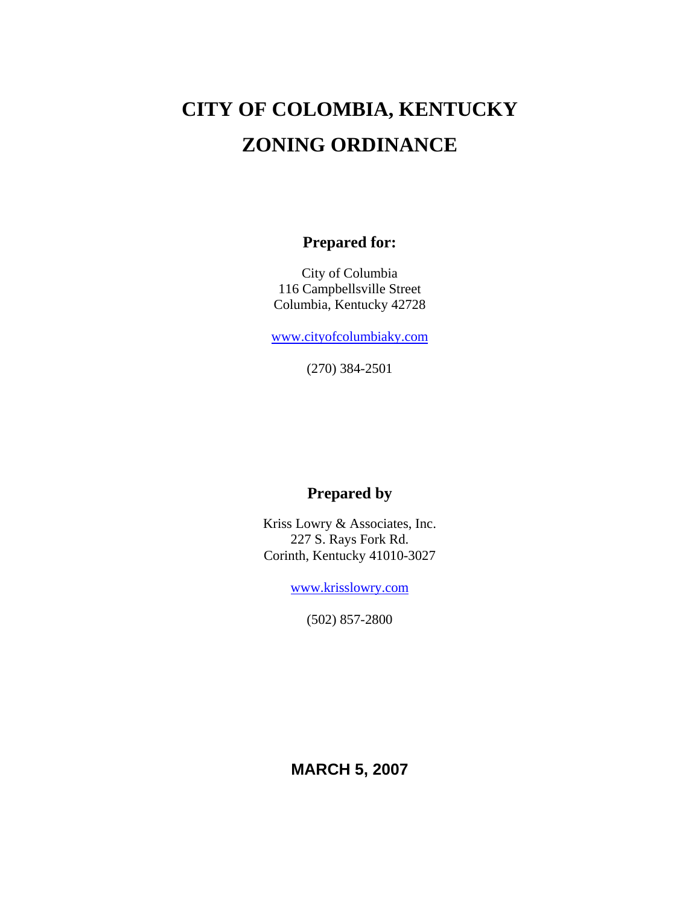# CITY OF COLOMBIA, KENTUCKY
# ZONING ORDINANCE

**Prepared for:**

City of Columbia
116 Campbellsville Street
Columbia, Kentucky 42728

www.cityofcolumbiaky.com

(270) 384-2501

**Prepared by**

Kriss Lowry & Associates, Inc.
227 S. Rays Fork Rd.
Corinth, Kentucky 41010-3027

www.krisslowry.com

(502) 857-2800

**MARCH 5, 2007**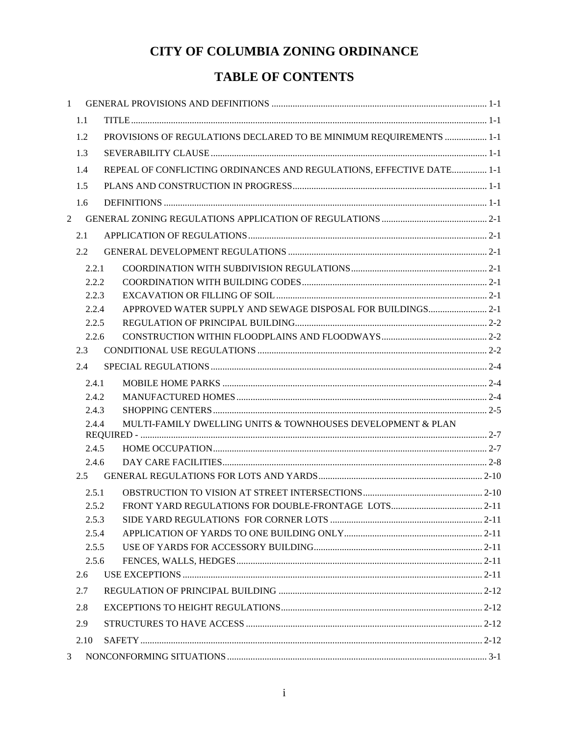# CITY OF COLUMBIA ZONING ORDINANCE

# TABLE OF CONTENTS

1 GENERAL PROVISIONS AND DEFINITIONS ........................................................................................ 1-1

- 1.1 TITLE ........................................................................................................................................ 1-1
- 1.2 PROVISIONS OF REGULATIONS DECLARED TO BE MINIMUM REQUIREMENTS .................. 1-1
- 1.3 SEVERABILITY CLAUSE ........................................................................................................ 1-1
- 1.4 REPEAL OF CONFLICTING ORDINANCES AND REGULATIONS, EFFECTIVE DATE............... 1-1
- 1.5 PLANS AND CONSTRUCTION IN PROGRESS.......................................................................... 1-1
- 1.6 DEFINITIONS ........................................................................................................................... 1-1

2 GENERAL ZONING REGULATIONS APPLICATION OF REGULATIONS ............................................ 2-1

- 2.1 APPLICATION OF REGULATIONS............................................................................................ 2-1
- 2.2 GENERAL DEVELOPMENT REGULATIONS ............................................................................. 2-1
  - 2.2.1 COORDINATION WITH SUBDIVISION REGULATIONS.......................................................... 2-1
  - 2.2.2 COORDINATION WITH BUILDING CODES.............................................................................. 2-1
  - 2.2.3 EXCAVATION OR FILLING OF SOIL ...................................................................................... 2-1
  - 2.2.4 APPROVED WATER SUPPLY AND SEWAGE DISPOSAL FOR BUILDINGS......................... 2-1
  - 2.2.5 REGULATION OF PRINCIPAL BUILDING.................................................................................. 2-2
  - 2.2.6 CONSTRUCTION WITHIN FLOODPLAINS AND FLOODWAYS ............................................ 2-2
- 2.3 CONDITIONAL USE REGULATIONS ........................................................................................ 2-2
- 2.4 SPECIAL REGULATIONS ......................................................................................................... 2-4
  - 2.4.1 MOBILE HOME PARKS ........................................................................................................... 2-4
  - 2.4.2 MANUFACTURED HOMES ....................................................................................................... 2-4
  - 2.4.3 SHOPPING CENTERS .............................................................................................................. 2-5
  - 2.4.4 MULTI-FAMILY DWELLING UNITS & TOWNHOUSES DEVELOPMENT & PLAN REQUIRED - ........................................................................................................................................ 2-7
  - 2.4.5 HOME OCCUPATION................................................................................................................ 2-7
  - 2.4.6 DAY CARE FACILITIES............................................................................................................. 2-8
- 2.5 GENERAL REGULATIONS FOR LOTS AND YARDS.................................................................. 2-10
  - 2.5.1 OBSTRUCTION TO VISION AT STREET INTERSECTIONS.................................................. 2-10
  - 2.5.2 FRONT YARD REGULATIONS FOR DOUBLE-FRONTAGE LOTS....................................... 2-11
  - 2.5.3 SIDE YARD REGULATIONS FOR CORNER LOTS ................................................................ 2-11
  - 2.5.4 APPLICATION OF YARDS TO ONE BUILDING ONLY........................................................... 2-11
  - 2.5.5 USE OF YARDS FOR ACCESSORY BUILDING........................................................................ 2-11
  - 2.5.6 FENCES, WALLS, HEDGES........................................................................................................ 2-11
- 2.6 USE EXCEPTIONS ...................................................................................................................... 2-11
- 2.7 REGULATION OF PRINCIPAL BUILDING ................................................................................ 2-12
- 2.8 EXCEPTIONS TO HEIGHT REGULATIONS................................................................................ 2-12
- 2.9 STRUCTURES TO HAVE ACCESS .............................................................................................. 2-12
- 2.10 SAFETY ..................................................................................................................................... 2-12

3 NONCONFORMING SITUATIONS........................................................................................................ 3-1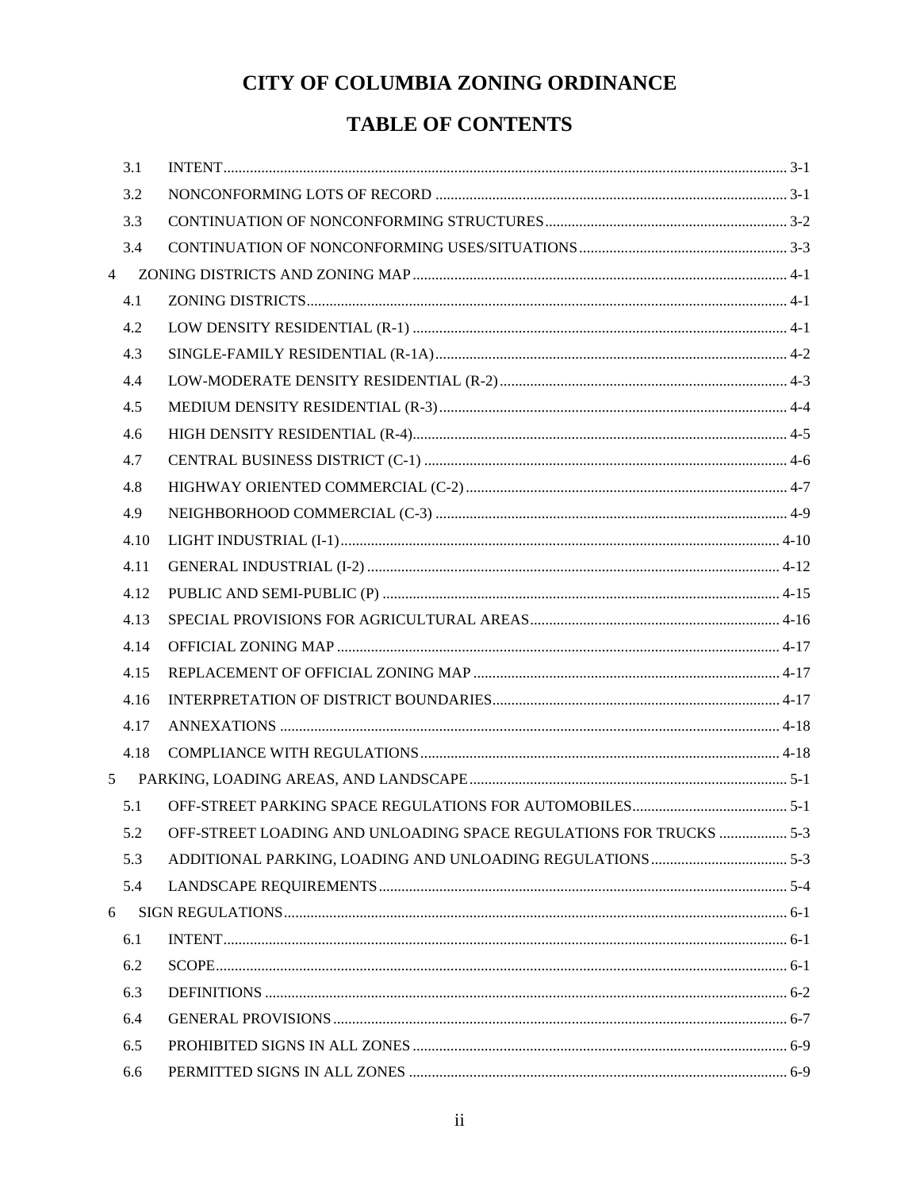# CITY OF COLUMBIA ZONING ORDINANCE

## TABLE OF CONTENTS

- 3.1 INTENT ..... 3-1
- 3.2 NONCONFORMING LOTS OF RECORD ..... 3-1
- 3.3 CONTINUATION OF NONCONFORMING STRUCTURES ..... 3-2
- 3.4 CONTINUATION OF NONCONFORMING USES/SITUATIONS ..... 3-3

4 ZONING DISTRICTS AND ZONING MAP ..... 4-1

- 4.1 ZONING DISTRICTS ..... 4-1
- 4.2 LOW DENSITY RESIDENTIAL (R-1) ..... 4-1
- 4.3 SINGLE-FAMILY RESIDENTIAL (R-1A) ..... 4-2
- 4.4 LOW-MODERATE DENSITY RESIDENTIAL (R-2) ..... 4-3
- 4.5 MEDIUM DENSITY RESIDENTIAL (R-3) ..... 4-4
- 4.6 HIGH DENSITY RESIDENTIAL (R-4) ..... 4-5
- 4.7 CENTRAL BUSINESS DISTRICT (C-1) ..... 4-6
- 4.8 HIGHWAY ORIENTED COMMERCIAL (C-2) ..... 4-7
- 4.9 NEIGHBORHOOD COMMERCIAL (C-3) ..... 4-9
- 4.10 LIGHT INDUSTRIAL (I-1) ..... 4-10
- 4.11 GENERAL INDUSTRIAL (I-2) ..... 4-12
- 4.12 PUBLIC AND SEMI-PUBLIC (P) ..... 4-15
- 4.13 SPECIAL PROVISIONS FOR AGRICULTURAL AREAS ..... 4-16
- 4.14 OFFICIAL ZONING MAP ..... 4-17
- 4.15 REPLACEMENT OF OFFICIAL ZONING MAP ..... 4-17
- 4.16 INTERPRETATION OF DISTRICT BOUNDARIES ..... 4-17
- 4.17 ANNEXATIONS ..... 4-18
- 4.18 COMPLIANCE WITH REGULATIONS ..... 4-18

5 PARKING, LOADING AREAS, AND LANDSCAPE ..... 5-1

- 5.1 OFF-STREET PARKING SPACE REGULATIONS FOR AUTOMOBILES ..... 5-1
- 5.2 OFF-STREET LOADING AND UNLOADING SPACE REGULATIONS FOR TRUCKS ..... 5-3
- 5.3 ADDITIONAL PARKING, LOADING AND UNLOADING REGULATIONS ..... 5-3
- 5.4 LANDSCAPE REQUIREMENTS ..... 5-4

6 SIGN REGULATIONS ..... 6-1

- 6.1 INTENT ..... 6-1
- 6.2 SCOPE ..... 6-1
- 6.3 DEFINITIONS ..... 6-2
- 6.4 GENERAL PROVISIONS ..... 6-7
- 6.5 PROHIBITED SIGNS IN ALL ZONES ..... 6-9
- 6.6 PERMITTED SIGNS IN ALL ZONES ..... 6-9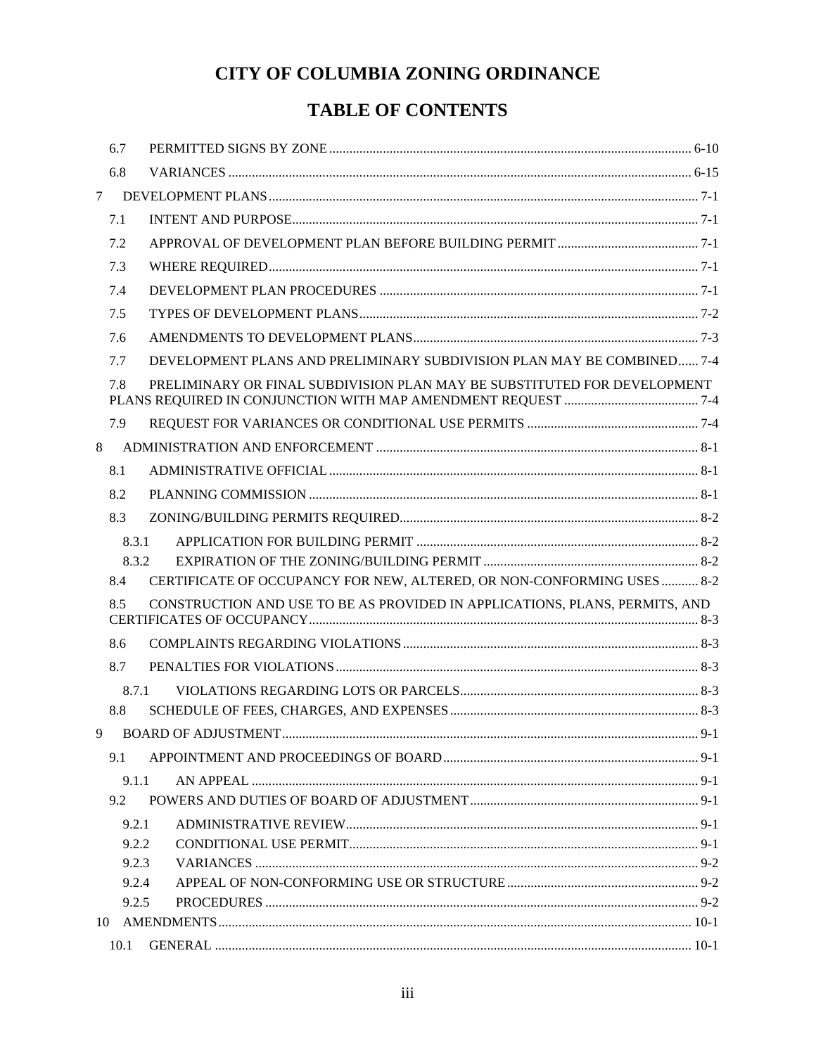# CITY OF COLUMBIA ZONING ORDINANCE

## TABLE OF CONTENTS

6.7 PERMITTED SIGNS BY ZONE ........ 6-10

6.8 VARIANCES ........ 6-15

7 DEVELOPMENT PLANS ........ 7-1

7.1 INTENT AND PURPOSE ........ 7-1

7.2 APPROVAL OF DEVELOPMENT PLAN BEFORE BUILDING PERMIT ........ 7-1

7.3 WHERE REQUIRED ........ 7-1

7.4 DEVELOPMENT PLAN PROCEDURES ........ 7-1

7.5 TYPES OF DEVELOPMENT PLANS ........ 7-2

7.6 AMENDMENTS TO DEVELOPMENT PLANS ........ 7-3

7.7 DEVELOPMENT PLANS AND PRELIMINARY SUBDIVISION PLAN MAY BE COMBINED ........ 7-4

7.8 PRELIMINARY OR FINAL SUBDIVISION PLAN MAY BE SUBSTITUTED FOR DEVELOPMENT PLANS REQUIRED IN CONJUNCTION WITH MAP AMENDMENT REQUEST ........ 7-4

7.9 REQUEST FOR VARIANCES OR CONDITIONAL USE PERMITS ........ 7-4

8 ADMINISTRATION AND ENFORCEMENT ........ 8-1

8.1 ADMINISTRATIVE OFFICIAL ........ 8-1

8.2 PLANNING COMMISSION ........ 8-1

8.3 ZONING/BUILDING PERMITS REQUIRED ........ 8-2

8.3.1 APPLICATION FOR BUILDING PERMIT ........ 8-2

8.3.2 EXPIRATION OF THE ZONING/BUILDING PERMIT ........ 8-2

8.4 CERTIFICATE OF OCCUPANCY FOR NEW, ALTERED, OR NON-CONFORMING USES ........ 8-2

8.5 CONSTRUCTION AND USE TO BE AS PROVIDED IN APPLICATIONS, PLANS, PERMITS, AND CERTIFICATES OF OCCUPANCY ........ 8-3

8.6 COMPLAINTS REGARDING VIOLATIONS ........ 8-3

8.7 PENALTIES FOR VIOLATIONS ........ 8-3

8.7.1 VIOLATIONS REGARDING LOTS OR PARCELS ........ 8-3

8.8 SCHEDULE OF FEES, CHARGES, AND EXPENSES ........ 8-3

9 BOARD OF ADJUSTMENT ........ 9-1

9.1 APPOINTMENT AND PROCEEDINGS OF BOARD ........ 9-1

9.1.1 AN APPEAL ........ 9-1

9.2 POWERS AND DUTIES OF BOARD OF ADJUSTMENT ........ 9-1

9.2.1 ADMINISTRATIVE REVIEW ........ 9-1

9.2.2 CONDITIONAL USE PERMIT ........ 9-1

9.2.3 VARIANCES ........ 9-2

9.2.4 APPEAL OF NON-CONFORMING USE OR STRUCTURE ........ 9-2

9.2.5 PROCEDURES ........ 9-2

10 AMENDMENTS ........ 10-1

10.1 GENERAL ........ 10-1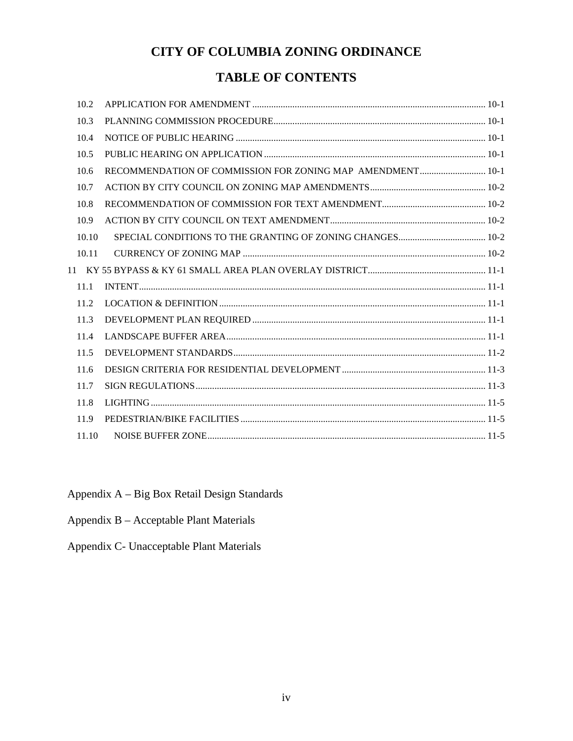# CITY OF COLUMBIA ZONING ORDINANCE

## TABLE OF CONTENTS

10.2 APPLICATION FOR AMENDMENT ..... 10-1
10.3 PLANNING COMMISSION PROCEDURE ..... 10-1
10.4 NOTICE OF PUBLIC HEARING ..... 10-1
10.5 PUBLIC HEARING ON APPLICATION ..... 10-1
10.6 RECOMMENDATION OF COMMISSION FOR ZONING MAP AMENDMENT ..... 10-1
10.7 ACTION BY CITY COUNCIL ON ZONING MAP AMENDMENTS ..... 10-2
10.8 RECOMMENDATION OF COMMISSION FOR TEXT AMENDMENT ..... 10-2
10.9 ACTION BY CITY COUNCIL ON TEXT AMENDMENT ..... 10-2
10.10 SPECIAL CONDITIONS TO THE GRANTING OF ZONING CHANGES ..... 10-2
10.11 CURRENCY OF ZONING MAP ..... 10-2
11 KY 55 BYPASS & KY 61 SMALL AREA PLAN OVERLAY DISTRICT ..... 11-1
11.1 INTENT ..... 11-1
11.2 LOCATION & DEFINITION ..... 11-1
11.3 DEVELOPMENT PLAN REQUIRED ..... 11-1
11.4 LANDSCAPE BUFFER AREA ..... 11-1
11.5 DEVELOPMENT STANDARDS ..... 11-2
11.6 DESIGN CRITERIA FOR RESIDENTIAL DEVELOPMENT ..... 11-3
11.7 SIGN REGULATIONS ..... 11-3
11.8 LIGHTING ..... 11-5
11.9 PEDESTRIAN/BIKE FACILITIES ..... 11-5
11.10 NOISE BUFFER ZONE ..... 11-5

Appendix A – Big Box Retail Design Standards

Appendix B – Acceptable Plant Materials

Appendix C- Unacceptable Plant Materials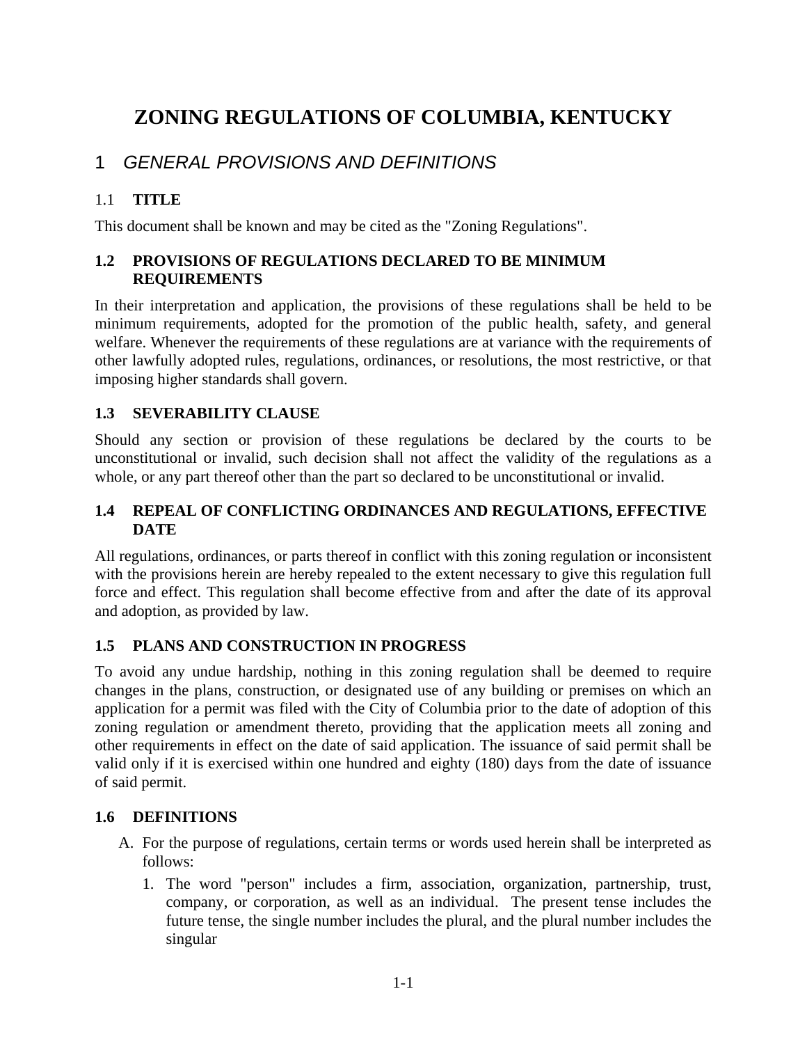# ZONING REGULATIONS OF COLUMBIA, KENTUCKY

## 1 *GENERAL PROVISIONS AND DEFINITIONS*

### 1.1 TITLE

This document shall be known and may be cited as the "Zoning Regulations".

### 1.2 PROVISIONS OF REGULATIONS DECLARED TO BE MINIMUM REQUIREMENTS

In their interpretation and application, the provisions of these regulations shall be held to be minimum requirements, adopted for the promotion of the public health, safety, and general welfare. Whenever the requirements of these regulations are at variance with the requirements of other lawfully adopted rules, regulations, ordinances, or resolutions, the most restrictive, or that imposing higher standards shall govern.

### 1.3 SEVERABILITY CLAUSE

Should any section or provision of these regulations be declared by the courts to be unconstitutional or invalid, such decision shall not affect the validity of the regulations as a whole, or any part thereof other than the part so declared to be unconstitutional or invalid.

### 1.4 REPEAL OF CONFLICTING ORDINANCES AND REGULATIONS, EFFECTIVE DATE

All regulations, ordinances, or parts thereof in conflict with this zoning regulation or inconsistent with the provisions herein are hereby repealed to the extent necessary to give this regulation full force and effect. This regulation shall become effective from and after the date of its approval and adoption, as provided by law.

### 1.5 PLANS AND CONSTRUCTION IN PROGRESS

To avoid any undue hardship, nothing in this zoning regulation shall be deemed to require changes in the plans, construction, or designated use of any building or premises on which an application for a permit was filed with the City of Columbia prior to the date of adoption of this zoning regulation or amendment thereto, providing that the application meets all zoning and other requirements in effect on the date of said application. The issuance of said permit shall be valid only if it is exercised within one hundred and eighty (180) days from the date of issuance of said permit.

### 1.6 DEFINITIONS

A. For the purpose of regulations, certain terms or words used herein shall be interpreted as follows:

   1. The word "person" includes a firm, association, organization, partnership, trust, company, or corporation, as well as an individual. The present tense includes the future tense, the single number includes the plural, and the plural number includes the singular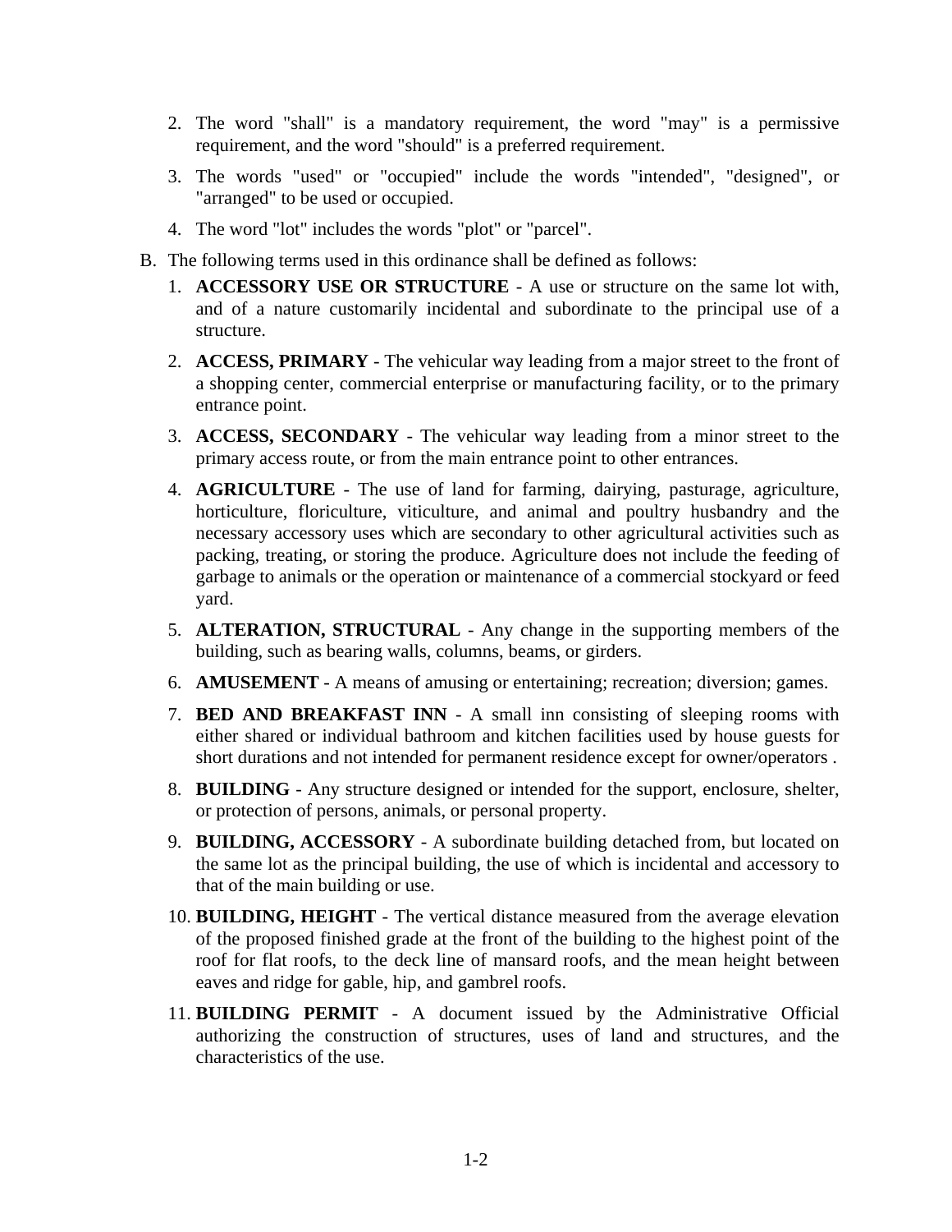2. The word "shall" is a mandatory requirement, the word "may" is a permissive requirement, and the word "should" is a preferred requirement.
3. The words "used" or "occupied" include the words "intended", "designed", or "arranged" to be used or occupied.
4. The word "lot" includes the words "plot" or "parcel".

B. The following terms used in this ordinance shall be defined as follows:

1. **ACCESSORY USE OR STRUCTURE** - A use or structure on the same lot with, and of a nature customarily incidental and subordinate to the principal use of a structure.
2. **ACCESS, PRIMARY** - The vehicular way leading from a major street to the front of a shopping center, commercial enterprise or manufacturing facility, or to the primary entrance point.
3. **ACCESS, SECONDARY** - The vehicular way leading from a minor street to the primary access route, or from the main entrance point to other entrances.
4. **AGRICULTURE** - The use of land for farming, dairying, pasturage, agriculture, horticulture, floriculture, viticulture, and animal and poultry husbandry and the necessary accessory uses which are secondary to other agricultural activities such as packing, treating, or storing the produce. Agriculture does not include the feeding of garbage to animals or the operation or maintenance of a commercial stockyard or feed yard.
5. **ALTERATION, STRUCTURAL** - Any change in the supporting members of the building, such as bearing walls, columns, beams, or girders.
6. **AMUSEMENT** - A means of amusing or entertaining; recreation; diversion; games.
7. **BED AND BREAKFAST INN** - A small inn consisting of sleeping rooms with either shared or individual bathroom and kitchen facilities used by house guests for short durations and not intended for permanent residence except for owner/operators .
8. **BUILDING** - Any structure designed or intended for the support, enclosure, shelter, or protection of persons, animals, or personal property.
9. **BUILDING, ACCESSORY** - A subordinate building detached from, but located on the same lot as the principal building, the use of which is incidental and accessory to that of the main building or use.
10. **BUILDING, HEIGHT** - The vertical distance measured from the average elevation of the proposed finished grade at the front of the building to the highest point of the roof for flat roofs, to the deck line of mansard roofs, and the mean height between eaves and ridge for gable, hip, and gambrel roofs.
11. **BUILDING PERMIT** - A document issued by the Administrative Official authorizing the construction of structures, uses of land and structures, and the characteristics of the use.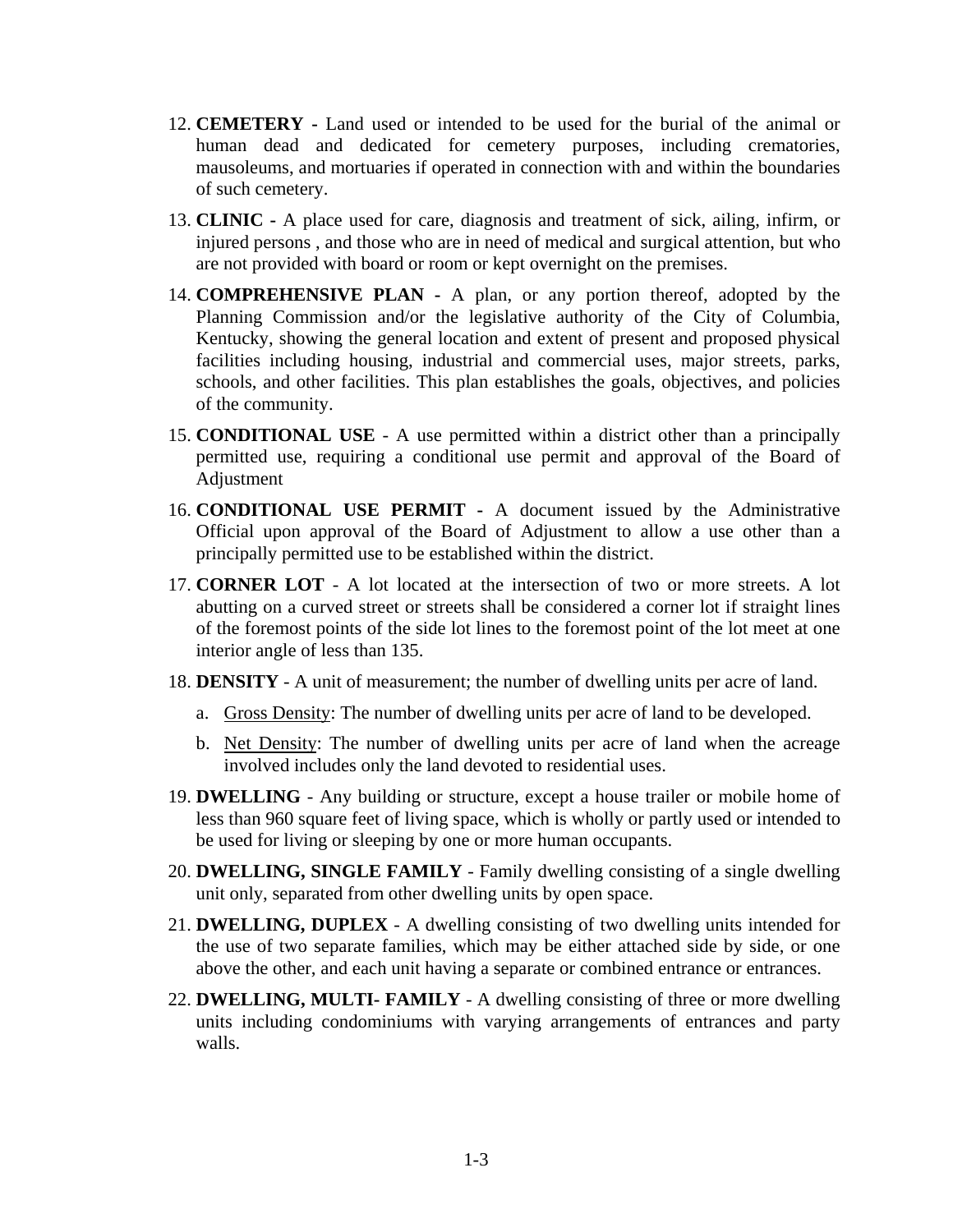12. **CEMETERY -** Land used or intended to be used for the burial of the animal or human dead and dedicated for cemetery purposes, including crematories, mausoleums, and mortuaries if operated in connection with and within the boundaries of such cemetery.

13. **CLINIC -** A place used for care, diagnosis and treatment of sick, ailing, infirm, or injured persons , and those who are in need of medical and surgical attention, but who are not provided with board or room or kept overnight on the premises.

14. **COMPREHENSIVE PLAN -** A plan, or any portion thereof, adopted by the Planning Commission and/or the legislative authority of the City of Columbia, Kentucky, showing the general location and extent of present and proposed physical facilities including housing, industrial and commercial uses, major streets, parks, schools, and other facilities. This plan establishes the goals, objectives, and policies of the community.

15. **CONDITIONAL USE** - A use permitted within a district other than a principally permitted use, requiring a conditional use permit and approval of the Board of Adjustment

16. **CONDITIONAL USE PERMIT -** A document issued by the Administrative Official upon approval of the Board of Adjustment to allow a use other than a principally permitted use to be established within the district.

17. **CORNER LOT** - A lot located at the intersection of two or more streets. A lot abutting on a curved street or streets shall be considered a corner lot if straight lines of the foremost points of the side lot lines to the foremost point of the lot meet at one interior angle of less than 135.

18. **DENSITY** - A unit of measurement; the number of dwelling units per acre of land.

    a. Gross Density: The number of dwelling units per acre of land to be developed.

    b. Net Density: The number of dwelling units per acre of land when the acreage involved includes only the land devoted to residential uses.

19. **DWELLING** - Any building or structure, except a house trailer or mobile home of less than 960 square feet of living space, which is wholly or partly used or intended to be used for living or sleeping by one or more human occupants.

20. **DWELLING, SINGLE FAMILY** - Family dwelling consisting of a single dwelling unit only, separated from other dwelling units by open space.

21. **DWELLING, DUPLEX** - A dwelling consisting of two dwelling units intended for the use of two separate families, which may be either attached side by side, or one above the other, and each unit having a separate or combined entrance or entrances.

22. **DWELLING, MULTI- FAMILY** - A dwelling consisting of three or more dwelling units including condominiums with varying arrangements of entrances and party walls.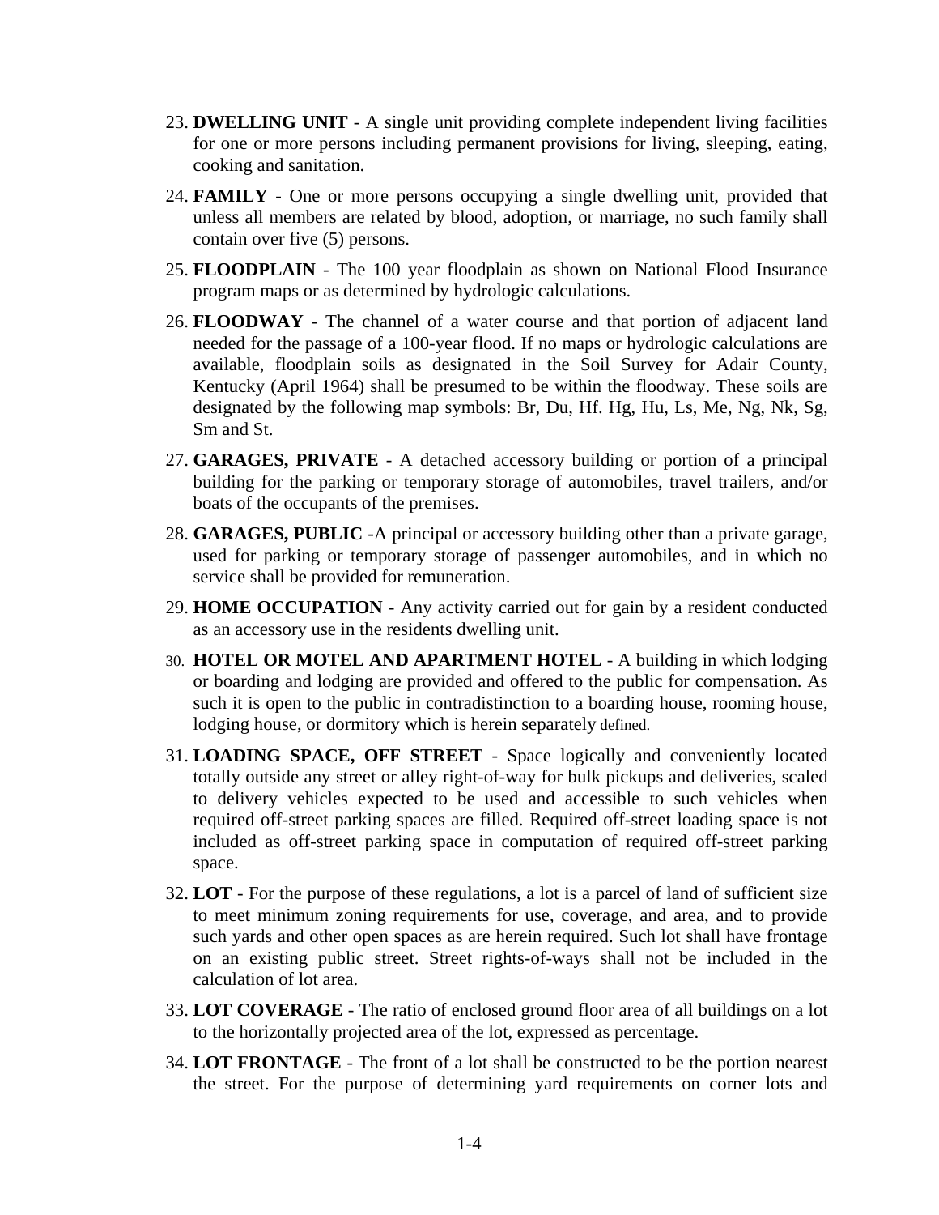23. **DWELLING UNIT** - A single unit providing complete independent living facilities for one or more persons including permanent provisions for living, sleeping, eating, cooking and sanitation.

24. **FAMILY** - One or more persons occupying a single dwelling unit, provided that unless all members are related by blood, adoption, or marriage, no such family shall contain over five (5) persons.

25. **FLOODPLAIN** - The 100 year floodplain as shown on National Flood Insurance program maps or as determined by hydrologic calculations.

26. **FLOODWAY** - The channel of a water course and that portion of adjacent land needed for the passage of a 100-year flood. If no maps or hydrologic calculations are available, floodplain soils as designated in the Soil Survey for Adair County, Kentucky (April 1964) shall be presumed to be within the floodway. These soils are designated by the following map symbols: Br, Du, Hf. Hg, Hu, Ls, Me, Ng, Nk, Sg, Sm and St.

27. **GARAGES, PRIVATE** - A detached accessory building or portion of a principal building for the parking or temporary storage of automobiles, travel trailers, and/or boats of the occupants of the premises.

28. **GARAGES, PUBLIC** -A principal or accessory building other than a private garage, used for parking or temporary storage of passenger automobiles, and in which no service shall be provided for remuneration.

29. **HOME OCCUPATION** - Any activity carried out for gain by a resident conducted as an accessory use in the residents dwelling unit.

30. **HOTEL OR MOTEL AND APARTMENT HOTEL** - A building in which lodging or boarding and lodging are provided and offered to the public for compensation. As such it is open to the public in contradistinction to a boarding house, rooming house, lodging house, or dormitory which is herein separately defined.

31. **LOADING SPACE, OFF STREET** - Space logically and conveniently located totally outside any street or alley right-of-way for bulk pickups and deliveries, scaled to delivery vehicles expected to be used and accessible to such vehicles when required off-street parking spaces are filled. Required off-street loading space is not included as off-street parking space in computation of required off-street parking space.

32. **LOT** - For the purpose of these regulations, a lot is a parcel of land of sufficient size to meet minimum zoning requirements for use, coverage, and area, and to provide such yards and other open spaces as are herein required. Such lot shall have frontage on an existing public street. Street rights-of-ways shall not be included in the calculation of lot area.

33. **LOT COVERAGE** - The ratio of enclosed ground floor area of all buildings on a lot to the horizontally projected area of the lot, expressed as percentage.

34. **LOT FRONTAGE** - The front of a lot shall be constructed to be the portion nearest the street. For the purpose of determining yard requirements on corner lots and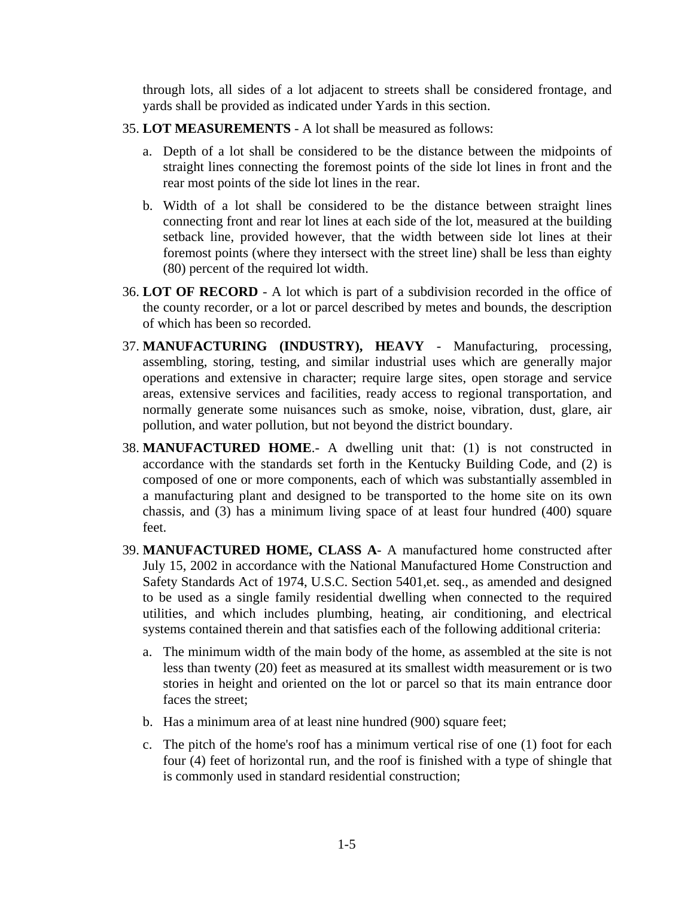through lots, all sides of a lot adjacent to streets shall be considered frontage, and yards shall be provided as indicated under Yards in this section.

35. **LOT MEASUREMENTS** - A lot shall be measured as follows:

    a. Depth of a lot shall be considered to be the distance between the midpoints of straight lines connecting the foremost points of the side lot lines in front and the rear most points of the side lot lines in the rear.

    b. Width of a lot shall be considered to be the distance between straight lines connecting front and rear lot lines at each side of the lot, measured at the building setback line, provided however, that the width between side lot lines at their foremost points (where they intersect with the street line) shall be less than eighty (80) percent of the required lot width.

36. **LOT OF RECORD** - A lot which is part of a subdivision recorded in the office of the county recorder, or a lot or parcel described by metes and bounds, the description of which has been so recorded.

37. **MANUFACTURING (INDUSTRY), HEAVY** - Manufacturing, processing, assembling, storing, testing, and similar industrial uses which are generally major operations and extensive in character; require large sites, open storage and service areas, extensive services and facilities, ready access to regional transportation, and normally generate some nuisances such as smoke, noise, vibration, dust, glare, air pollution, and water pollution, but not beyond the district boundary.

38. **MANUFACTURED HOME**.- A dwelling unit that: (1) is not constructed in accordance with the standards set forth in the Kentucky Building Code, and (2) is composed of one or more components, each of which was substantially assembled in a manufacturing plant and designed to be transported to the home site on its own chassis, and (3) has a minimum living space of at least four hundred (400) square feet.

39. **MANUFACTURED HOME, CLASS A**- A manufactured home constructed after July 15, 2002 in accordance with the National Manufactured Home Construction and Safety Standards Act of 1974, U.S.C. Section 5401,et. seq., as amended and designed to be used as a single family residential dwelling when connected to the required utilities, and which includes plumbing, heating, air conditioning, and electrical systems contained therein and that satisfies each of the following additional criteria:

    a. The minimum width of the main body of the home, as assembled at the site is not less than twenty (20) feet as measured at its smallest width measurement or is two stories in height and oriented on the lot or parcel so that its main entrance door faces the street;

    b. Has a minimum area of at least nine hundred (900) square feet;

    c. The pitch of the home's roof has a minimum vertical rise of one (1) foot for each four (4) feet of horizontal run, and the roof is finished with a type of shingle that is commonly used in standard residential construction;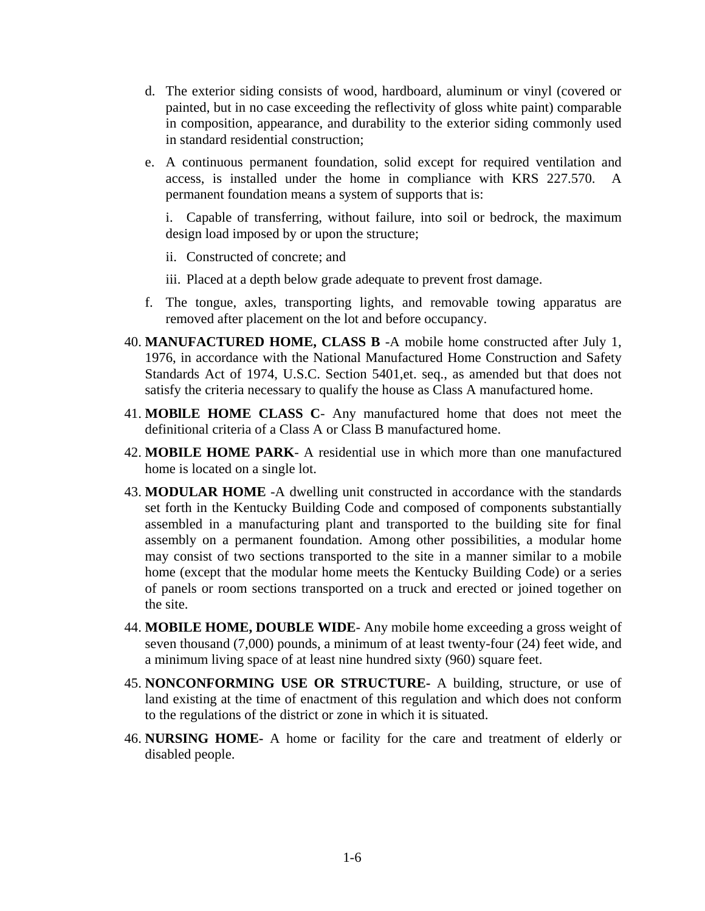d. The exterior siding consists of wood, hardboard, aluminum or vinyl (covered or painted, but in no case exceeding the reflectivity of gloss white paint) comparable in composition, appearance, and durability to the exterior siding commonly used in standard residential construction;

e. A continuous permanent foundation, solid except for required ventilation and access, is installed under the home in compliance with KRS 227.570. A permanent foundation means a system of supports that is:

   i. Capable of transferring, without failure, into soil or bedrock, the maximum design load imposed by or upon the structure;

   ii. Constructed of concrete; and

   iii. Placed at a depth below grade adequate to prevent frost damage.

f. The tongue, axles, transporting lights, and removable towing apparatus are removed after placement on the lot and before occupancy.

40. **MANUFACTURED HOME, CLASS B** -A mobile home constructed after July 1, 1976, in accordance with the National Manufactured Home Construction and Safety Standards Act of 1974, U.S.C. Section 5401,et. seq., as amended but that does not satisfy the criteria necessary to qualify the house as Class A manufactured home.

41. **MOBlLE HOME CLASS C**- Any manufactured home that does not meet the definitional criteria of a Class A or Class B manufactured home.

42. **MOBILE HOME PARK**- A residential use in which more than one manufactured home is located on a single lot.

43. **MODULAR HOME** -A dwelling unit constructed in accordance with the standards set forth in the Kentucky Building Code and composed of components substantially assembled in a manufacturing plant and transported to the building site for final assembly on a permanent foundation. Among other possibilities, a modular home may consist of two sections transported to the site in a manner similar to a mobile home (except that the modular home meets the Kentucky Building Code) or a series of panels or room sections transported on a truck and erected or joined together on the site.

44. **MOBILE HOME, DOUBLE WIDE**- Any mobile home exceeding a gross weight of seven thousand (7,000) pounds, a minimum of at least twenty-four (24) feet wide, and a minimum living space of at least nine hundred sixty (960) square feet.

45. **NONCONFORMING USE OR STRUCTURE-** A building, structure, or use of land existing at the time of enactment of this regulation and which does not conform to the regulations of the district or zone in which it is situated.

46. **NURSING HOME-** A home or facility for the care and treatment of elderly or disabled people.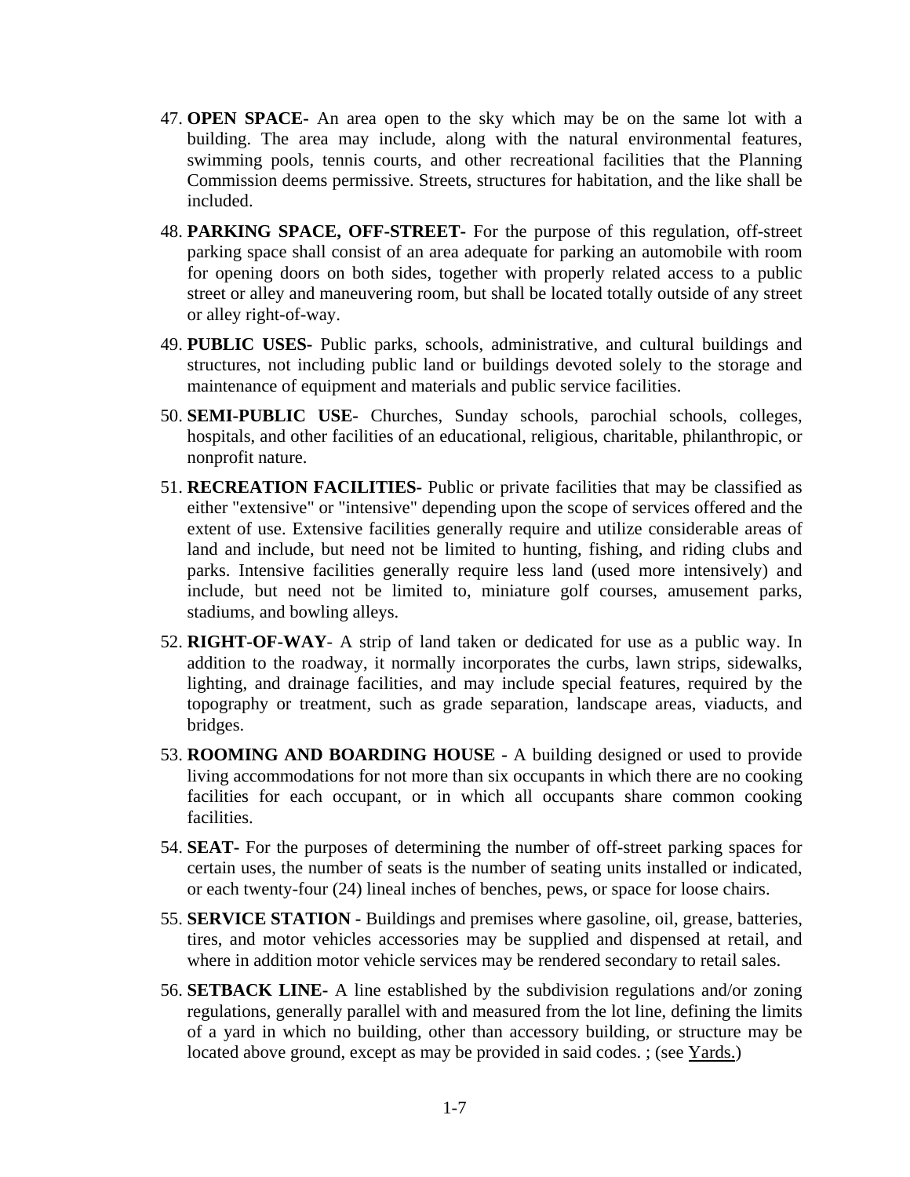47. **OPEN SPACE-** An area open to the sky which may be on the same lot with a building. The area may include, along with the natural environmental features, swimming pools, tennis courts, and other recreational facilities that the Planning Commission deems permissive. Streets, structures for habitation, and the like shall be included.

48. **PARKING SPACE, OFF-STREET-** For the purpose of this regulation, off-street parking space shall consist of an area adequate for parking an automobile with room for opening doors on both sides, together with properly related access to a public street or alley and maneuvering room, but shall be located totally outside of any street or alley right-of-way.

49. **PUBLIC USES-** Public parks, schools, administrative, and cultural buildings and structures, not including public land or buildings devoted solely to the storage and maintenance of equipment and materials and public service facilities.

50. **SEMI-PUBLIC USE-** Churches, Sunday schools, parochial schools, colleges, hospitals, and other facilities of an educational, religious, charitable, philanthropic, or nonprofit nature.

51. **RECREATION FACILITIES-** Public or private facilities that may be classified as either "extensive" or "intensive" depending upon the scope of services offered and the extent of use. Extensive facilities generally require and utilize considerable areas of land and include, but need not be limited to hunting, fishing, and riding clubs and parks. Intensive facilities generally require less land (used more intensively) and include, but need not be limited to, miniature golf courses, amusement parks, stadiums, and bowling alleys.

52. **RIGHT-OF-WAY**- A strip of land taken or dedicated for use as a public way. In addition to the roadway, it normally incorporates the curbs, lawn strips, sidewalks, lighting, and drainage facilities, and may include special features, required by the topography or treatment, such as grade separation, landscape areas, viaducts, and bridges.

53. **ROOMING AND BOARDING HOUSE -** A building designed or used to provide living accommodations for not more than six occupants in which there are no cooking facilities for each occupant, or in which all occupants share common cooking facilities.

54. **SEAT-** For the purposes of determining the number of off-street parking spaces for certain uses, the number of seats is the number of seating units installed or indicated, or each twenty-four (24) lineal inches of benches, pews, or space for loose chairs.

55. **SERVICE STATION -** Buildings and premises where gasoline, oil, grease, batteries, tires, and motor vehicles accessories may be supplied and dispensed at retail, and where in addition motor vehicle services may be rendered secondary to retail sales.

56. **SETBACK LINE-** A line established by the subdivision regulations and/or zoning regulations, generally parallel with and measured from the lot line, defining the limits of a yard in which no building, other than accessory building, or structure may be located above ground, except as may be provided in said codes. ; (see Yards.)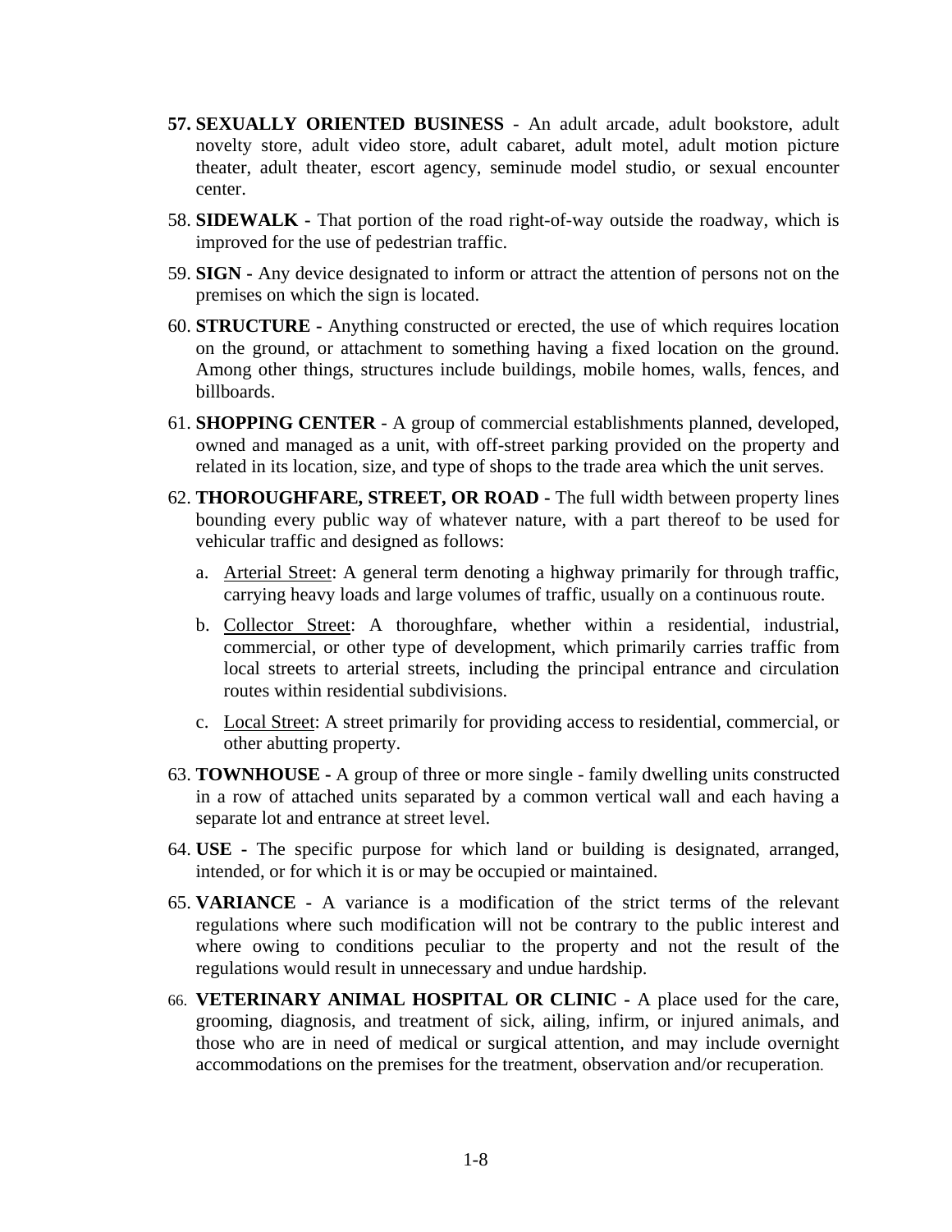57. **SEXUALLY ORIENTED BUSINESS** - An adult arcade, adult bookstore, adult novelty store, adult video store, adult cabaret, adult motel, adult motion picture theater, adult theater, escort agency, seminude model studio, or sexual encounter center.

58. **SIDEWALK -** That portion of the road right-of-way outside the roadway, which is improved for the use of pedestrian traffic.

59. **SIGN -** Any device designated to inform or attract the attention of persons not on the premises on which the sign is located.

60. **STRUCTURE -** Anything constructed or erected, the use of which requires location on the ground, or attachment to something having a fixed location on the ground. Among other things, structures include buildings, mobile homes, walls, fences, and billboards.

61. **SHOPPING CENTER** - A group of commercial establishments planned, developed, owned and managed as a unit, with off-street parking provided on the property and related in its location, size, and type of shops to the trade area which the unit serves.

62. **THOROUGHFARE, STREET, OR ROAD -** The full width between property lines bounding every public way of whatever nature, with a part thereof to be used for vehicular traffic and designed as follows:

    a. Arterial Street: A general term denoting a highway primarily for through traffic, carrying heavy loads and large volumes of traffic, usually on a continuous route.

    b. Collector Street: A thoroughfare, whether within a residential, industrial, commercial, or other type of development, which primarily carries traffic from local streets to arterial streets, including the principal entrance and circulation routes within residential subdivisions.

    c. Local Street: A street primarily for providing access to residential, commercial, or other abutting property.

63. **TOWNHOUSE -** A group of three or more single - family dwelling units constructed in a row of attached units separated by a common vertical wall and each having a separate lot and entrance at street level.

64. **USE -** The specific purpose for which land or building is designated, arranged, intended, or for which it is or may be occupied or maintained.

65. **VARIANCE -** A variance is a modification of the strict terms of the relevant regulations where such modification will not be contrary to the public interest and where owing to conditions peculiar to the property and not the result of the regulations would result in unnecessary and undue hardship.

66. **VETERINARY ANIMAL HOSPITAL OR CLINIC -** A place used for the care, grooming, diagnosis, and treatment of sick, ailing, infirm, or injured animals, and those who are in need of medical or surgical attention, and may include overnight accommodations on the premises for the treatment, observation and/or recuperation.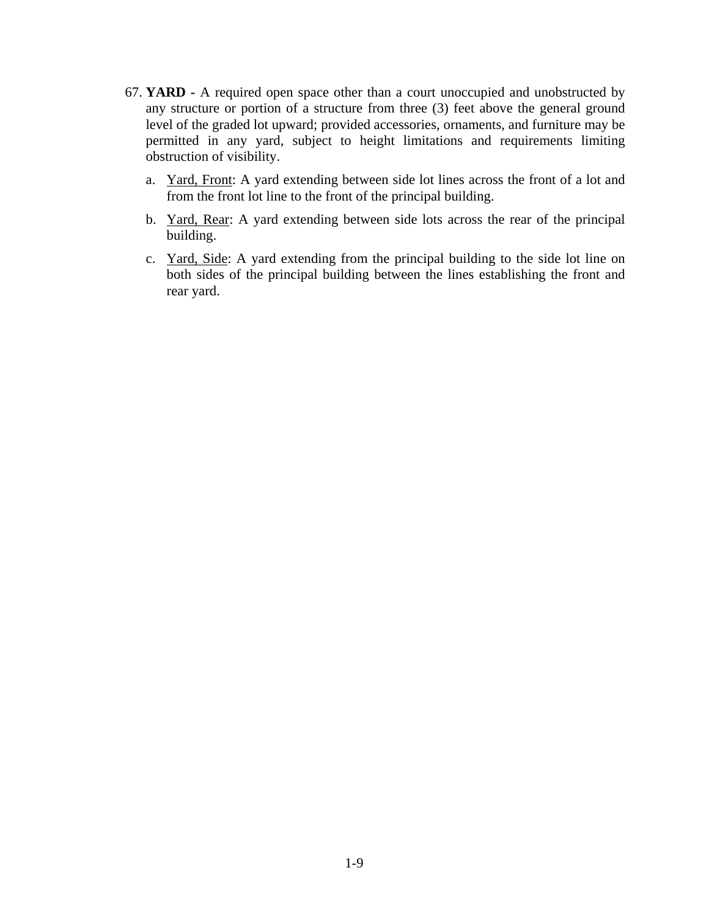67. **YARD -** A required open space other than a court unoccupied and unobstructed by any structure or portion of a structure from three (3) feet above the general ground level of the graded lot upward; provided accessories, ornaments, and furniture may be permitted in any yard, subject to height limitations and requirements limiting obstruction of visibility.

    a. Yard, Front: A yard extending between side lot lines across the front of a lot and from the front lot line to the front of the principal building.

    b. Yard, Rear: A yard extending between side lots across the rear of the principal building.

    c. Yard, Side: A yard extending from the principal building to the side lot line on both sides of the principal building between the lines establishing the front and rear yard.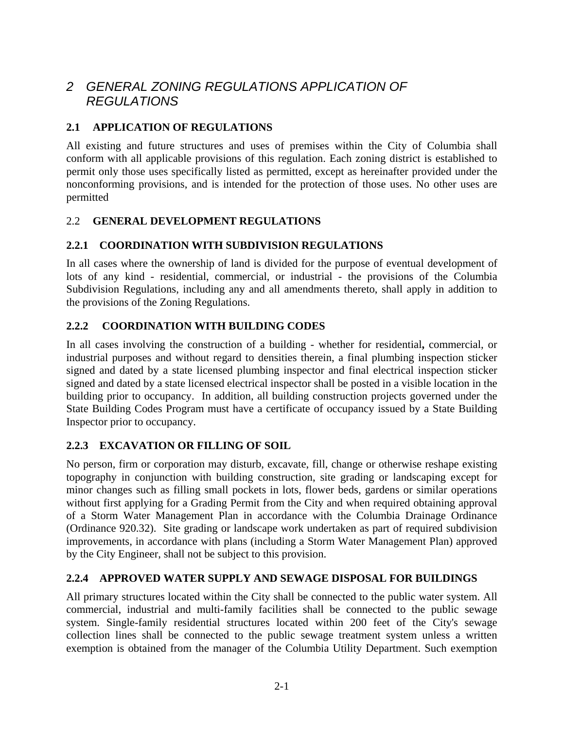# *2 GENERAL ZONING REGULATIONS APPLICATION OF REGULATIONS*

## 2.1 APPLICATION OF REGULATIONS

All existing and future structures and uses of premises within the City of Columbia shall conform with all applicable provisions of this regulation. Each zoning district is established to permit only those uses specifically listed as permitted, except as hereinafter provided under the nonconforming provisions, and is intended for the protection of those uses. No other uses are permitted

## 2.2 GENERAL DEVELOPMENT REGULATIONS

### 2.2.1 COORDINATION WITH SUBDIVISION REGULATIONS

In all cases where the ownership of land is divided for the purpose of eventual development of lots of any kind - residential, commercial, or industrial - the provisions of the Columbia Subdivision Regulations, including any and all amendments thereto, shall apply in addition to the provisions of the Zoning Regulations.

### 2.2.2 COORDINATION WITH BUILDING CODES

In all cases involving the construction of a building - whether for residential**,** commercial, or industrial purposes and without regard to densities therein, a final plumbing inspection sticker signed and dated by a state licensed plumbing inspector and final electrical inspection sticker signed and dated by a state licensed electrical inspector shall be posted in a visible location in the building prior to occupancy. In addition, all building construction projects governed under the State Building Codes Program must have a certificate of occupancy issued by a State Building Inspector prior to occupancy.

### 2.2.3 EXCAVATION OR FILLING OF SOIL

No person, firm or corporation may disturb, excavate, fill, change or otherwise reshape existing topography in conjunction with building construction, site grading or landscaping except for minor changes such as filling small pockets in lots, flower beds, gardens or similar operations without first applying for a Grading Permit from the City and when required obtaining approval of a Storm Water Management Plan in accordance with the Columbia Drainage Ordinance (Ordinance 920.32). Site grading or landscape work undertaken as part of required subdivision improvements, in accordance with plans (including a Storm Water Management Plan) approved by the City Engineer, shall not be subject to this provision.

### 2.2.4 APPROVED WATER SUPPLY AND SEWAGE DISPOSAL FOR BUILDINGS

All primary structures located within the City shall be connected to the public water system. All commercial, industrial and multi-family facilities shall be connected to the public sewage system. Single-family residential structures located within 200 feet of the City's sewage collection lines shall be connected to the public sewage treatment system unless a written exemption is obtained from the manager of the Columbia Utility Department. Such exemption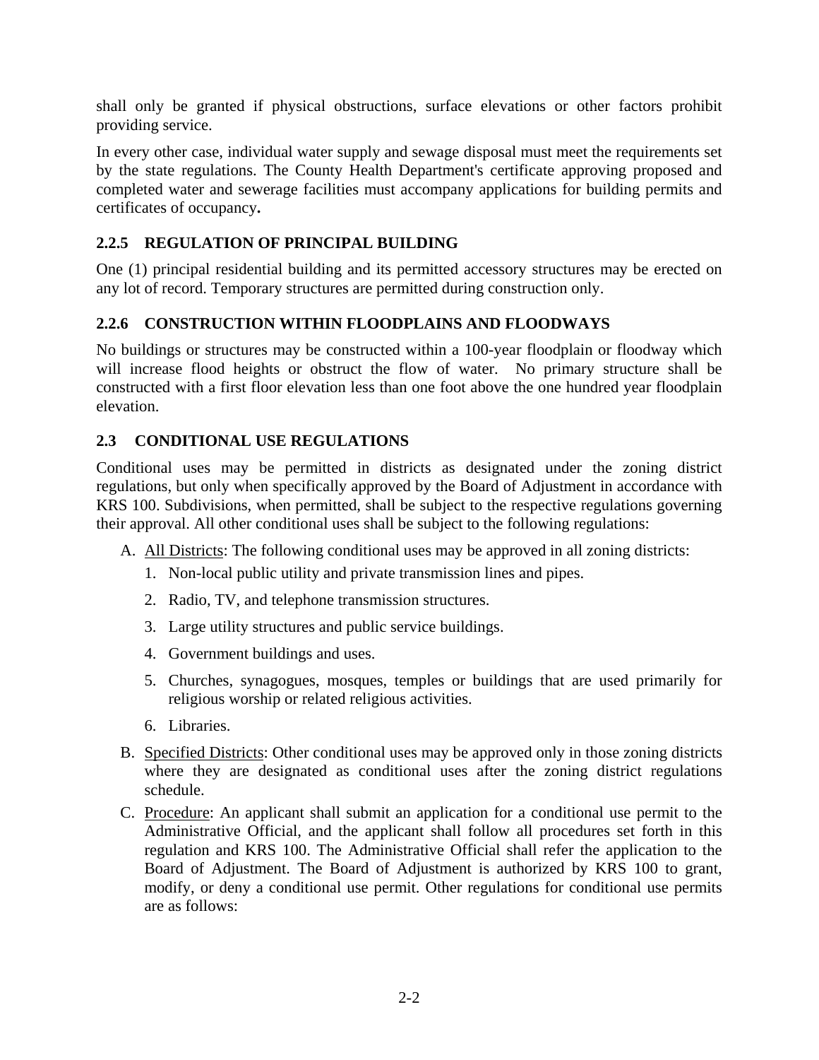shall only be granted if physical obstructions, surface elevations or other factors prohibit providing service.

In every other case, individual water supply and sewage disposal must meet the requirements set by the state regulations. The County Health Department's certificate approving proposed and completed water and sewerage facilities must accompany applications for building permits and certificates of occupancy**.**

### 2.2.5 REGULATION OF PRINCIPAL BUILDING

One (1) principal residential building and its permitted accessory structures may be erected on any lot of record. Temporary structures are permitted during construction only.

### 2.2.6 CONSTRUCTION WITHIN FLOODPLAINS AND FLOODWAYS

No buildings or structures may be constructed within a 100-year floodplain or floodway which will increase flood heights or obstruct the flow of water. No primary structure shall be constructed with a first floor elevation less than one foot above the one hundred year floodplain elevation.

## 2.3 CONDITIONAL USE REGULATIONS

Conditional uses may be permitted in districts as designated under the zoning district regulations, but only when specifically approved by the Board of Adjustment in accordance with KRS 100. Subdivisions, when permitted, shall be subject to the respective regulations governing their approval. All other conditional uses shall be subject to the following regulations:

A. <u>All Districts</u>: The following conditional uses may be approved in all zoning districts:
   1. Non-local public utility and private transmission lines and pipes.
   2. Radio, TV, and telephone transmission structures.
   3. Large utility structures and public service buildings.
   4. Government buildings and uses.
   5. Churches, synagogues, mosques, temples or buildings that are used primarily for religious worship or related religious activities.
   6. Libraries.

B. <u>Specified Districts</u>: Other conditional uses may be approved only in those zoning districts where they are designated as conditional uses after the zoning district regulations schedule.

C. <u>Procedure</u>: An applicant shall submit an application for a conditional use permit to the Administrative Official, and the applicant shall follow all procedures set forth in this regulation and KRS 100. The Administrative Official shall refer the application to the Board of Adjustment. The Board of Adjustment is authorized by KRS 100 to grant, modify, or deny a conditional use permit. Other regulations for conditional use permits are as follows: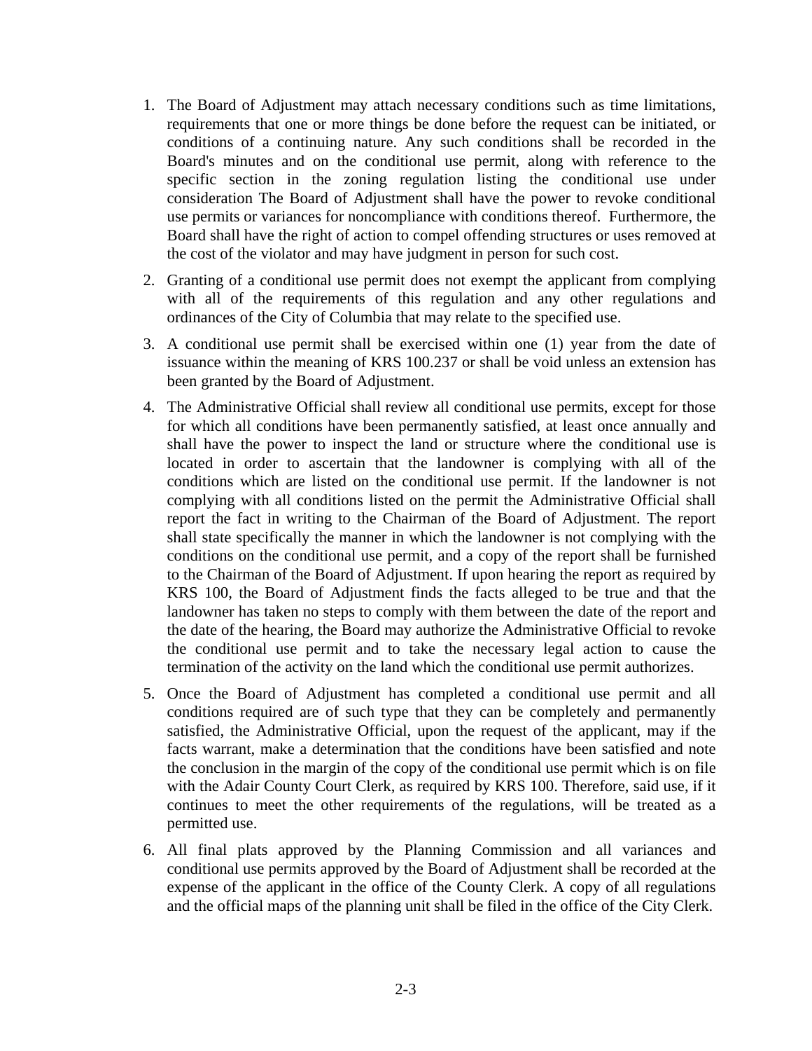1. The Board of Adjustment may attach necessary conditions such as time limitations, requirements that one or more things be done before the request can be initiated, or conditions of a continuing nature. Any such conditions shall be recorded in the Board's minutes and on the conditional use permit, along with reference to the specific section in the zoning regulation listing the conditional use under consideration The Board of Adjustment shall have the power to revoke conditional use permits or variances for noncompliance with conditions thereof. Furthermore, the Board shall have the right of action to compel offending structures or uses removed at the cost of the violator and may have judgment in person for such cost.

2. Granting of a conditional use permit does not exempt the applicant from complying with all of the requirements of this regulation and any other regulations and ordinances of the City of Columbia that may relate to the specified use.

3. A conditional use permit shall be exercised within one (1) year from the date of issuance within the meaning of KRS 100.237 or shall be void unless an extension has been granted by the Board of Adjustment.

4. The Administrative Official shall review all conditional use permits, except for those for which all conditions have been permanently satisfied, at least once annually and shall have the power to inspect the land or structure where the conditional use is located in order to ascertain that the landowner is complying with all of the conditions which are listed on the conditional use permit. If the landowner is not complying with all conditions listed on the permit the Administrative Official shall report the fact in writing to the Chairman of the Board of Adjustment. The report shall state specifically the manner in which the landowner is not complying with the conditions on the conditional use permit, and a copy of the report shall be furnished to the Chairman of the Board of Adjustment. If upon hearing the report as required by KRS 100, the Board of Adjustment finds the facts alleged to be true and that the landowner has taken no steps to comply with them between the date of the report and the date of the hearing, the Board may authorize the Administrative Official to revoke the conditional use permit and to take the necessary legal action to cause the termination of the activity on the land which the conditional use permit authorizes.

5. Once the Board of Adjustment has completed a conditional use permit and all conditions required are of such type that they can be completely and permanently satisfied, the Administrative Official, upon the request of the applicant, may if the facts warrant, make a determination that the conditions have been satisfied and note the conclusion in the margin of the copy of the conditional use permit which is on file with the Adair County Court Clerk, as required by KRS 100. Therefore, said use, if it continues to meet the other requirements of the regulations, will be treated as a permitted use.

6. All final plats approved by the Planning Commission and all variances and conditional use permits approved by the Board of Adjustment shall be recorded at the expense of the applicant in the office of the County Clerk. A copy of all regulations and the official maps of the planning unit shall be filed in the office of the City Clerk.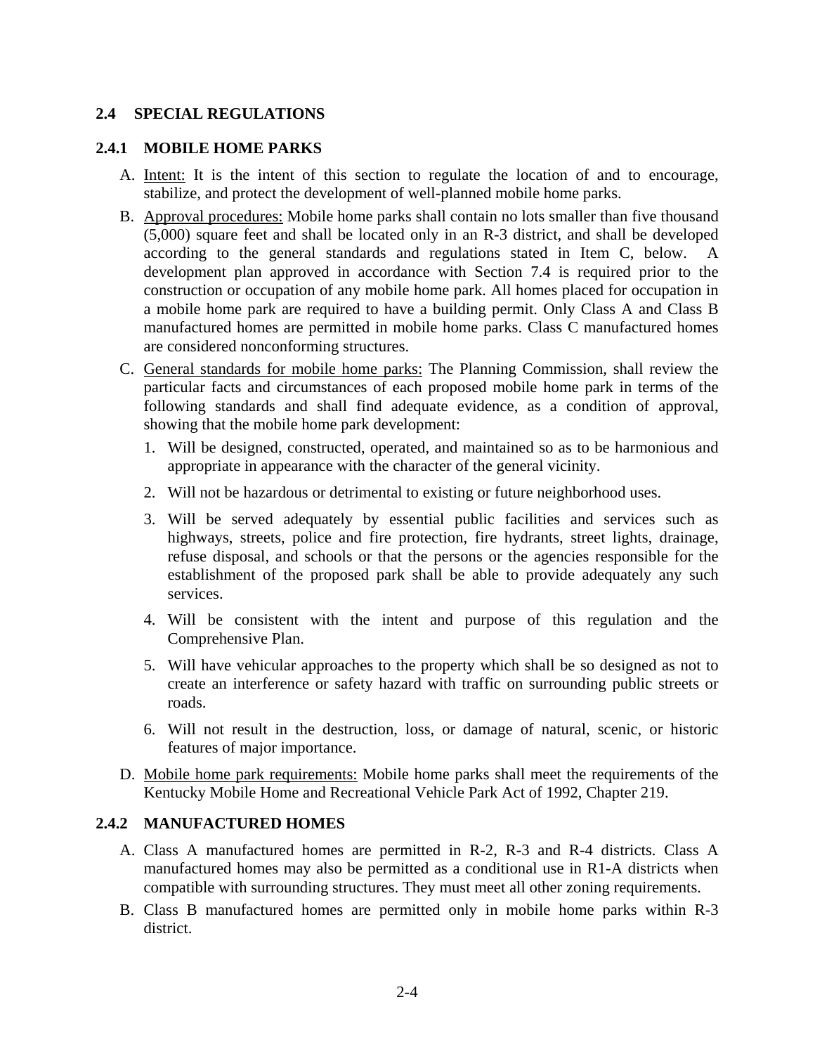## 2.4 SPECIAL REGULATIONS

### 2.4.1 MOBILE HOME PARKS

A. Intent: It is the intent of this section to regulate the location of and to encourage, stabilize, and protect the development of well-planned mobile home parks.

B. Approval procedures: Mobile home parks shall contain no lots smaller than five thousand (5,000) square feet and shall be located only in an R-3 district, and shall be developed according to the general standards and regulations stated in Item C, below. A development plan approved in accordance with Section 7.4 is required prior to the construction or occupation of any mobile home park. All homes placed for occupation in a mobile home park are required to have a building permit. Only Class A and Class B manufactured homes are permitted in mobile home parks. Class C manufactured homes are considered nonconforming structures.

C. General standards for mobile home parks: The Planning Commission, shall review the particular facts and circumstances of each proposed mobile home park in terms of the following standards and shall find adequate evidence, as a condition of approval, showing that the mobile home park development:

   1. Will be designed, constructed, operated, and maintained so as to be harmonious and appropriate in appearance with the character of the general vicinity.
   2. Will not be hazardous or detrimental to existing or future neighborhood uses.
   3. Will be served adequately by essential public facilities and services such as highways, streets, police and fire protection, fire hydrants, street lights, drainage, refuse disposal, and schools or that the persons or the agencies responsible for the establishment of the proposed park shall be able to provide adequately any such services.
   4. Will be consistent with the intent and purpose of this regulation and the Comprehensive Plan.
   5. Will have vehicular approaches to the property which shall be so designed as not to create an interference or safety hazard with traffic on surrounding public streets or roads.
   6. Will not result in the destruction, loss, or damage of natural, scenic, or historic features of major importance.

D. Mobile home park requirements: Mobile home parks shall meet the requirements of the Kentucky Mobile Home and Recreational Vehicle Park Act of 1992, Chapter 219.

### 2.4.2 MANUFACTURED HOMES

A. Class A manufactured homes are permitted in R-2, R-3 and R-4 districts. Class A manufactured homes may also be permitted as a conditional use in R1-A districts when compatible with surrounding structures. They must meet all other zoning requirements.

B. Class B manufactured homes are permitted only in mobile home parks within R-3 district.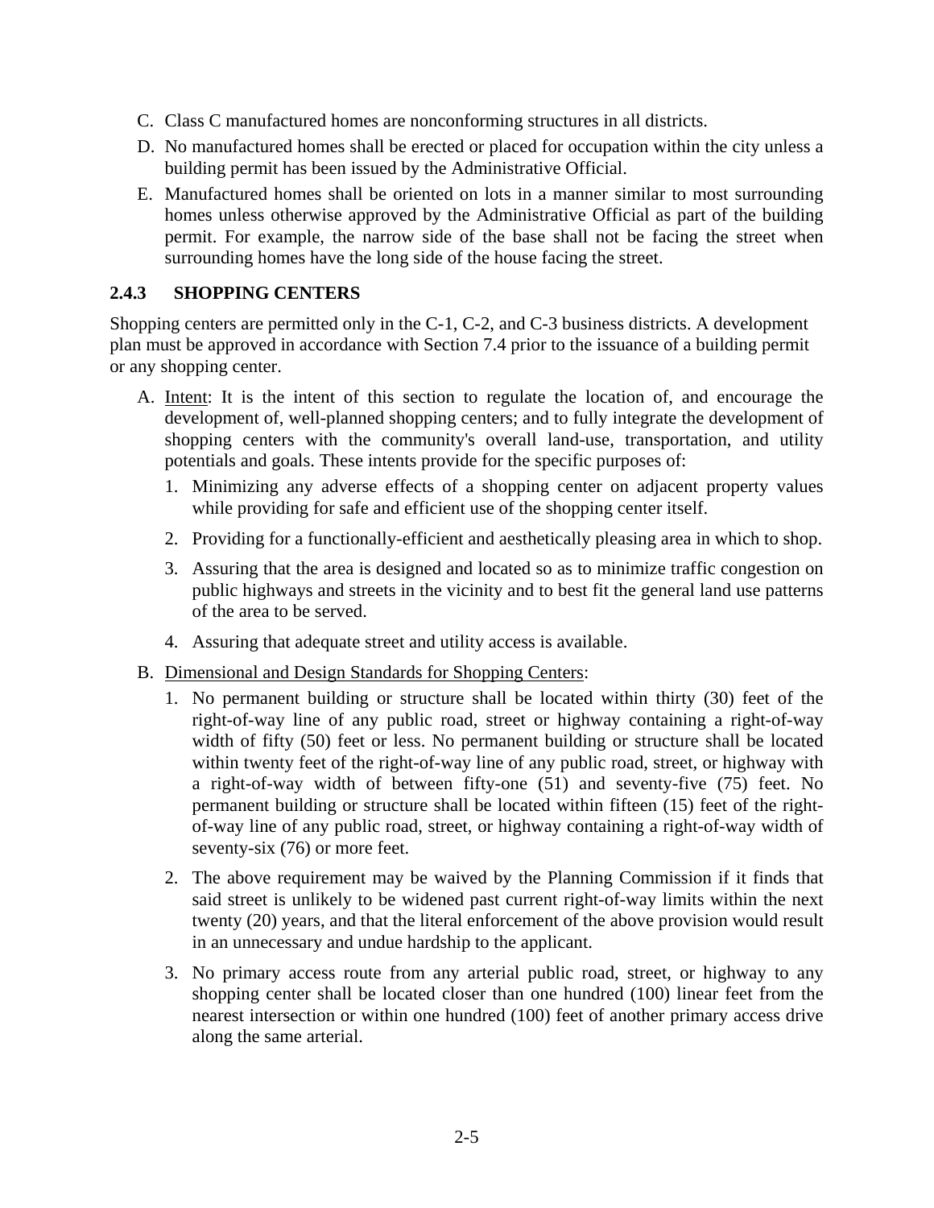C. Class C manufactured homes are nonconforming structures in all districts.

D. No manufactured homes shall be erected or placed for occupation within the city unless a building permit has been issued by the Administrative Official.

E. Manufactured homes shall be oriented on lots in a manner similar to most surrounding homes unless otherwise approved by the Administrative Official as part of the building permit. For example, the narrow side of the base shall not be facing the street when surrounding homes have the long side of the house facing the street.

### 2.4.3 SHOPPING CENTERS

Shopping centers are permitted only in the C-1, C-2, and C-3 business districts. A development plan must be approved in accordance with Section 7.4 prior to the issuance of a building permit or any shopping center.

A. Intent: It is the intent of this section to regulate the location of, and encourage the development of, well-planned shopping centers; and to fully integrate the development of shopping centers with the community's overall land-use, transportation, and utility potentials and goals. These intents provide for the specific purposes of:

   1. Minimizing any adverse effects of a shopping center on adjacent property values while providing for safe and efficient use of the shopping center itself.
   2. Providing for a functionally-efficient and aesthetically pleasing area in which to shop.
   3. Assuring that the area is designed and located so as to minimize traffic congestion on public highways and streets in the vicinity and to best fit the general land use patterns of the area to be served.
   4. Assuring that adequate street and utility access is available.

B. Dimensional and Design Standards for Shopping Centers:

   1. No permanent building or structure shall be located within thirty (30) feet of the right-of-way line of any public road, street or highway containing a right-of-way width of fifty (50) feet or less. No permanent building or structure shall be located within twenty feet of the right-of-way line of any public road, street, or highway with a right-of-way width of between fifty-one (51) and seventy-five (75) feet. No permanent building or structure shall be located within fifteen (15) feet of the right-of-way line of any public road, street, or highway containing a right-of-way width of seventy-six (76) or more feet.
   2. The above requirement may be waived by the Planning Commission if it finds that said street is unlikely to be widened past current right-of-way limits within the next twenty (20) years, and that the literal enforcement of the above provision would result in an unnecessary and undue hardship to the applicant.
   3. No primary access route from any arterial public road, street, or highway to any shopping center shall be located closer than one hundred (100) linear feet from the nearest intersection or within one hundred (100) feet of another primary access drive along the same arterial.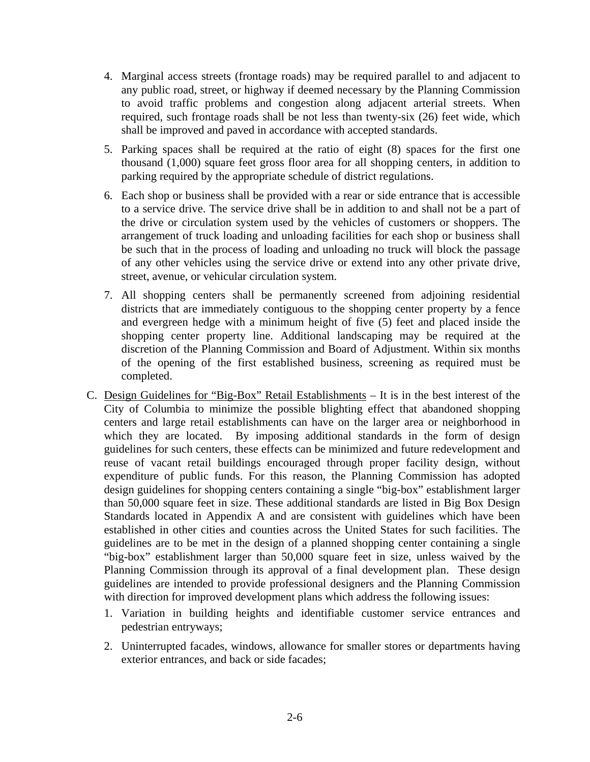4. Marginal access streets (frontage roads) may be required parallel to and adjacent to any public road, street, or highway if deemed necessary by the Planning Commission to avoid traffic problems and congestion along adjacent arterial streets. When required, such frontage roads shall be not less than twenty-six (26) feet wide, which shall be improved and paved in accordance with accepted standards.

5. Parking spaces shall be required at the ratio of eight (8) spaces for the first one thousand (1,000) square feet gross floor area for all shopping centers, in addition to parking required by the appropriate schedule of district regulations.

6. Each shop or business shall be provided with a rear or side entrance that is accessible to a service drive. The service drive shall be in addition to and shall not be a part of the drive or circulation system used by the vehicles of customers or shoppers. The arrangement of truck loading and unloading facilities for each shop or business shall be such that in the process of loading and unloading no truck will block the passage of any other vehicles using the service drive or extend into any other private drive, street, avenue, or vehicular circulation system.

7. All shopping centers shall be permanently screened from adjoining residential districts that are immediately contiguous to the shopping center property by a fence and evergreen hedge with a minimum height of five (5) feet and placed inside the shopping center property line. Additional landscaping may be required at the discretion of the Planning Commission and Board of Adjustment. Within six months of the opening of the first established business, screening as required must be completed.

C. Design Guidelines for "Big-Box" Retail Establishments – It is in the best interest of the City of Columbia to minimize the possible blighting effect that abandoned shopping centers and large retail establishments can have on the larger area or neighborhood in which they are located. By imposing additional standards in the form of design guidelines for such centers, these effects can be minimized and future redevelopment and reuse of vacant retail buildings encouraged through proper facility design, without expenditure of public funds. For this reason, the Planning Commission has adopted design guidelines for shopping centers containing a single "big-box" establishment larger than 50,000 square feet in size. These additional standards are listed in Big Box Design Standards located in Appendix A and are consistent with guidelines which have been established in other cities and counties across the United States for such facilities. The guidelines are to be met in the design of a planned shopping center containing a single "big-box" establishment larger than 50,000 square feet in size, unless waived by the Planning Commission through its approval of a final development plan. These design guidelines are intended to provide professional designers and the Planning Commission with direction for improved development plans which address the following issues:

   1. Variation in building heights and identifiable customer service entrances and pedestrian entryways;

   2. Uninterrupted facades, windows, allowance for smaller stores or departments having exterior entrances, and back or side facades;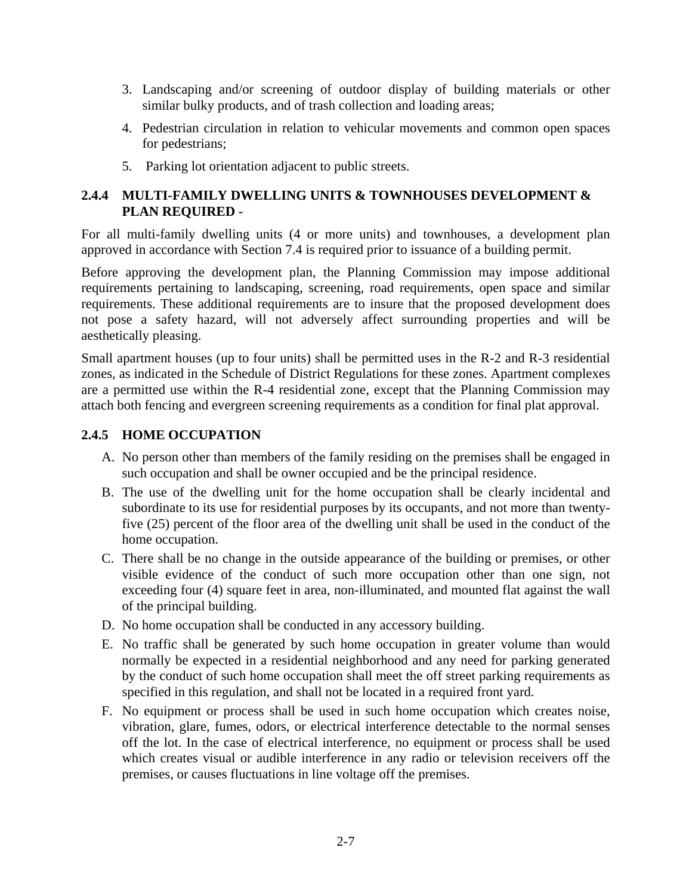3. Landscaping and/or screening of outdoor display of building materials or other similar bulky products, and of trash collection and loading areas;
4. Pedestrian circulation in relation to vehicular movements and common open spaces for pedestrians;
5. Parking lot orientation adjacent to public streets.

### 2.4.4 MULTI-FAMILY DWELLING UNITS & TOWNHOUSES DEVELOPMENT & PLAN REQUIRED -

For all multi-family dwelling units (4 or more units) and townhouses, a development plan approved in accordance with Section 7.4 is required prior to issuance of a building permit.

Before approving the development plan, the Planning Commission may impose additional requirements pertaining to landscaping, screening, road requirements, open space and similar requirements. These additional requirements are to insure that the proposed development does not pose a safety hazard, will not adversely affect surrounding properties and will be aesthetically pleasing.

Small apartment houses (up to four units) shall be permitted uses in the R-2 and R-3 residential zones, as indicated in the Schedule of District Regulations for these zones. Apartment complexes are a permitted use within the R-4 residential zone, except that the Planning Commission may attach both fencing and evergreen screening requirements as a condition for final plat approval.

### 2.4.5 HOME OCCUPATION

A. No person other than members of the family residing on the premises shall be engaged in such occupation and shall be owner occupied and be the principal residence.

B. The use of the dwelling unit for the home occupation shall be clearly incidental and subordinate to its use for residential purposes by its occupants, and not more than twenty-five (25) percent of the floor area of the dwelling unit shall be used in the conduct of the home occupation.

C. There shall be no change in the outside appearance of the building or premises, or other visible evidence of the conduct of such more occupation other than one sign, not exceeding four (4) square feet in area, non-illuminated, and mounted flat against the wall of the principal building.

D. No home occupation shall be conducted in any accessory building.

E. No traffic shall be generated by such home occupation in greater volume than would normally be expected in a residential neighborhood and any need for parking generated by the conduct of such home occupation shall meet the off street parking requirements as specified in this regulation, and shall not be located in a required front yard.

F. No equipment or process shall be used in such home occupation which creates noise, vibration, glare, fumes, odors, or electrical interference detectable to the normal senses off the lot. In the case of electrical interference, no equipment or process shall be used which creates visual or audible interference in any radio or television receivers off the premises, or causes fluctuations in line voltage off the premises.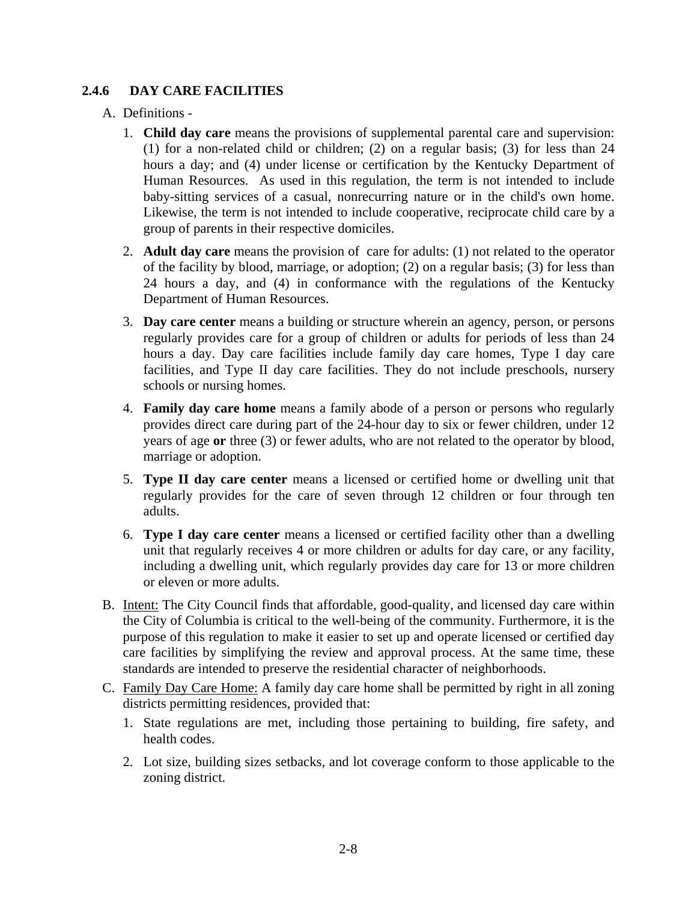### 2.4.6 DAY CARE FACILITIES

A. Definitions -

   1. **Child day care** means the provisions of supplemental parental care and supervision: (1) for a non-related child or children; (2) on a regular basis; (3) for less than 24 hours a day; and (4) under license or certification by the Kentucky Department of Human Resources. As used in this regulation, the term is not intended to include baby-sitting services of a casual, nonrecurring nature or in the child's own home. Likewise, the term is not intended to include cooperative, reciprocate child care by a group of parents in their respective domiciles.

   2. **Adult day care** means the provision of care for adults: (1) not related to the operator of the facility by blood, marriage, or adoption; (2) on a regular basis; (3) for less than 24 hours a day, and (4) in conformance with the regulations of the Kentucky Department of Human Resources.

   3. **Day care center** means a building or structure wherein an agency, person, or persons regularly provides care for a group of children or adults for periods of less than 24 hours a day. Day care facilities include family day care homes, Type I day care facilities, and Type II day care facilities. They do not include preschools, nursery schools or nursing homes.

   4. **Family day care home** means a family abode of a person or persons who regularly provides direct care during part of the 24-hour day to six or fewer children, under 12 years of age **or** three (3) or fewer adults, who are not related to the operator by blood, marriage or adoption.

   5. **Type II day care center** means a licensed or certified home or dwelling unit that regularly provides for the care of seven through 12 children or four through ten adults.

   6. **Type I day care center** means a licensed or certified facility other than a dwelling unit that regularly receives 4 or more children or adults for day care, or any facility, including a dwelling unit, which regularly provides day care for 13 or more children or eleven or more adults.

B. <u>Intent:</u> The City Council finds that affordable, good-quality, and licensed day care within the City of Columbia is critical to the well-being of the community. Furthermore, it is the purpose of this regulation to make it easier to set up and operate licensed or certified day care facilities by simplifying the review and approval process. At the same time, these standards are intended to preserve the residential character of neighborhoods.

C. <u>Family Day Care Home:</u> A family day care home shall be permitted by right in all zoning districts permitting residences, provided that:

   1. State regulations are met, including those pertaining to building, fire safety, and health codes.

   2. Lot size, building sizes setbacks, and lot coverage conform to those applicable to the zoning district.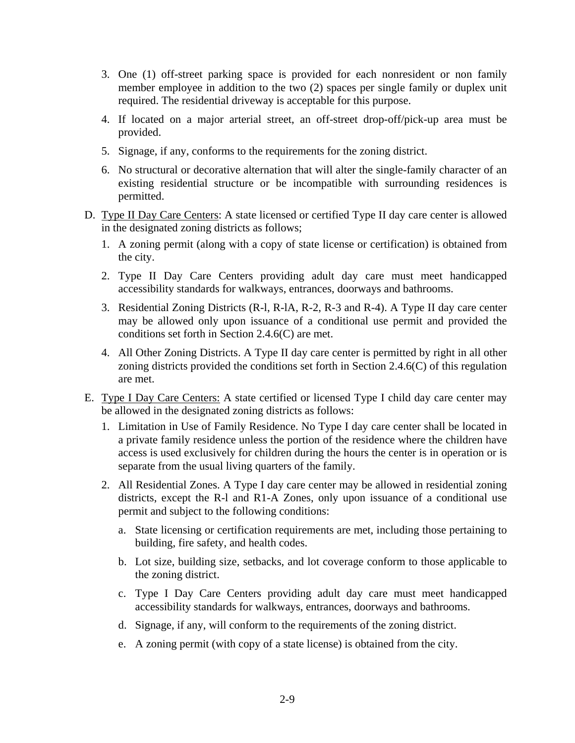3. One (1) off-street parking space is provided for each nonresident or non family member employee in addition to the two (2) spaces per single family or duplex unit required. The residential driveway is acceptable for this purpose.
4. If located on a major arterial street, an off-street drop-off/pick-up area must be provided.
5. Signage, if any, conforms to the requirements for the zoning district.
6. No structural or decorative alternation that will alter the single-family character of an existing residential structure or be incompatible with surrounding residences is permitted.

D. Type II Day Care Centers: A state licensed or certified Type II day care center is allowed in the designated zoning districts as follows;

1. A zoning permit (along with a copy of state license or certification) is obtained from the city.
2. Type II Day Care Centers providing adult day care must meet handicapped accessibility standards for walkways, entrances, doorways and bathrooms.
3. Residential Zoning Districts (R-l, R-lA, R-2, R-3 and R-4). A Type II day care center may be allowed only upon issuance of a conditional use permit and provided the conditions set forth in Section 2.4.6(C) are met.
4. All Other Zoning Districts. A Type II day care center is permitted by right in all other zoning districts provided the conditions set forth in Section 2.4.6(C) of this regulation are met.

E. Type I Day Care Centers: A state certified or licensed Type I child day care center may be allowed in the designated zoning districts as follows:

1. Limitation in Use of Family Residence. No Type I day care center shall be located in a private family residence unless the portion of the residence where the children have access is used exclusively for children during the hours the center is in operation or is separate from the usual living quarters of the family.
2. All Residential Zones. A Type I day care center may be allowed in residential zoning districts, except the R-l and R1-A Zones, only upon issuance of a conditional use permit and subject to the following conditions:
   a. State licensing or certification requirements are met, including those pertaining to building, fire safety, and health codes.
   b. Lot size, building size, setbacks, and lot coverage conform to those applicable to the zoning district.
   c. Type I Day Care Centers providing adult day care must meet handicapped accessibility standards for walkways, entrances, doorways and bathrooms.
   d. Signage, if any, will conform to the requirements of the zoning district.
   e. A zoning permit (with copy of a state license) is obtained from the city.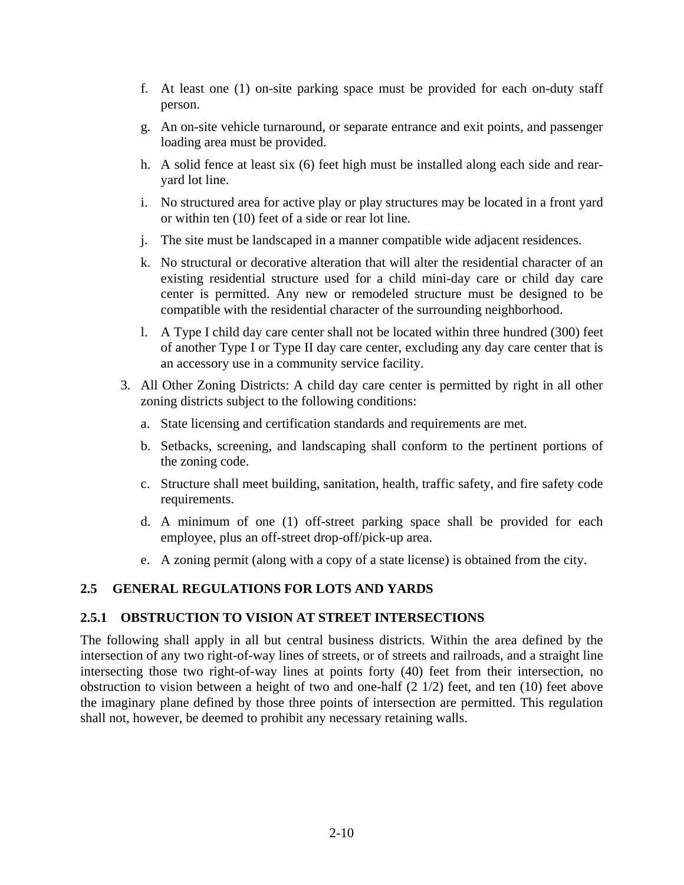f. At least one (1) on-site parking space must be provided for each on-duty staff person.

g. An on-site vehicle turnaround, or separate entrance and exit points, and passenger loading area must be provided.

h. A solid fence at least six (6) feet high must be installed along each side and rear-yard lot line.

i. No structured area for active play or play structures may be located in a front yard or within ten (10) feet of a side or rear lot line.

j. The site must be landscaped in a manner compatible wide adjacent residences.

k. No structural or decorative alteration that will alter the residential character of an existing residential structure used for a child mini-day care or child day care center is permitted. Any new or remodeled structure must be designed to be compatible with the residential character of the surrounding neighborhood.

l. A Type I child day care center shall not be located within three hundred (300) feet of another Type I or Type II day care center, excluding any day care center that is an accessory use in a community service facility.

3. All Other Zoning Districts: A child day care center is permitted by right in all other zoning districts subject to the following conditions:

   a. State licensing and certification standards and requirements are met.

   b. Setbacks, screening, and landscaping shall conform to the pertinent portions of the zoning code.

   c. Structure shall meet building, sanitation, health, traffic safety, and fire safety code requirements.

   d. A minimum of one (1) off-street parking space shall be provided for each employee, plus an off-street drop-off/pick-up area.

   e. A zoning permit (along with a copy of a state license) is obtained from the city.

## 2.5 GENERAL REGULATIONS FOR LOTS AND YARDS

### 2.5.1 OBSTRUCTION TO VISION AT STREET INTERSECTIONS

The following shall apply in all but central business districts. Within the area defined by the intersection of any two right-of-way lines of streets, or of streets and railroads, and a straight line intersecting those two right-of-way lines at points forty (40) feet from their intersection, no obstruction to vision between a height of two and one-half (2 1/2) feet, and ten (10) feet above the imaginary plane defined by those three points of intersection are permitted. This regulation shall not, however, be deemed to prohibit any necessary retaining walls.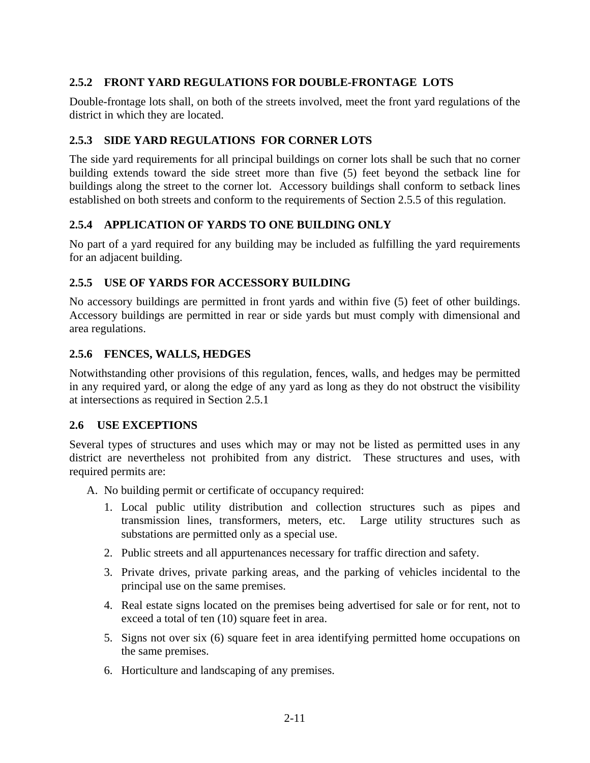### 2.5.2 FRONT YARD REGULATIONS FOR DOUBLE-FRONTAGE LOTS

Double-frontage lots shall, on both of the streets involved, meet the front yard regulations of the district in which they are located.

### 2.5.3 SIDE YARD REGULATIONS FOR CORNER LOTS

The side yard requirements for all principal buildings on corner lots shall be such that no corner building extends toward the side street more than five (5) feet beyond the setback line for buildings along the street to the corner lot. Accessory buildings shall conform to setback lines established on both streets and conform to the requirements of Section 2.5.5 of this regulation.

### 2.5.4 APPLICATION OF YARDS TO ONE BUILDING ONLY

No part of a yard required for any building may be included as fulfilling the yard requirements for an adjacent building.

### 2.5.5 USE OF YARDS FOR ACCESSORY BUILDING

No accessory buildings are permitted in front yards and within five (5) feet of other buildings. Accessory buildings are permitted in rear or side yards but must comply with dimensional and area regulations.

### 2.5.6 FENCES, WALLS, HEDGES

Notwithstanding other provisions of this regulation, fences, walls, and hedges may be permitted in any required yard, or along the edge of any yard as long as they do not obstruct the visibility at intersections as required in Section 2.5.1

## 2.6 USE EXCEPTIONS

Several types of structures and uses which may or may not be listed as permitted uses in any district are nevertheless not prohibited from any district. These structures and uses, with required permits are:

A. No building permit or certificate of occupancy required:

1. Local public utility distribution and collection structures such as pipes and transmission lines, transformers, meters, etc. Large utility structures such as substations are permitted only as a special use.
2. Public streets and all appurtenances necessary for traffic direction and safety.
3. Private drives, private parking areas, and the parking of vehicles incidental to the principal use on the same premises.
4. Real estate signs located on the premises being advertised for sale or for rent, not to exceed a total of ten (10) square feet in area.
5. Signs not over six (6) square feet in area identifying permitted home occupations on the same premises.
6. Horticulture and landscaping of any premises.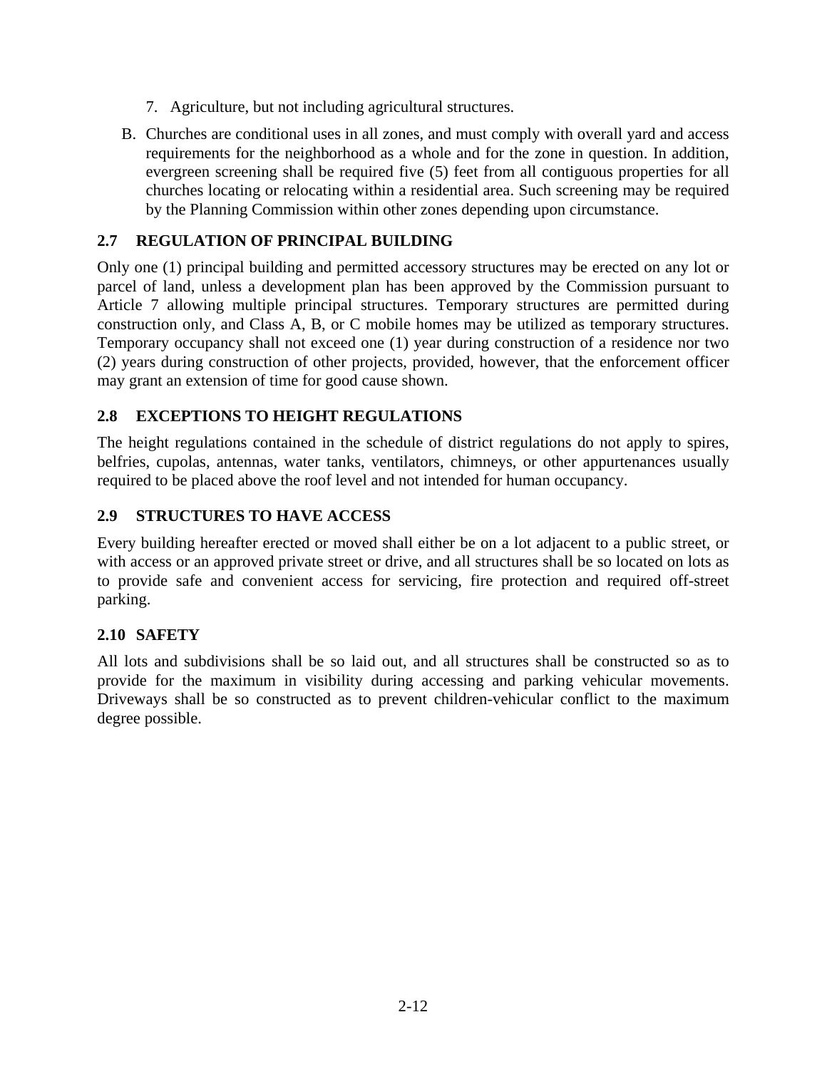7. Agriculture, but not including agricultural structures.

B. Churches are conditional uses in all zones, and must comply with overall yard and access requirements for the neighborhood as a whole and for the zone in question. In addition, evergreen screening shall be required five (5) feet from all contiguous properties for all churches locating or relocating within a residential area. Such screening may be required by the Planning Commission within other zones depending upon circumstance.

### 2.7 REGULATION OF PRINCIPAL BUILDING

Only one (1) principal building and permitted accessory structures may be erected on any lot or parcel of land, unless a development plan has been approved by the Commission pursuant to Article 7 allowing multiple principal structures. Temporary structures are permitted during construction only, and Class A, B, or C mobile homes may be utilized as temporary structures. Temporary occupancy shall not exceed one (1) year during construction of a residence nor two (2) years during construction of other projects, provided, however, that the enforcement officer may grant an extension of time for good cause shown.

### 2.8 EXCEPTIONS TO HEIGHT REGULATIONS

The height regulations contained in the schedule of district regulations do not apply to spires, belfries, cupolas, antennas, water tanks, ventilators, chimneys, or other appurtenances usually required to be placed above the roof level and not intended for human occupancy.

### 2.9 STRUCTURES TO HAVE ACCESS

Every building hereafter erected or moved shall either be on a lot adjacent to a public street, or with access or an approved private street or drive, and all structures shall be so located on lots as to provide safe and convenient access for servicing, fire protection and required off-street parking.

### 2.10 SAFETY

All lots and subdivisions shall be so laid out, and all structures shall be constructed so as to provide for the maximum in visibility during accessing and parking vehicular movements. Driveways shall be so constructed as to prevent children-vehicular conflict to the maximum degree possible.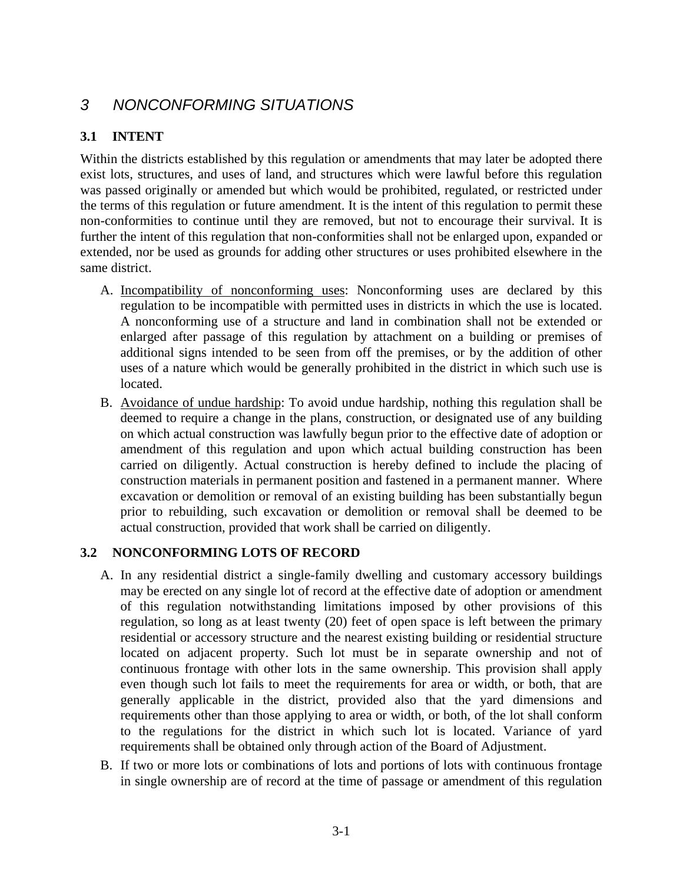# *3 NONCONFORMING SITUATIONS*

## 3.1 INTENT

Within the districts established by this regulation or amendments that may later be adopted there exist lots, structures, and uses of land, and structures which were lawful before this regulation was passed originally or amended but which would be prohibited, regulated, or restricted under the terms of this regulation or future amendment. It is the intent of this regulation to permit these non-conformities to continue until they are removed, but not to encourage their survival. It is further the intent of this regulation that non-conformities shall not be enlarged upon, expanded or extended, nor be used as grounds for adding other structures or uses prohibited elsewhere in the same district.

A. <u>Incompatibility of nonconforming uses</u>: Nonconforming uses are declared by this regulation to be incompatible with permitted uses in districts in which the use is located. A nonconforming use of a structure and land in combination shall not be extended or enlarged after passage of this regulation by attachment on a building or premises of additional signs intended to be seen from off the premises, or by the addition of other uses of a nature which would be generally prohibited in the district in which such use is located.

B. <u>Avoidance of undue hardship</u>: To avoid undue hardship, nothing this regulation shall be deemed to require a change in the plans, construction, or designated use of any building on which actual construction was lawfully begun prior to the effective date of adoption or amendment of this regulation and upon which actual building construction has been carried on diligently. Actual construction is hereby defined to include the placing of construction materials in permanent position and fastened in a permanent manner. Where excavation or demolition or removal of an existing building has been substantially begun prior to rebuilding, such excavation or demolition or removal shall be deemed to be actual construction, provided that work shall be carried on diligently.

## 3.2 NONCONFORMING LOTS OF RECORD

A. In any residential district a single-family dwelling and customary accessory buildings may be erected on any single lot of record at the effective date of adoption or amendment of this regulation notwithstanding limitations imposed by other provisions of this regulation, so long as at least twenty (20) feet of open space is left between the primary residential or accessory structure and the nearest existing building or residential structure located on adjacent property. Such lot must be in separate ownership and not of continuous frontage with other lots in the same ownership. This provision shall apply even though such lot fails to meet the requirements for area or width, or both, that are generally applicable in the district, provided also that the yard dimensions and requirements other than those applying to area or width, or both, of the lot shall conform to the regulations for the district in which such lot is located. Variance of yard requirements shall be obtained only through action of the Board of Adjustment.

B. If two or more lots or combinations of lots and portions of lots with continuous frontage in single ownership are of record at the time of passage or amendment of this regulation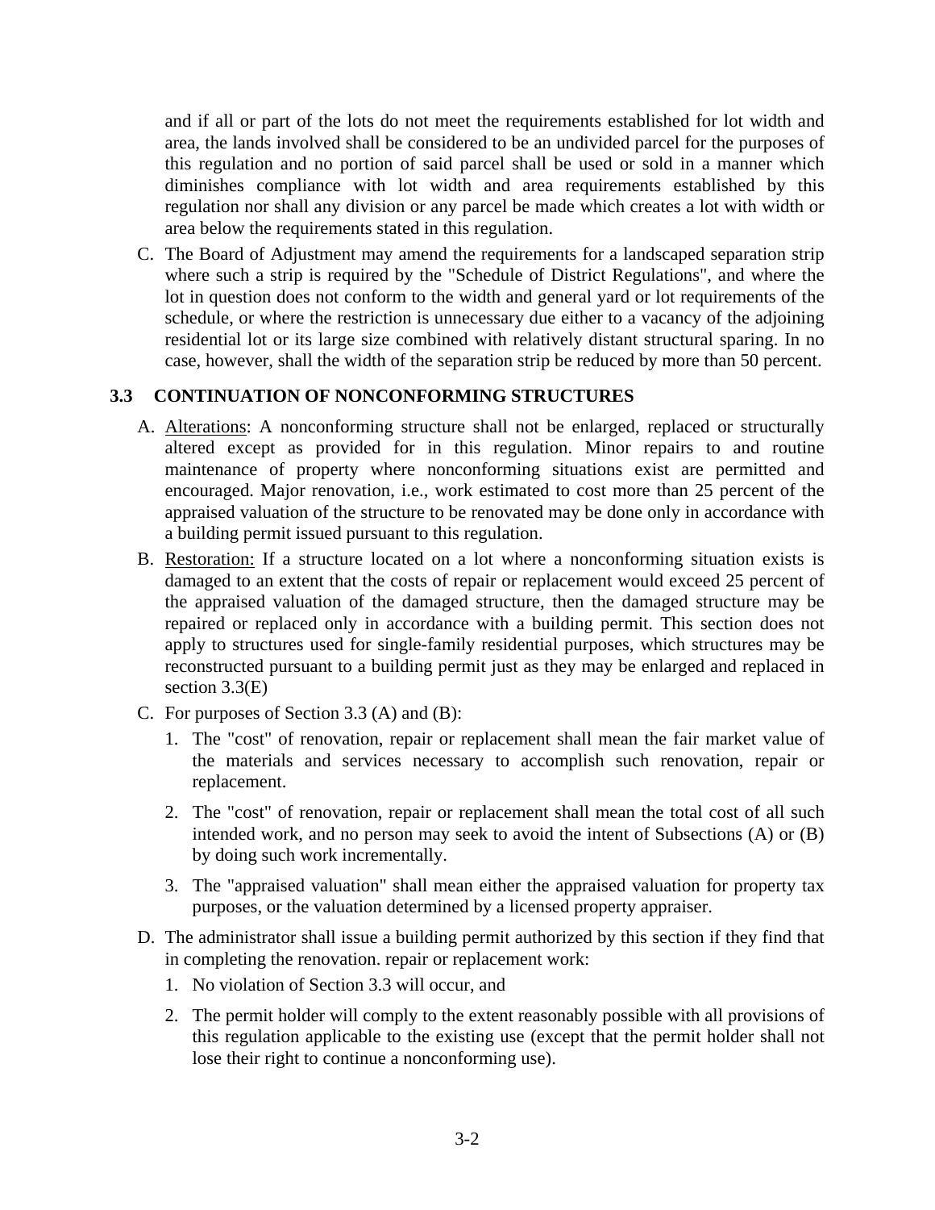and if all or part of the lots do not meet the requirements established for lot width and area, the lands involved shall be considered to be an undivided parcel for the purposes of this regulation and no portion of said parcel shall be used or sold in a manner which diminishes compliance with lot width and area requirements established by this regulation nor shall any division or any parcel be made which creates a lot with width or area below the requirements stated in this regulation.

C. The Board of Adjustment may amend the requirements for a landscaped separation strip where such a strip is required by the "Schedule of District Regulations", and where the lot in question does not conform to the width and general yard or lot requirements of the schedule, or where the restriction is unnecessary due either to a vacancy of the adjoining residential lot or its large size combined with relatively distant structural sparing. In no case, however, shall the width of the separation strip be reduced by more than 50 percent.

## 3.3 CONTINUATION OF NONCONFORMING STRUCTURES

A. Alterations: A nonconforming structure shall not be enlarged, replaced or structurally altered except as provided for in this regulation. Minor repairs to and routine maintenance of property where nonconforming situations exist are permitted and encouraged. Major renovation, i.e., work estimated to cost more than 25 percent of the appraised valuation of the structure to be renovated may be done only in accordance with a building permit issued pursuant to this regulation.

B. Restoration: If a structure located on a lot where a nonconforming situation exists is damaged to an extent that the costs of repair or replacement would exceed 25 percent of the appraised valuation of the damaged structure, then the damaged structure may be repaired or replaced only in accordance with a building permit. This section does not apply to structures used for single-family residential purposes, which structures may be reconstructed pursuant to a building permit just as they may be enlarged and replaced in section 3.3(E)

C. For purposes of Section 3.3 (A) and (B):

   1. The "cost" of renovation, repair or replacement shall mean the fair market value of the materials and services necessary to accomplish such renovation, repair or replacement.

   2. The "cost" of renovation, repair or replacement shall mean the total cost of all such intended work, and no person may seek to avoid the intent of Subsections (A) or (B) by doing such work incrementally.

   3. The "appraised valuation" shall mean either the appraised valuation for property tax purposes, or the valuation determined by a licensed property appraiser.

D. The administrator shall issue a building permit authorized by this section if they find that in completing the renovation. repair or replacement work:

   1. No violation of Section 3.3 will occur, and

   2. The permit holder will comply to the extent reasonably possible with all provisions of this regulation applicable to the existing use (except that the permit holder shall not lose their right to continue a nonconforming use).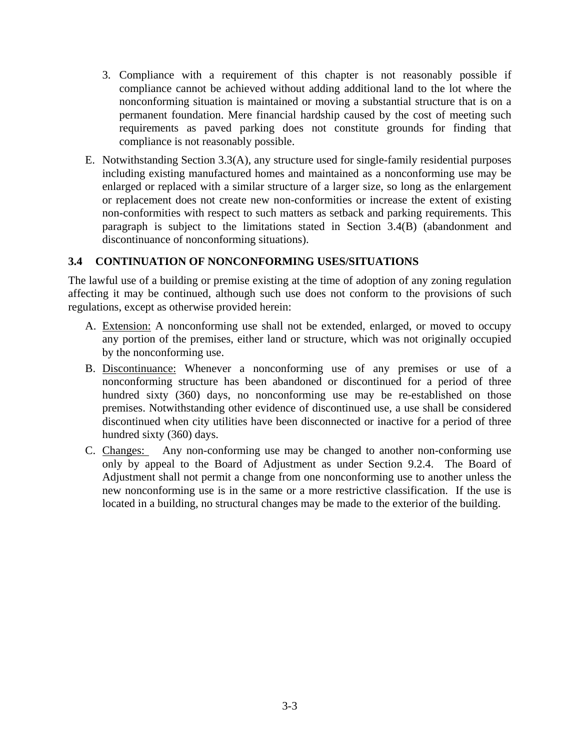3. Compliance with a requirement of this chapter is not reasonably possible if compliance cannot be achieved without adding additional land to the lot where the nonconforming situation is maintained or moving a substantial structure that is on a permanent foundation. Mere financial hardship caused by the cost of meeting such requirements as paved parking does not constitute grounds for finding that compliance is not reasonably possible.

E. Notwithstanding Section 3.3(A), any structure used for single-family residential purposes including existing manufactured homes and maintained as a nonconforming use may be enlarged or replaced with a similar structure of a larger size, so long as the enlargement or replacement does not create new non-conformities or increase the extent of existing non-conformities with respect to such matters as setback and parking requirements. This paragraph is subject to the limitations stated in Section 3.4(B) (abandonment and discontinuance of nonconforming situations).

### 3.4 CONTINUATION OF NONCONFORMING USES/SITUATIONS

The lawful use of a building or premise existing at the time of adoption of any zoning regulation affecting it may be continued, although such use does not conform to the provisions of such regulations, except as otherwise provided herein:

A. Extension: A nonconforming use shall not be extended, enlarged, or moved to occupy any portion of the premises, either land or structure, which was not originally occupied by the nonconforming use.

B. Discontinuance: Whenever a nonconforming use of any premises or use of a nonconforming structure has been abandoned or discontinued for a period of three hundred sixty (360) days, no nonconforming use may be re-established on those premises. Notwithstanding other evidence of discontinued use, a use shall be considered discontinued when city utilities have been disconnected or inactive for a period of three hundred sixty (360) days.

C. Changes: Any non-conforming use may be changed to another non-conforming use only by appeal to the Board of Adjustment as under Section 9.2.4. The Board of Adjustment shall not permit a change from one nonconforming use to another unless the new nonconforming use is in the same or a more restrictive classification. If the use is located in a building, no structural changes may be made to the exterior of the building.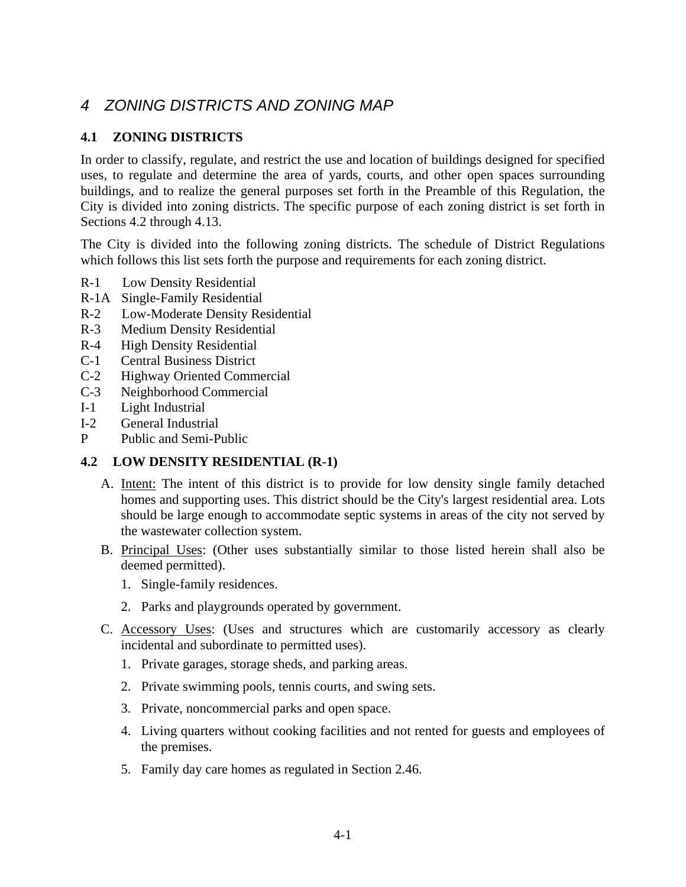# *4 ZONING DISTRICTS AND ZONING MAP*

## 4.1 ZONING DISTRICTS

In order to classify, regulate, and restrict the use and location of buildings designed for specified uses, to regulate and determine the area of yards, courts, and other open spaces surrounding buildings, and to realize the general purposes set forth in the Preamble of this Regulation, the City is divided into zoning districts. The specific purpose of each zoning district is set forth in Sections 4.2 through 4.13.

The City is divided into the following zoning districts. The schedule of District Regulations which follows this list sets forth the purpose and requirements for each zoning district.

R-1 Low Density Residential
R-1A Single-Family Residential
R-2 Low-Moderate Density Residential
R-3 Medium Density Residential
R-4 High Density Residential
C-1 Central Business District
C-2 Highway Oriented Commercial
C-3 Neighborhood Commercial
I-1 Light Industrial
I-2 General Industrial
P Public and Semi-Public

## 4.2 LOW DENSITY RESIDENTIAL (R-1)

A. Intent: The intent of this district is to provide for low density single family detached homes and supporting uses. This district should be the City's largest residential area. Lots should be large enough to accommodate septic systems in areas of the city not served by the wastewater collection system.

B. Principal Uses: (Other uses substantially similar to those listed herein shall also be deemed permitted).

   1. Single-family residences.

   2. Parks and playgrounds operated by government.

C. Accessory Uses: (Uses and structures which are customarily accessory as clearly incidental and subordinate to permitted uses).

   1. Private garages, storage sheds, and parking areas.

   2. Private swimming pools, tennis courts, and swing sets.

   3. Private, noncommercial parks and open space.

   4. Living quarters without cooking facilities and not rented for guests and employees of the premises.

   5. Family day care homes as regulated in Section 2.46.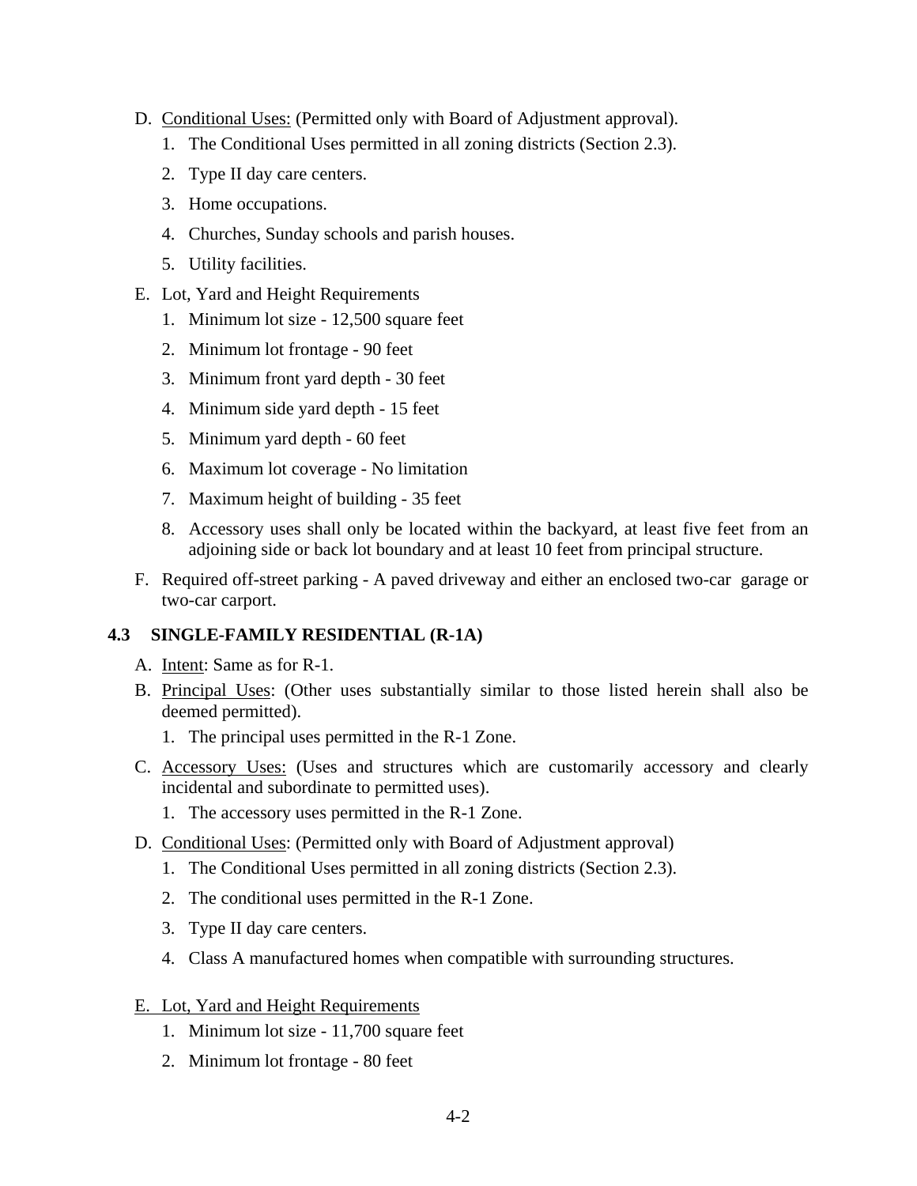D. Conditional Uses: (Permitted only with Board of Adjustment approval).

1. The Conditional Uses permitted in all zoning districts (Section 2.3).
2. Type II day care centers.
3. Home occupations.
4. Churches, Sunday schools and parish houses.
5. Utility facilities.

E. Lot, Yard and Height Requirements

1. Minimum lot size - 12,500 square feet
2. Minimum lot frontage - 90 feet
3. Minimum front yard depth - 30 feet
4. Minimum side yard depth - 15 feet
5. Minimum yard depth - 60 feet
6. Maximum lot coverage - No limitation
7. Maximum height of building - 35 feet
8. Accessory uses shall only be located within the backyard, at least five feet from an adjoining side or back lot boundary and at least 10 feet from principal structure.

F. Required off-street parking - A paved driveway and either an enclosed two-car garage or two-car carport.

### 4.3 SINGLE-FAMILY RESIDENTIAL (R-1A)

A. Intent: Same as for R-1.

B. Principal Uses: (Other uses substantially similar to those listed herein shall also be deemed permitted).

1. The principal uses permitted in the R-1 Zone.

C. Accessory Uses: (Uses and structures which are customarily accessory and clearly incidental and subordinate to permitted uses).

1. The accessory uses permitted in the R-1 Zone.

D. Conditional Uses: (Permitted only with Board of Adjustment approval)

1. The Conditional Uses permitted in all zoning districts (Section 2.3).
2. The conditional uses permitted in the R-1 Zone.
3. Type II day care centers.
4. Class A manufactured homes when compatible with surrounding structures.

E. Lot, Yard and Height Requirements

1. Minimum lot size - 11,700 square feet
2. Minimum lot frontage - 80 feet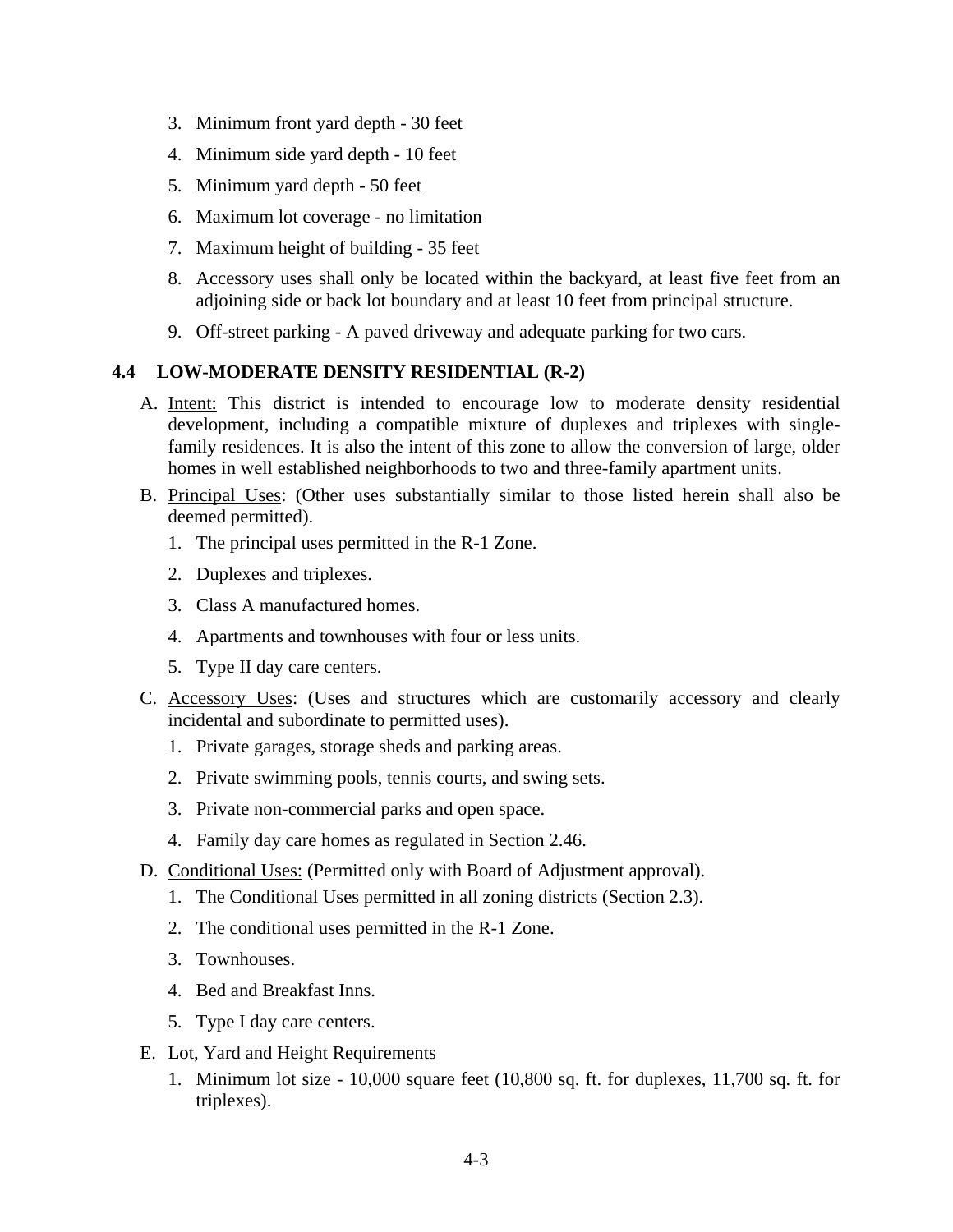3. Minimum front yard depth - 30 feet
4. Minimum side yard depth - 10 feet
5. Minimum yard depth - 50 feet
6. Maximum lot coverage - no limitation
7. Maximum height of building - 35 feet
8. Accessory uses shall only be located within the backyard, at least five feet from an adjoining side or back lot boundary and at least 10 feet from principal structure.
9. Off-street parking - A paved driveway and adequate parking for two cars.

## 4.4 LOW-MODERATE DENSITY RESIDENTIAL (R-2)

A. Intent: This district is intended to encourage low to moderate density residential development, including a compatible mixture of duplexes and triplexes with single-family residences. It is also the intent of this zone to allow the conversion of large, older homes in well established neighborhoods to two and three-family apartment units.

B. Principal Uses: (Other uses substantially similar to those listed herein shall also be deemed permitted).

   1. The principal uses permitted in the R-1 Zone.
   2. Duplexes and triplexes.
   3. Class A manufactured homes.
   4. Apartments and townhouses with four or less units.
   5. Type II day care centers.

C. Accessory Uses: (Uses and structures which are customarily accessory and clearly incidental and subordinate to permitted uses).

   1. Private garages, storage sheds and parking areas.
   2. Private swimming pools, tennis courts, and swing sets.
   3. Private non-commercial parks and open space.
   4. Family day care homes as regulated in Section 2.46.

D. Conditional Uses: (Permitted only with Board of Adjustment approval).

   1. The Conditional Uses permitted in all zoning districts (Section 2.3).
   2. The conditional uses permitted in the R-1 Zone.
   3. Townhouses.
   4. Bed and Breakfast Inns.
   5. Type I day care centers.

E. Lot, Yard and Height Requirements

   1. Minimum lot size - 10,000 square feet (10,800 sq. ft. for duplexes, 11,700 sq. ft. for triplexes).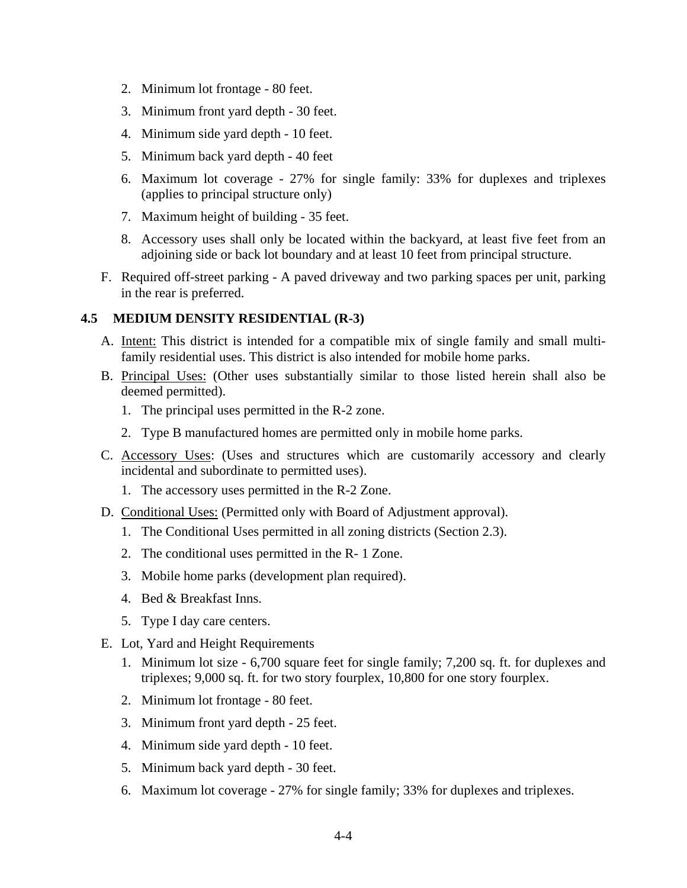2. Minimum lot frontage - 80 feet.
3. Minimum front yard depth - 30 feet.
4. Minimum side yard depth - 10 feet.
5. Minimum back yard depth - 40 feet
6. Maximum lot coverage - 27% for single family: 33% for duplexes and triplexes (applies to principal structure only)
7. Maximum height of building - 35 feet.
8. Accessory uses shall only be located within the backyard, at least five feet from an adjoining side or back lot boundary and at least 10 feet from principal structure.

F. Required off-street parking - A paved driveway and two parking spaces per unit, parking in the rear is preferred.

### 4.5 MEDIUM DENSITY RESIDENTIAL (R-3)

A. Intent: This district is intended for a compatible mix of single family and small multi-family residential uses. This district is also intended for mobile home parks.

B. Principal Uses: (Other uses substantially similar to those listed herein shall also be deemed permitted).

1. The principal uses permitted in the R-2 zone.
2. Type B manufactured homes are permitted only in mobile home parks.

C. Accessory Uses: (Uses and structures which are customarily accessory and clearly incidental and subordinate to permitted uses).

1. The accessory uses permitted in the R-2 Zone.

D. Conditional Uses: (Permitted only with Board of Adjustment approval).

1. The Conditional Uses permitted in all zoning districts (Section 2.3).
2. The conditional uses permitted in the R- 1 Zone.
3. Mobile home parks (development plan required).
4. Bed & Breakfast Inns.
5. Type I day care centers.

E. Lot, Yard and Height Requirements

1. Minimum lot size - 6,700 square feet for single family; 7,200 sq. ft. for duplexes and triplexes; 9,000 sq. ft. for two story fourplex, 10,800 for one story fourplex.
2. Minimum lot frontage - 80 feet.
3. Minimum front yard depth - 25 feet.
4. Minimum side yard depth - 10 feet.
5. Minimum back yard depth - 30 feet.
6. Maximum lot coverage - 27% for single family; 33% for duplexes and triplexes.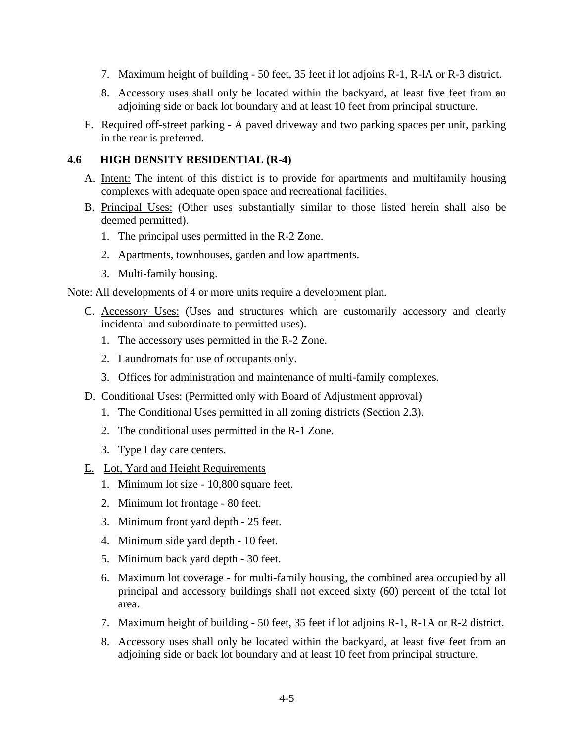7. Maximum height of building - 50 feet, 35 feet if lot adjoins R-1, R-lA or R-3 district.
8. Accessory uses shall only be located within the backyard, at least five feet from an adjoining side or back lot boundary and at least 10 feet from principal structure.

F. Required off-street parking - A paved driveway and two parking spaces per unit, parking in the rear is preferred.

### 4.6 HIGH DENSITY RESIDENTIAL (R-4)

A. Intent: The intent of this district is to provide for apartments and multifamily housing complexes with adequate open space and recreational facilities.

B. Principal Uses: (Other uses substantially similar to those listed herein shall also be deemed permitted).

1. The principal uses permitted in the R-2 Zone.
2. Apartments, townhouses, garden and low apartments.
3. Multi-family housing.

Note: All developments of 4 or more units require a development plan.

C. Accessory Uses: (Uses and structures which are customarily accessory and clearly incidental and subordinate to permitted uses).

1. The accessory uses permitted in the R-2 Zone.
2. Laundromats for use of occupants only.
3. Offices for administration and maintenance of multi-family complexes.

D. Conditional Uses: (Permitted only with Board of Adjustment approval)

1. The Conditional Uses permitted in all zoning districts (Section 2.3).
2. The conditional uses permitted in the R-1 Zone.
3. Type I day care centers.

E. Lot, Yard and Height Requirements

1. Minimum lot size - 10,800 square feet.
2. Minimum lot frontage - 80 feet.
3. Minimum front yard depth - 25 feet.
4. Minimum side yard depth - 10 feet.
5. Minimum back yard depth - 30 feet.
6. Maximum lot coverage - for multi-family housing, the combined area occupied by all principal and accessory buildings shall not exceed sixty (60) percent of the total lot area.
7. Maximum height of building - 50 feet, 35 feet if lot adjoins R-1, R-1A or R-2 district.
8. Accessory uses shall only be located within the backyard, at least five feet from an adjoining side or back lot boundary and at least 10 feet from principal structure.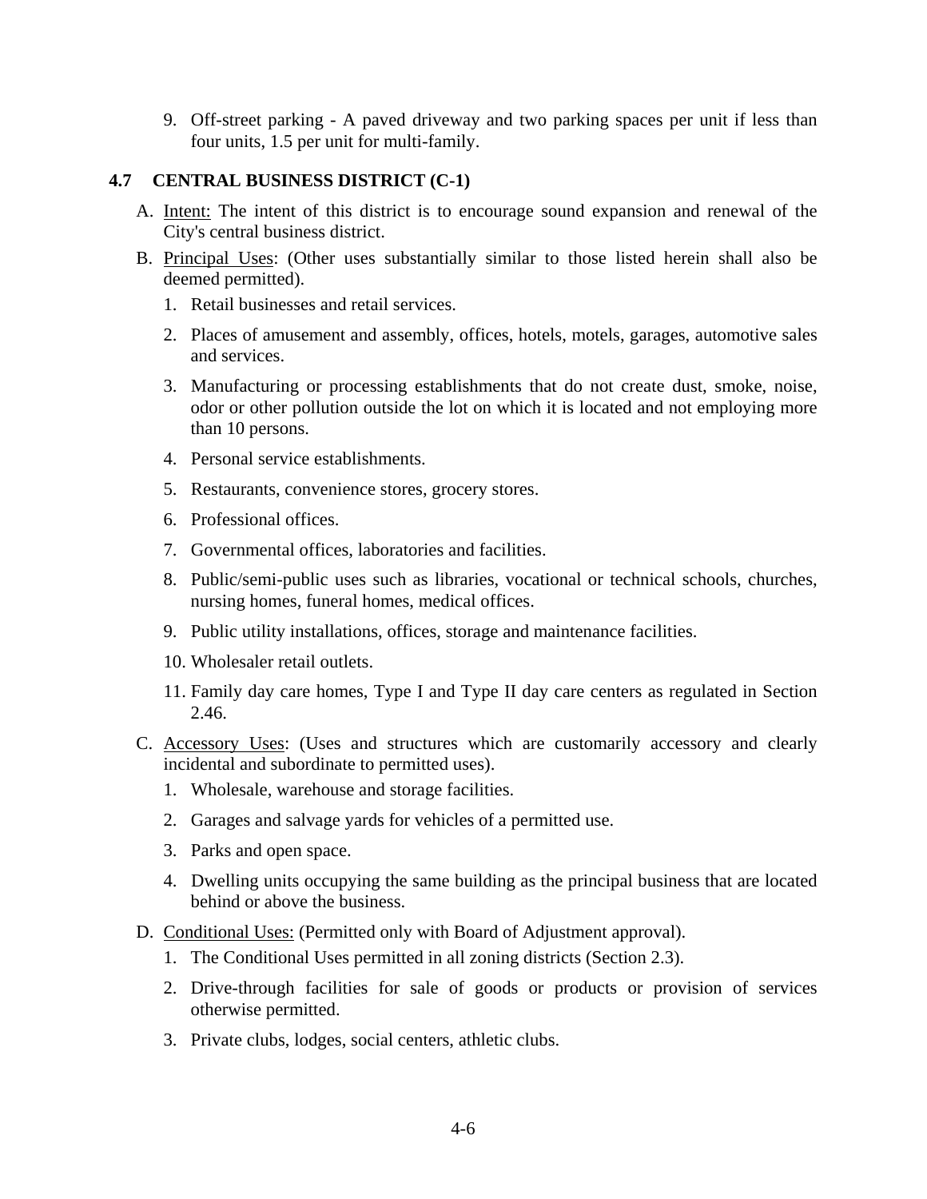9. Off-street parking - A paved driveway and two parking spaces per unit if less than four units, 1.5 per unit for multi-family.

## 4.7 CENTRAL BUSINESS DISTRICT (C-1)

A. Intent: The intent of this district is to encourage sound expansion and renewal of the City's central business district.

B. Principal Uses: (Other uses substantially similar to those listed herein shall also be deemed permitted).

1. Retail businesses and retail services.
2. Places of amusement and assembly, offices, hotels, motels, garages, automotive sales and services.
3. Manufacturing or processing establishments that do not create dust, smoke, noise, odor or other pollution outside the lot on which it is located and not employing more than 10 persons.
4. Personal service establishments.
5. Restaurants, convenience stores, grocery stores.
6. Professional offices.
7. Governmental offices, laboratories and facilities.
8. Public/semi-public uses such as libraries, vocational or technical schools, churches, nursing homes, funeral homes, medical offices.
9. Public utility installations, offices, storage and maintenance facilities.
10. Wholesaler retail outlets.
11. Family day care homes, Type I and Type II day care centers as regulated in Section 2.46.

C. Accessory Uses: (Uses and structures which are customarily accessory and clearly incidental and subordinate to permitted uses).

1. Wholesale, warehouse and storage facilities.
2. Garages and salvage yards for vehicles of a permitted use.
3. Parks and open space.
4. Dwelling units occupying the same building as the principal business that are located behind or above the business.

D. Conditional Uses: (Permitted only with Board of Adjustment approval).

1. The Conditional Uses permitted in all zoning districts (Section 2.3).
2. Drive-through facilities for sale of goods or products or provision of services otherwise permitted.
3. Private clubs, lodges, social centers, athletic clubs.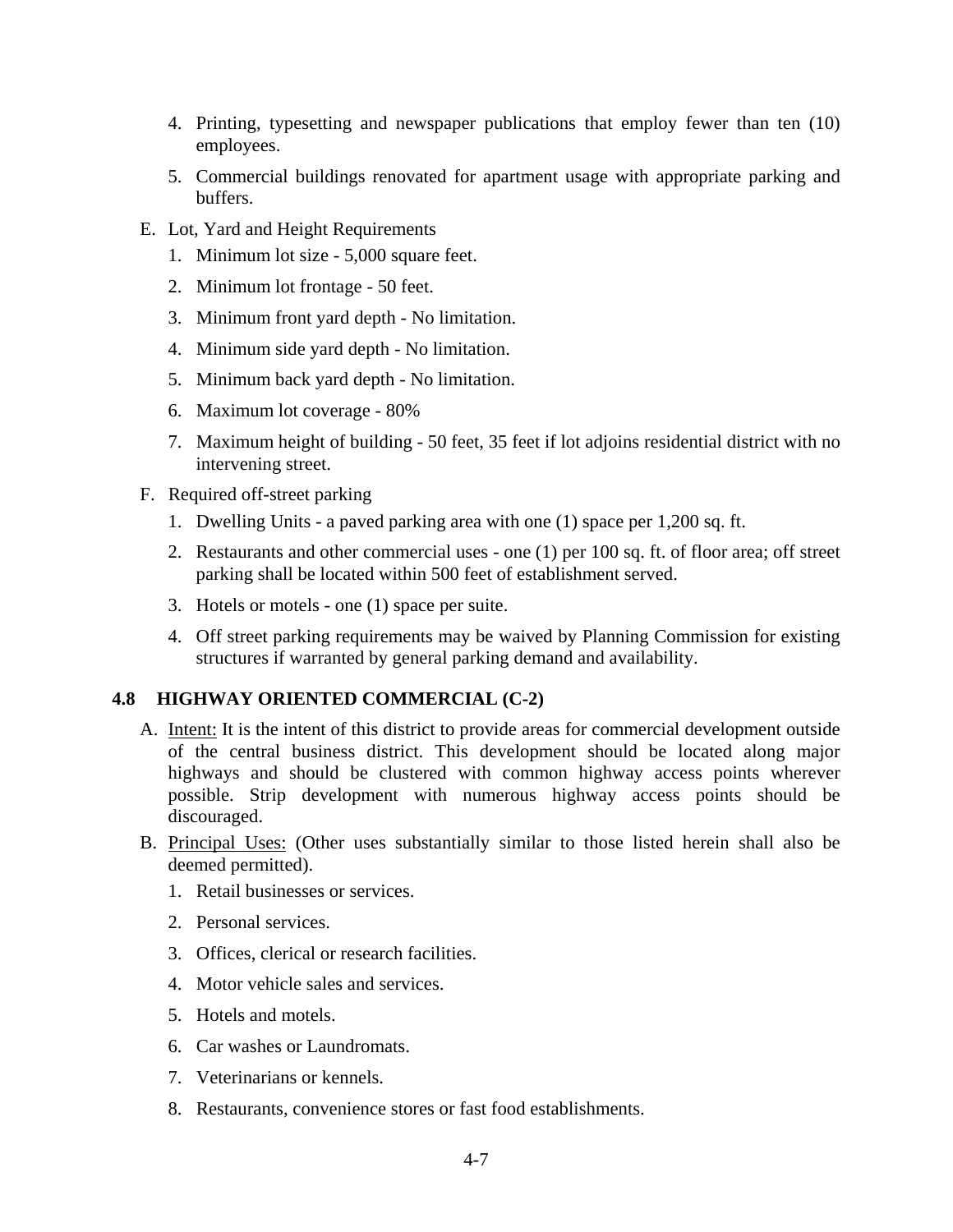4. Printing, typesetting and newspaper publications that employ fewer than ten (10) employees.
5. Commercial buildings renovated for apartment usage with appropriate parking and buffers.

E. Lot, Yard and Height Requirements
   1. Minimum lot size - 5,000 square feet.
   2. Minimum lot frontage - 50 feet.
   3. Minimum front yard depth - No limitation.
   4. Minimum side yard depth - No limitation.
   5. Minimum back yard depth - No limitation.
   6. Maximum lot coverage - 80%
   7. Maximum height of building - 50 feet, 35 feet if lot adjoins residential district with no intervening street.

F. Required off-street parking
   1. Dwelling Units - a paved parking area with one (1) space per 1,200 sq. ft.
   2. Restaurants and other commercial uses - one (1) per 100 sq. ft. of floor area; off street parking shall be located within 500 feet of establishment served.
   3. Hotels or motels - one (1) space per suite.
   4. Off street parking requirements may be waived by Planning Commission for existing structures if warranted by general parking demand and availability.

## 4.8 HIGHWAY ORIENTED COMMERCIAL (C-2)

A. Intent: It is the intent of this district to provide areas for commercial development outside of the central business district. This development should be located along major highways and should be clustered with common highway access points wherever possible. Strip development with numerous highway access points should be discouraged.

B. Principal Uses: (Other uses substantially similar to those listed herein shall also be deemed permitted).
   1. Retail businesses or services.
   2. Personal services.
   3. Offices, clerical or research facilities.
   4. Motor vehicle sales and services.
   5. Hotels and motels.
   6. Car washes or Laundromats.
   7. Veterinarians or kennels.
   8. Restaurants, convenience stores or fast food establishments.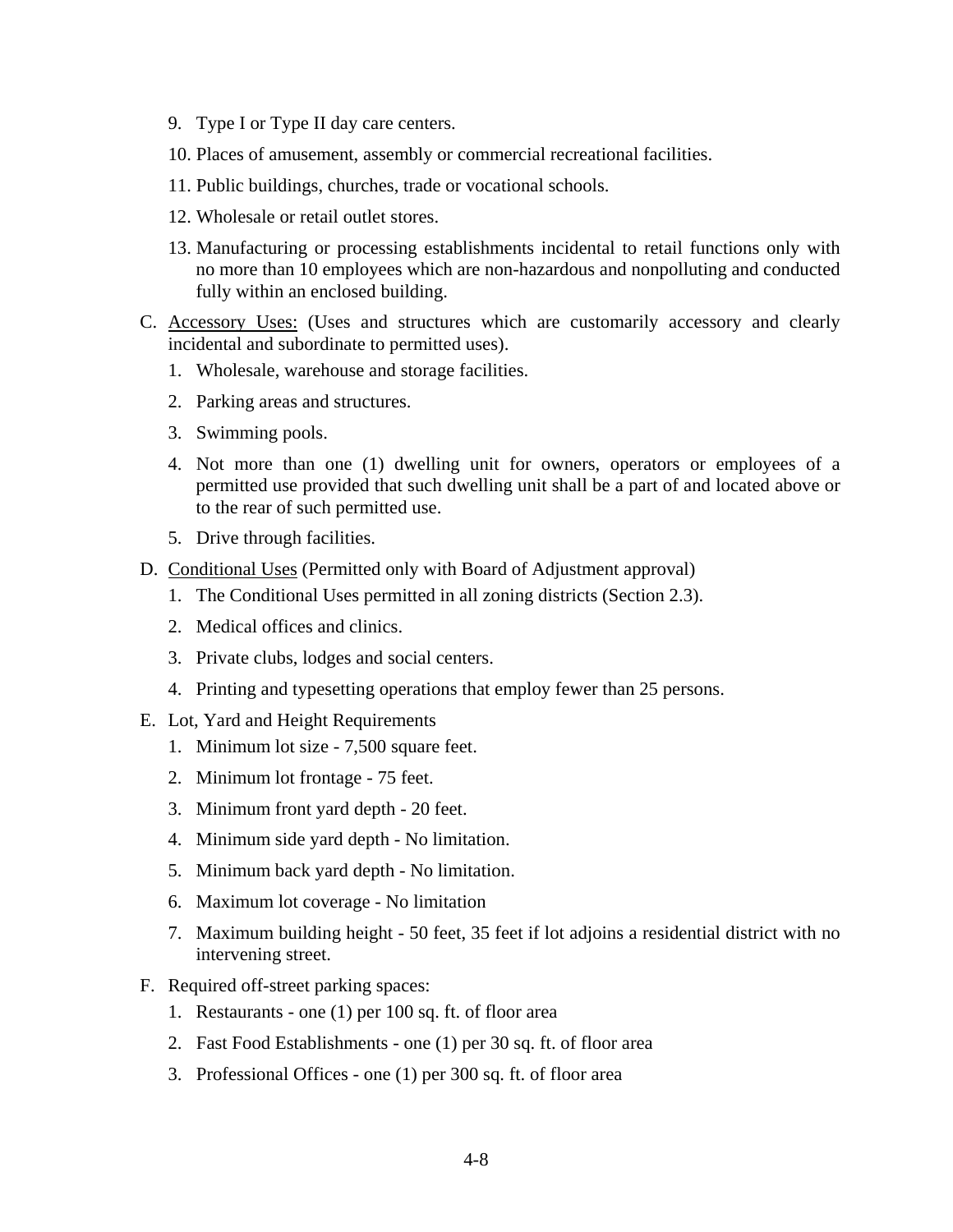9. Type I or Type II day care centers.

10. Places of amusement, assembly or commercial recreational facilities.

11. Public buildings, churches, trade or vocational schools.

12. Wholesale or retail outlet stores.

13. Manufacturing or processing establishments incidental to retail functions only with no more than 10 employees which are non-hazardous and nonpolluting and conducted fully within an enclosed building.

C. Accessory Uses: (Uses and structures which are customarily accessory and clearly incidental and subordinate to permitted uses).

   1. Wholesale, warehouse and storage facilities.

   2. Parking areas and structures.

   3. Swimming pools.

   4. Not more than one (1) dwelling unit for owners, operators or employees of a permitted use provided that such dwelling unit shall be a part of and located above or to the rear of such permitted use.

   5. Drive through facilities.

D. Conditional Uses (Permitted only with Board of Adjustment approval)

   1. The Conditional Uses permitted in all zoning districts (Section 2.3).

   2. Medical offices and clinics.

   3. Private clubs, lodges and social centers.

   4. Printing and typesetting operations that employ fewer than 25 persons.

E. Lot, Yard and Height Requirements

   1. Minimum lot size - 7,500 square feet.

   2. Minimum lot frontage - 75 feet.

   3. Minimum front yard depth - 20 feet.

   4. Minimum side yard depth - No limitation.

   5. Minimum back yard depth - No limitation.

   6. Maximum lot coverage - No limitation

   7. Maximum building height - 50 feet, 35 feet if lot adjoins a residential district with no intervening street.

F. Required off-street parking spaces:

   1. Restaurants - one (1) per 100 sq. ft. of floor area

   2. Fast Food Establishments - one (1) per 30 sq. ft. of floor area

   3. Professional Offices - one (1) per 300 sq. ft. of floor area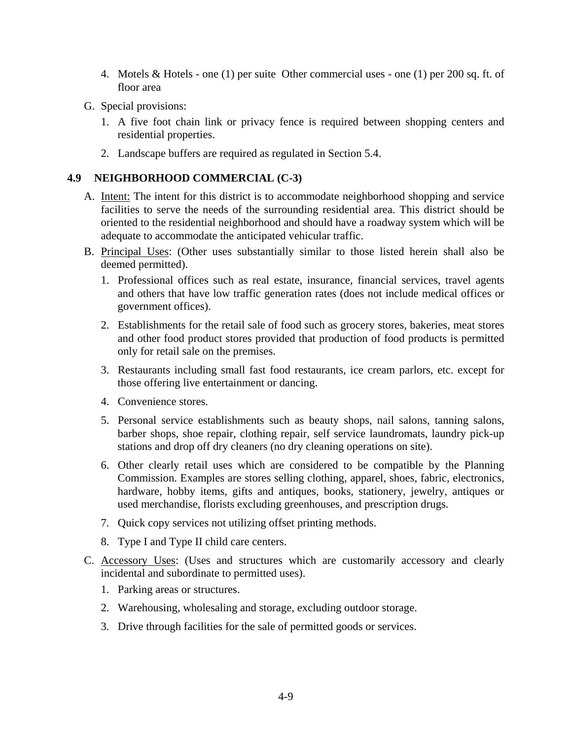4. Motels & Hotels - one (1) per suite  Other commercial uses - one (1) per 200 sq. ft. of floor area

G. Special provisions:

   1. A five foot chain link or privacy fence is required between shopping centers and residential properties.

   2. Landscape buffers are required as regulated in Section 5.4.

## 4.9 NEIGHBORHOOD COMMERCIAL (C-3)

A. Intent: The intent for this district is to accommodate neighborhood shopping and service facilities to serve the needs of the surrounding residential area. This district should be oriented to the residential neighborhood and should have a roadway system which will be adequate to accommodate the anticipated vehicular traffic.

B. Principal Uses: (Other uses substantially similar to those listed herein shall also be deemed permitted).

   1. Professional offices such as real estate, insurance, financial services, travel agents and others that have low traffic generation rates (does not include medical offices or government offices).

   2. Establishments for the retail sale of food such as grocery stores, bakeries, meat stores and other food product stores provided that production of food products is permitted only for retail sale on the premises.

   3. Restaurants including small fast food restaurants, ice cream parlors, etc. except for those offering live entertainment or dancing.

   4. Convenience stores.

   5. Personal service establishments such as beauty shops, nail salons, tanning salons, barber shops, shoe repair, clothing repair, self service laundromats, laundry pick-up stations and drop off dry cleaners (no dry cleaning operations on site).

   6. Other clearly retail uses which are considered to be compatible by the Planning Commission. Examples are stores selling clothing, apparel, shoes, fabric, electronics, hardware, hobby items, gifts and antiques, books, stationery, jewelry, antiques or used merchandise, florists excluding greenhouses, and prescription drugs.

   7. Quick copy services not utilizing offset printing methods.

   8. Type I and Type II child care centers.

C. Accessory Uses: (Uses and structures which are customarily accessory and clearly incidental and subordinate to permitted uses).

   1. Parking areas or structures.

   2. Warehousing, wholesaling and storage, excluding outdoor storage.

   3. Drive through facilities for the sale of permitted goods or services.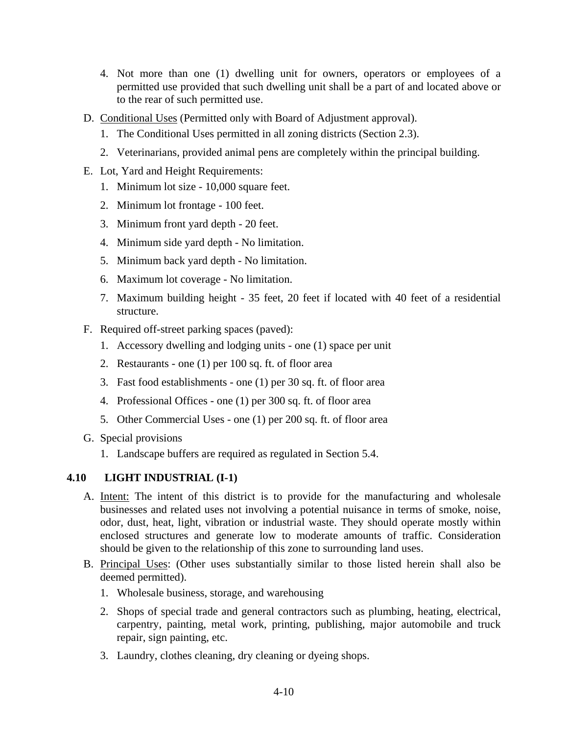4. Not more than one (1) dwelling unit for owners, operators or employees of a permitted use provided that such dwelling unit shall be a part of and located above or to the rear of such permitted use.

D. Conditional Uses (Permitted only with Board of Adjustment approval).

   1. The Conditional Uses permitted in all zoning districts (Section 2.3).
   2. Veterinarians, provided animal pens are completely within the principal building.

E. Lot, Yard and Height Requirements:

   1. Minimum lot size - 10,000 square feet.
   2. Minimum lot frontage - 100 feet.
   3. Minimum front yard depth - 20 feet.
   4. Minimum side yard depth - No limitation.
   5. Minimum back yard depth - No limitation.
   6. Maximum lot coverage - No limitation.
   7. Maximum building height - 35 feet, 20 feet if located with 40 feet of a residential structure.

F. Required off-street parking spaces (paved):

   1. Accessory dwelling and lodging units - one (1) space per unit
   2. Restaurants - one (1) per 100 sq. ft. of floor area
   3. Fast food establishments - one (1) per 30 sq. ft. of floor area
   4. Professional Offices - one (1) per 300 sq. ft. of floor area
   5. Other Commercial Uses - one (1) per 200 sq. ft. of floor area

G. Special provisions

   1. Landscape buffers are required as regulated in Section 5.4.

## 4.10 LIGHT INDUSTRIAL (I-1)

A. Intent: The intent of this district is to provide for the manufacturing and wholesale businesses and related uses not involving a potential nuisance in terms of smoke, noise, odor, dust, heat, light, vibration or industrial waste. They should operate mostly within enclosed structures and generate low to moderate amounts of traffic. Consideration should be given to the relationship of this zone to surrounding land uses.

B. Principal Uses: (Other uses substantially similar to those listed herein shall also be deemed permitted).

   1. Wholesale business, storage, and warehousing
   2. Shops of special trade and general contractors such as plumbing, heating, electrical, carpentry, painting, metal work, printing, publishing, major automobile and truck repair, sign painting, etc.
   3. Laundry, clothes cleaning, dry cleaning or dyeing shops.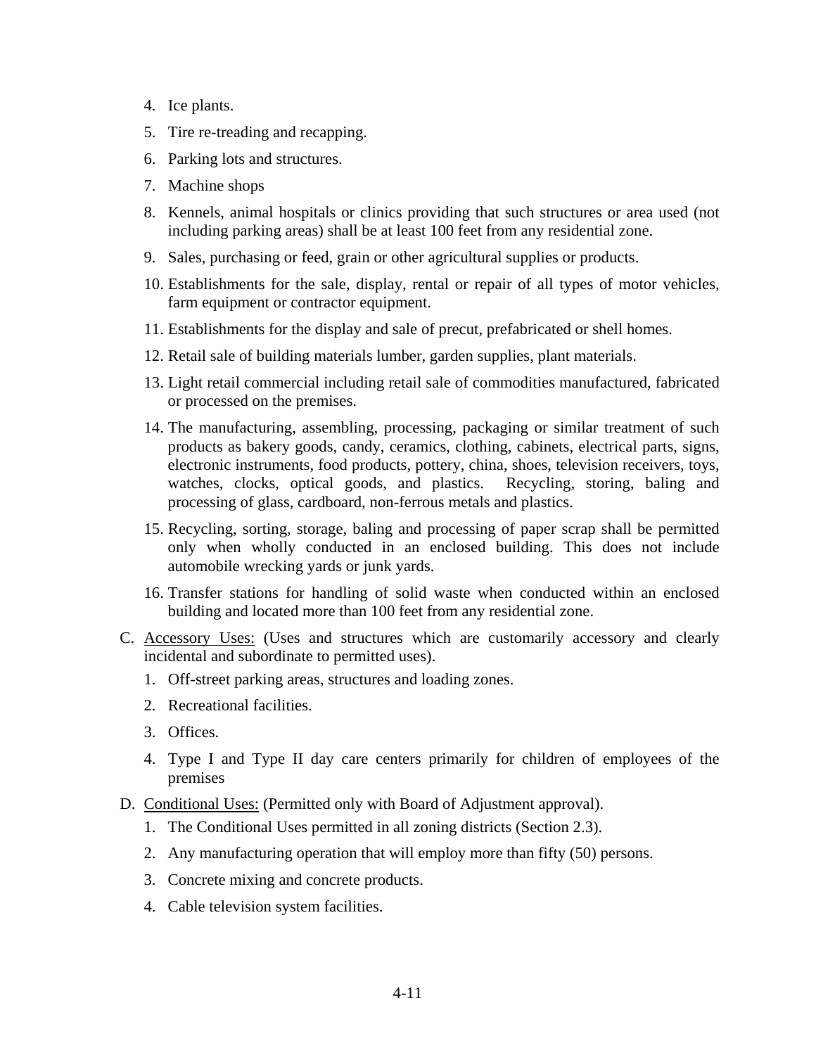4. Ice plants.
5. Tire re-treading and recapping.
6. Parking lots and structures.
7. Machine shops
8. Kennels, animal hospitals or clinics providing that such structures or area used (not including parking areas) shall be at least 100 feet from any residential zone.
9. Sales, purchasing or feed, grain or other agricultural supplies or products.
10. Establishments for the sale, display, rental or repair of all types of motor vehicles, farm equipment or contractor equipment.
11. Establishments for the display and sale of precut, prefabricated or shell homes.
12. Retail sale of building materials lumber, garden supplies, plant materials.
13. Light retail commercial including retail sale of commodities manufactured, fabricated or processed on the premises.
14. The manufacturing, assembling, processing, packaging or similar treatment of such products as bakery goods, candy, ceramics, clothing, cabinets, electrical parts, signs, electronic instruments, food products, pottery, china, shoes, television receivers, toys, watches, clocks, optical goods, and plastics. Recycling, storing, baling and processing of glass, cardboard, non-ferrous metals and plastics.
15. Recycling, sorting, storage, baling and processing of paper scrap shall be permitted only when wholly conducted in an enclosed building. This does not include automobile wrecking yards or junk yards.
16. Transfer stations for handling of solid waste when conducted within an enclosed building and located more than 100 feet from any residential zone.

C. Accessory Uses: (Uses and structures which are customarily accessory and clearly incidental and subordinate to permitted uses).

1. Off-street parking areas, structures and loading zones.
2. Recreational facilities.
3. Offices.
4. Type I and Type II day care centers primarily for children of employees of the premises

D. Conditional Uses: (Permitted only with Board of Adjustment approval).

1. The Conditional Uses permitted in all zoning districts (Section 2.3).
2. Any manufacturing operation that will employ more than fifty (50) persons.
3. Concrete mixing and concrete products.
4. Cable television system facilities.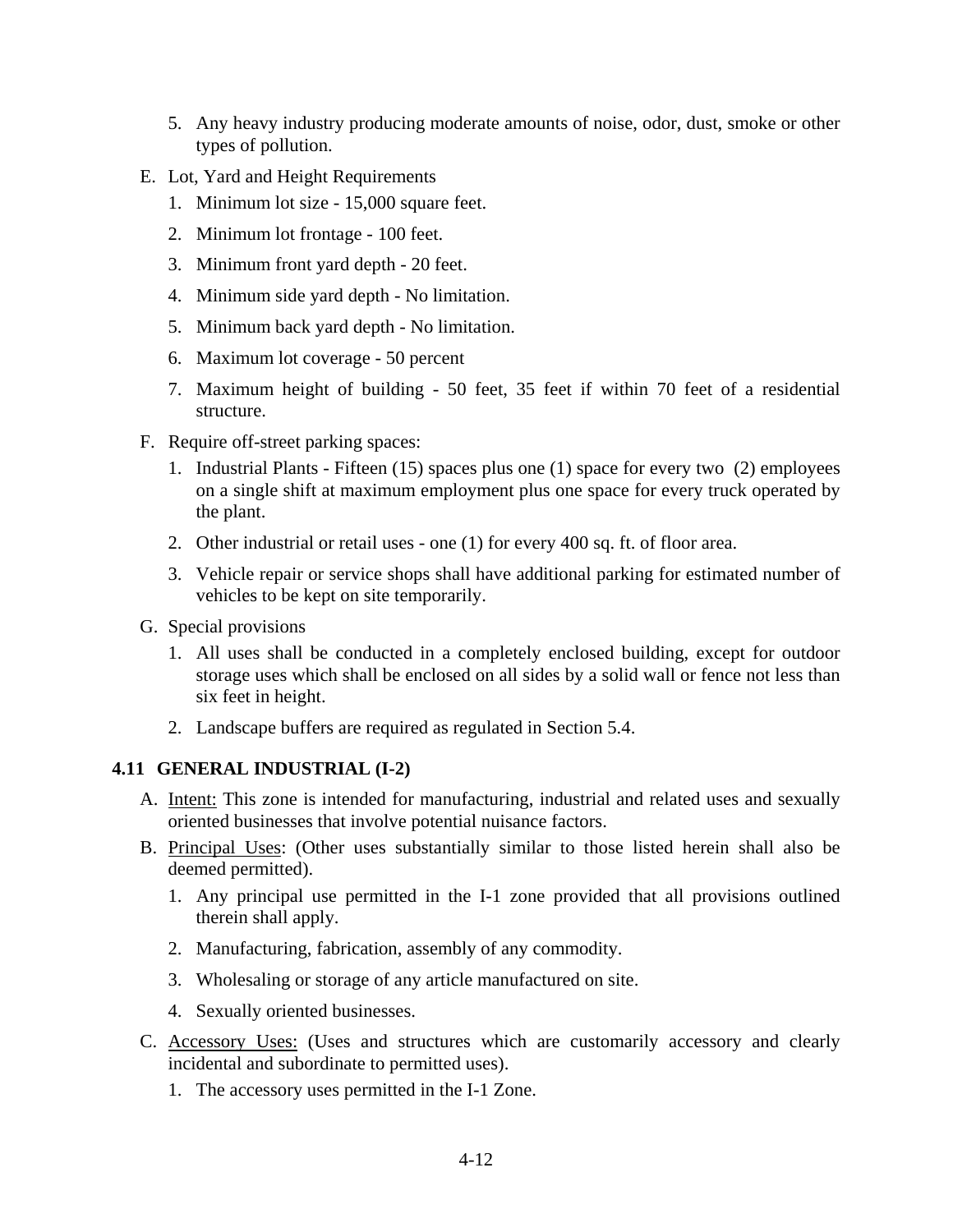5. Any heavy industry producing moderate amounts of noise, odor, dust, smoke or other types of pollution.

E. Lot, Yard and Height Requirements

   1. Minimum lot size - 15,000 square feet.
   2. Minimum lot frontage - 100 feet.
   3. Minimum front yard depth - 20 feet.
   4. Minimum side yard depth - No limitation.
   5. Minimum back yard depth - No limitation.
   6. Maximum lot coverage - 50 percent
   7. Maximum height of building - 50 feet, 35 feet if within 70 feet of a residential structure.

F. Require off-street parking spaces:

   1. Industrial Plants - Fifteen (15) spaces plus one (1) space for every two (2) employees on a single shift at maximum employment plus one space for every truck operated by the plant.
   2. Other industrial or retail uses - one (1) for every 400 sq. ft. of floor area.
   3. Vehicle repair or service shops shall have additional parking for estimated number of vehicles to be kept on site temporarily.

G. Special provisions

   1. All uses shall be conducted in a completely enclosed building, except for outdoor storage uses which shall be enclosed on all sides by a solid wall or fence not less than six feet in height.
   2. Landscape buffers are required as regulated in Section 5.4.

## 4.11 GENERAL INDUSTRIAL (I-2)

A. Intent: This zone is intended for manufacturing, industrial and related uses and sexually oriented businesses that involve potential nuisance factors.

B. Principal Uses: (Other uses substantially similar to those listed herein shall also be deemed permitted).

   1. Any principal use permitted in the I-1 zone provided that all provisions outlined therein shall apply.
   2. Manufacturing, fabrication, assembly of any commodity.
   3. Wholesaling or storage of any article manufactured on site.
   4. Sexually oriented businesses.

C. Accessory Uses: (Uses and structures which are customarily accessory and clearly incidental and subordinate to permitted uses).

   1. The accessory uses permitted in the I-1 Zone.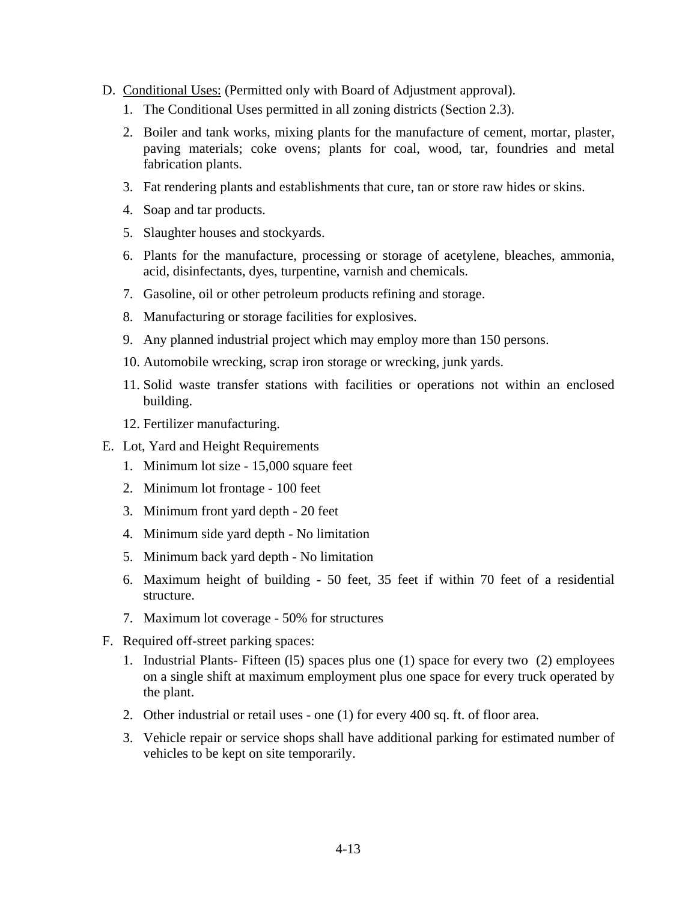D. <u>Conditional Uses:</u> (Permitted only with Board of Adjustment approval).

   1. The Conditional Uses permitted in all zoning districts (Section 2.3).
   2. Boiler and tank works, mixing plants for the manufacture of cement, mortar, plaster, paving materials; coke ovens; plants for coal, wood, tar, foundries and metal fabrication plants.
   3. Fat rendering plants and establishments that cure, tan or store raw hides or skins.
   4. Soap and tar products.
   5. Slaughter houses and stockyards.
   6. Plants for the manufacture, processing or storage of acetylene, bleaches, ammonia, acid, disinfectants, dyes, turpentine, varnish and chemicals.
   7. Gasoline, oil or other petroleum products refining and storage.
   8. Manufacturing or storage facilities for explosives.
   9. Any planned industrial project which may employ more than 150 persons.
   10. Automobile wrecking, scrap iron storage or wrecking, junk yards.
   11. Solid waste transfer stations with facilities or operations not within an enclosed building.
   12. Fertilizer manufacturing.

E. Lot, Yard and Height Requirements

   1. Minimum lot size - 15,000 square feet
   2. Minimum lot frontage - 100 feet
   3. Minimum front yard depth - 20 feet
   4. Minimum side yard depth - No limitation
   5. Minimum back yard depth - No limitation
   6. Maximum height of building - 50 feet, 35 feet if within 70 feet of a residential structure.
   7. Maximum lot coverage - 50% for structures

F. Required off-street parking spaces:

   1. Industrial Plants- Fifteen (l5) spaces plus one (1) space for every two (2) employees on a single shift at maximum employment plus one space for every truck operated by the plant.
   2. Other industrial or retail uses - one (1) for every 400 sq. ft. of floor area.
   3. Vehicle repair or service shops shall have additional parking for estimated number of vehicles to be kept on site temporarily.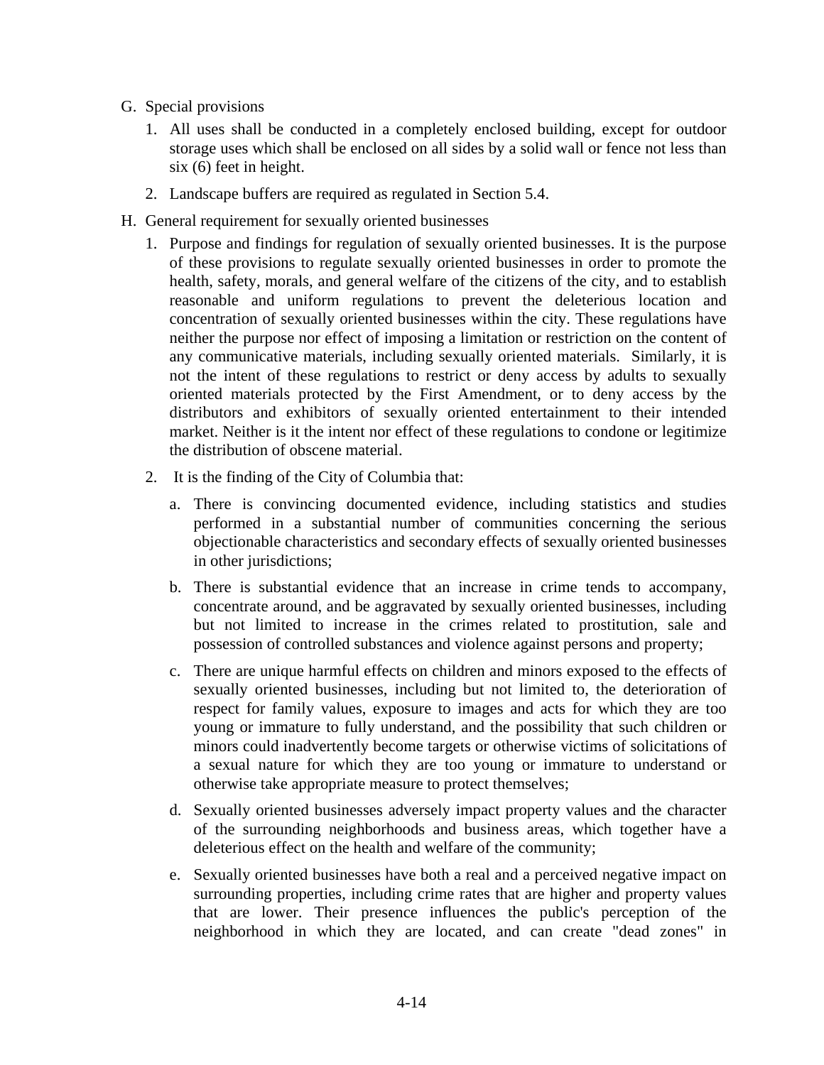G. Special provisions

   1. All uses shall be conducted in a completely enclosed building, except for outdoor storage uses which shall be enclosed on all sides by a solid wall or fence not less than six (6) feet in height.

   2. Landscape buffers are required as regulated in Section 5.4.

H. General requirement for sexually oriented businesses

   1. Purpose and findings for regulation of sexually oriented businesses. It is the purpose of these provisions to regulate sexually oriented businesses in order to promote the health, safety, morals, and general welfare of the citizens of the city, and to establish reasonable and uniform regulations to prevent the deleterious location and concentration of sexually oriented businesses within the city. These regulations have neither the purpose nor effect of imposing a limitation or restriction on the content of any communicative materials, including sexually oriented materials. Similarly, it is not the intent of these regulations to restrict or deny access by adults to sexually oriented materials protected by the First Amendment, or to deny access by the distributors and exhibitors of sexually oriented entertainment to their intended market. Neither is it the intent nor effect of these regulations to condone or legitimize the distribution of obscene material.

   2. It is the finding of the City of Columbia that:

      a. There is convincing documented evidence, including statistics and studies performed in a substantial number of communities concerning the serious objectionable characteristics and secondary effects of sexually oriented businesses in other jurisdictions;

      b. There is substantial evidence that an increase in crime tends to accompany, concentrate around, and be aggravated by sexually oriented businesses, including but not limited to increase in the crimes related to prostitution, sale and possession of controlled substances and violence against persons and property;

      c. There are unique harmful effects on children and minors exposed to the effects of sexually oriented businesses, including but not limited to, the deterioration of respect for family values, exposure to images and acts for which they are too young or immature to fully understand, and the possibility that such children or minors could inadvertently become targets or otherwise victims of solicitations of a sexual nature for which they are too young or immature to understand or otherwise take appropriate measure to protect themselves;

      d. Sexually oriented businesses adversely impact property values and the character of the surrounding neighborhoods and business areas, which together have a deleterious effect on the health and welfare of the community;

      e. Sexually oriented businesses have both a real and a perceived negative impact on surrounding properties, including crime rates that are higher and property values that are lower. Their presence influences the public's perception of the neighborhood in which they are located, and can create "dead zones" in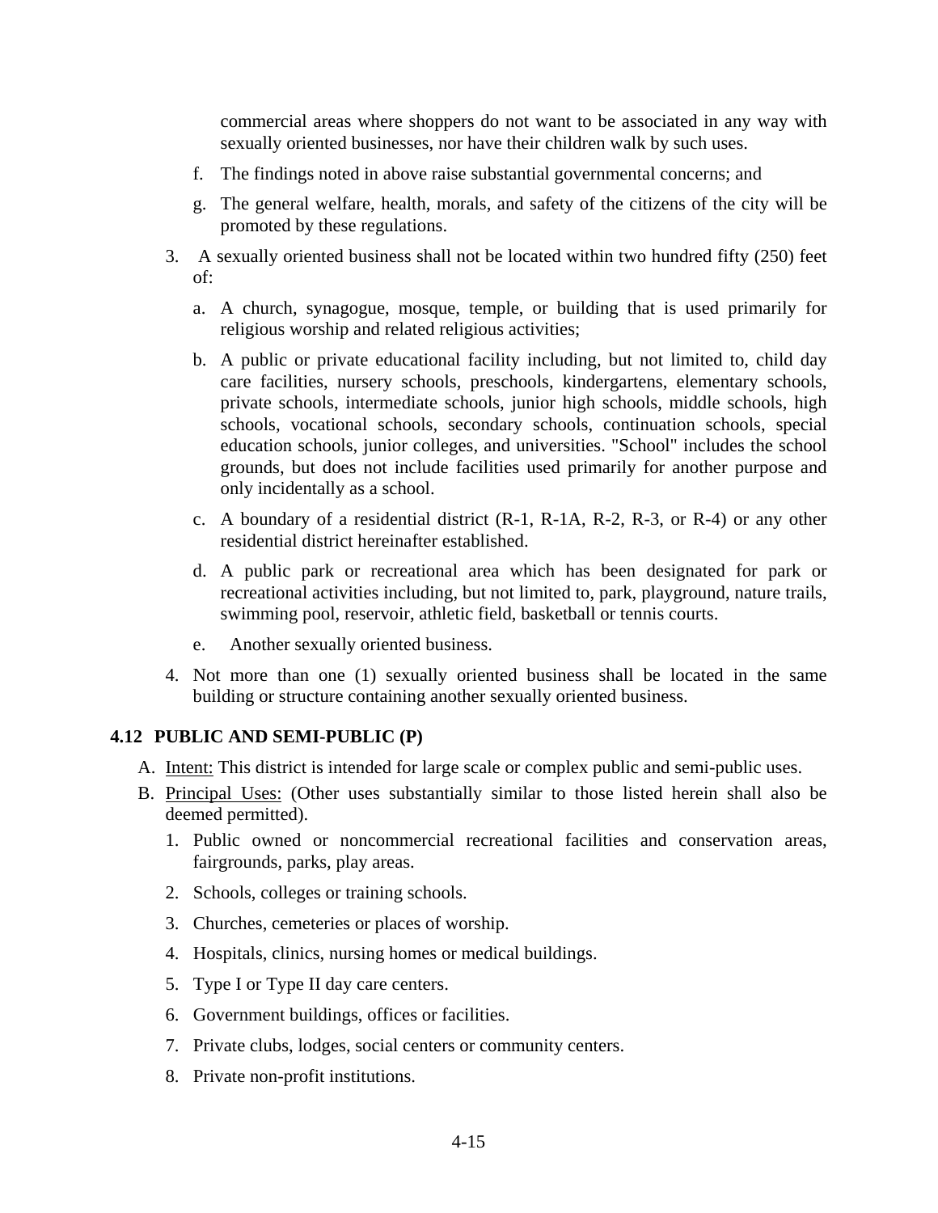commercial areas where shoppers do not want to be associated in any way with sexually oriented businesses, nor have their children walk by such uses.

f. The findings noted in above raise substantial governmental concerns; and

g. The general welfare, health, morals, and safety of the citizens of the city will be promoted by these regulations.

3. A sexually oriented business shall not be located within two hundred fifty (250) feet of:

   a. A church, synagogue, mosque, temple, or building that is used primarily for religious worship and related religious activities;

   b. A public or private educational facility including, but not limited to, child day care facilities, nursery schools, preschools, kindergartens, elementary schools, private schools, intermediate schools, junior high schools, middle schools, high schools, vocational schools, secondary schools, continuation schools, special education schools, junior colleges, and universities. "School" includes the school grounds, but does not include facilities used primarily for another purpose and only incidentally as a school.

   c. A boundary of a residential district (R-1, R-1A, R-2, R-3, or R-4) or any other residential district hereinafter established.

   d. A public park or recreational area which has been designated for park or recreational activities including, but not limited to, park, playground, nature trails, swimming pool, reservoir, athletic field, basketball or tennis courts.

   e. Another sexually oriented business.

4. Not more than one (1) sexually oriented business shall be located in the same building or structure containing another sexually oriented business.

### 4.12 PUBLIC AND SEMI-PUBLIC (P)

A. Intent: This district is intended for large scale or complex public and semi-public uses.

B. Principal Uses: (Other uses substantially similar to those listed herein shall also be deemed permitted).

   1. Public owned or noncommercial recreational facilities and conservation areas, fairgrounds, parks, play areas.
   2. Schools, colleges or training schools.
   3. Churches, cemeteries or places of worship.
   4. Hospitals, clinics, nursing homes or medical buildings.
   5. Type I or Type II day care centers.
   6. Government buildings, offices or facilities.
   7. Private clubs, lodges, social centers or community centers.
   8. Private non-profit institutions.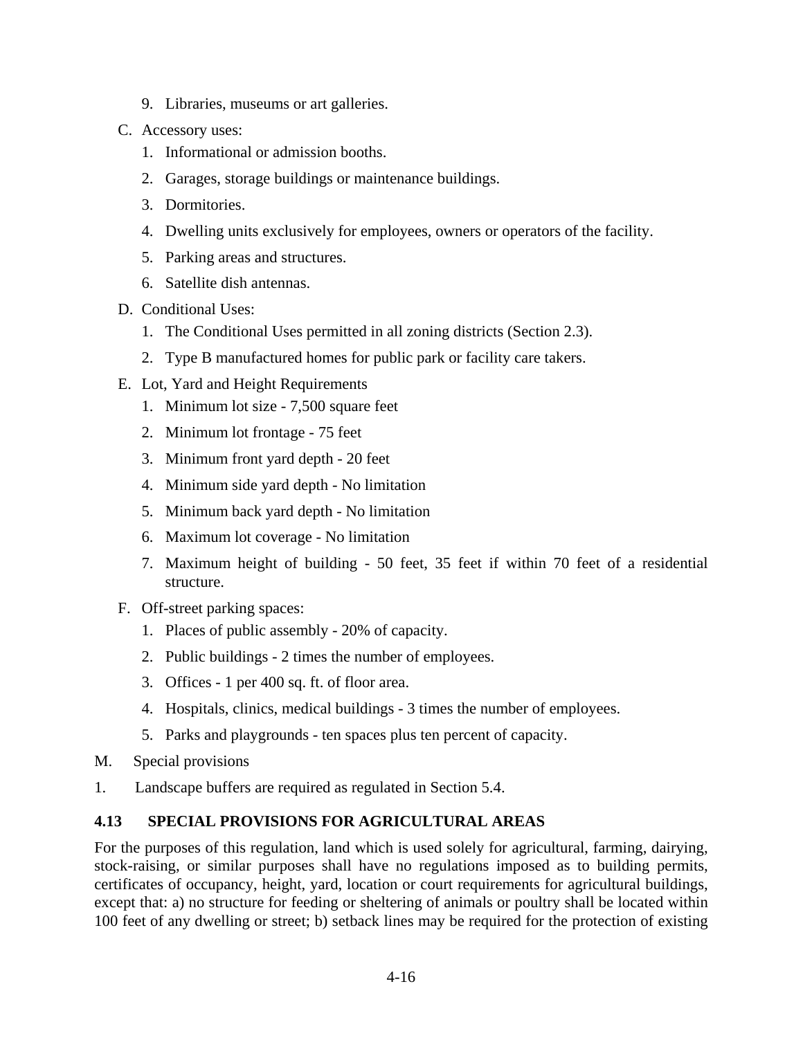9. Libraries, museums or art galleries.

C. Accessory uses:
   1. Informational or admission booths.
   2. Garages, storage buildings or maintenance buildings.
   3. Dormitories.
   4. Dwelling units exclusively for employees, owners or operators of the facility.
   5. Parking areas and structures.
   6. Satellite dish antennas.

D. Conditional Uses:
   1. The Conditional Uses permitted in all zoning districts (Section 2.3).
   2. Type B manufactured homes for public park or facility care takers.

E. Lot, Yard and Height Requirements
   1. Minimum lot size - 7,500 square feet
   2. Minimum lot frontage - 75 feet
   3. Minimum front yard depth - 20 feet
   4. Minimum side yard depth - No limitation
   5. Minimum back yard depth - No limitation
   6. Maximum lot coverage - No limitation
   7. Maximum height of building - 50 feet, 35 feet if within 70 feet of a residential structure.

F. Off-street parking spaces:
   1. Places of public assembly - 20% of capacity.
   2. Public buildings - 2 times the number of employees.
   3. Offices - 1 per 400 sq. ft. of floor area.
   4. Hospitals, clinics, medical buildings - 3 times the number of employees.
   5. Parks and playgrounds - ten spaces plus ten percent of capacity.

M. Special provisions

1. Landscape buffers are required as regulated in Section 5.4.

## 4.13 SPECIAL PROVISIONS FOR AGRICULTURAL AREAS

For the purposes of this regulation, land which is used solely for agricultural, farming, dairying, stock-raising, or similar purposes shall have no regulations imposed as to building permits, certificates of occupancy, height, yard, location or court requirements for agricultural buildings, except that: a) no structure for feeding or sheltering of animals or poultry shall be located within 100 feet of any dwelling or street; b) setback lines may be required for the protection of existing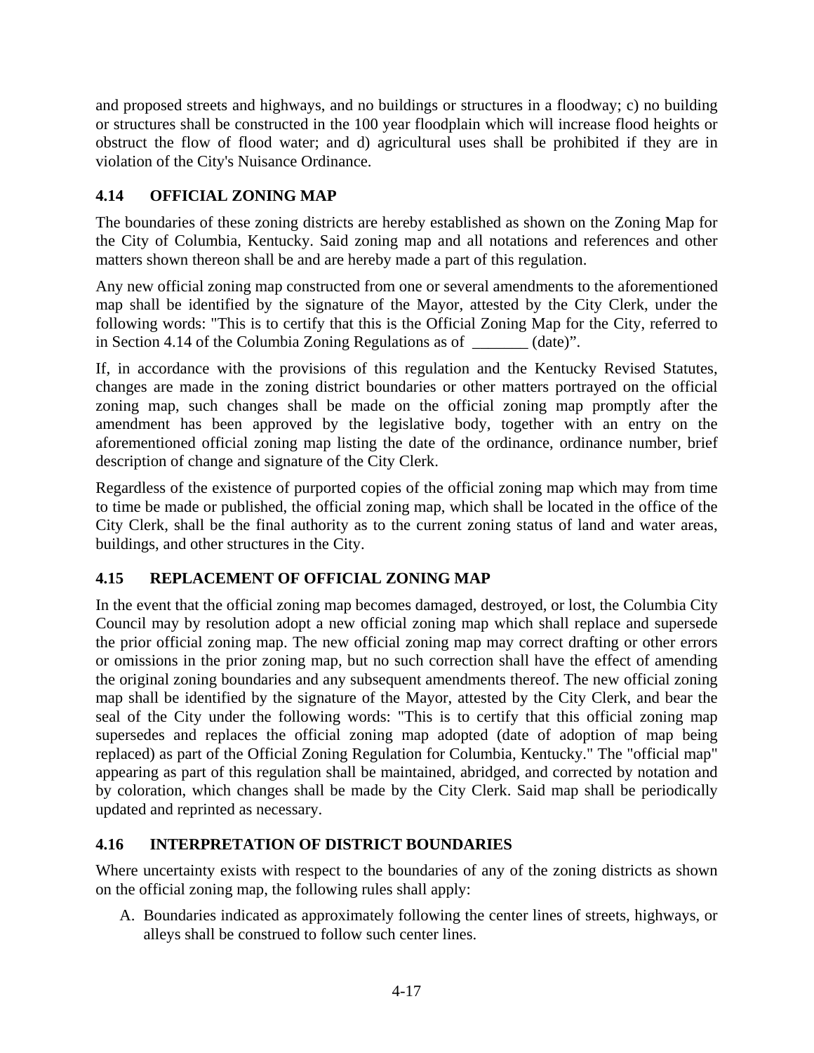and proposed streets and highways, and no buildings or structures in a floodway; c) no building or structures shall be constructed in the 100 year floodplain which will increase flood heights or obstruct the flow of flood water; and d) agricultural uses shall be prohibited if they are in violation of the City's Nuisance Ordinance.

## 4.14 OFFICIAL ZONING MAP

The boundaries of these zoning districts are hereby established as shown on the Zoning Map for the City of Columbia, Kentucky. Said zoning map and all notations and references and other matters shown thereon shall be and are hereby made a part of this regulation.

Any new official zoning map constructed from one or several amendments to the aforementioned map shall be identified by the signature of the Mayor, attested by the City Clerk, under the following words: "This is to certify that this is the Official Zoning Map for the City, referred to in Section 4.14 of the Columbia Zoning Regulations as of _______ (date)".

If, in accordance with the provisions of this regulation and the Kentucky Revised Statutes, changes are made in the zoning district boundaries or other matters portrayed on the official zoning map, such changes shall be made on the official zoning map promptly after the amendment has been approved by the legislative body, together with an entry on the aforementioned official zoning map listing the date of the ordinance, ordinance number, brief description of change and signature of the City Clerk.

Regardless of the existence of purported copies of the official zoning map which may from time to time be made or published, the official zoning map, which shall be located in the office of the City Clerk, shall be the final authority as to the current zoning status of land and water areas, buildings, and other structures in the City.

## 4.15 REPLACEMENT OF OFFICIAL ZONING MAP

In the event that the official zoning map becomes damaged, destroyed, or lost, the Columbia City Council may by resolution adopt a new official zoning map which shall replace and supersede the prior official zoning map. The new official zoning map may correct drafting or other errors or omissions in the prior zoning map, but no such correction shall have the effect of amending the original zoning boundaries and any subsequent amendments thereof. The new official zoning map shall be identified by the signature of the Mayor, attested by the City Clerk, and bear the seal of the City under the following words: "This is to certify that this official zoning map supersedes and replaces the official zoning map adopted (date of adoption of map being replaced) as part of the Official Zoning Regulation for Columbia, Kentucky." The "official map" appearing as part of this regulation shall be maintained, abridged, and corrected by notation and by coloration, which changes shall be made by the City Clerk. Said map shall be periodically updated and reprinted as necessary.

## 4.16 INTERPRETATION OF DISTRICT BOUNDARIES

Where uncertainty exists with respect to the boundaries of any of the zoning districts as shown on the official zoning map, the following rules shall apply:

A. Boundaries indicated as approximately following the center lines of streets, highways, or alleys shall be construed to follow such center lines.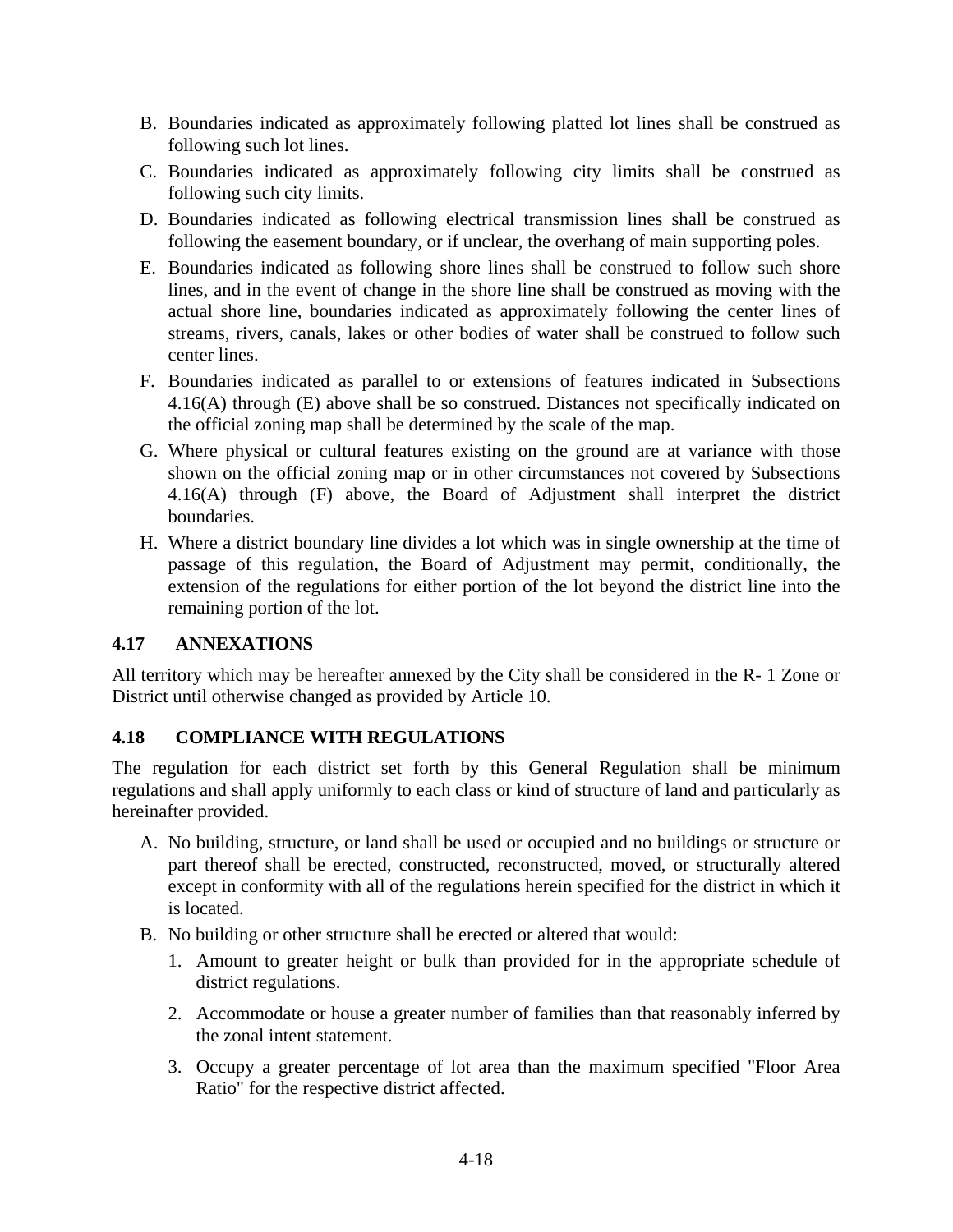B. Boundaries indicated as approximately following platted lot lines shall be construed as following such lot lines.

C. Boundaries indicated as approximately following city limits shall be construed as following such city limits.

D. Boundaries indicated as following electrical transmission lines shall be construed as following the easement boundary, or if unclear, the overhang of main supporting poles.

E. Boundaries indicated as following shore lines shall be construed to follow such shore lines, and in the event of change in the shore line shall be construed as moving with the actual shore line, boundaries indicated as approximately following the center lines of streams, rivers, canals, lakes or other bodies of water shall be construed to follow such center lines.

F. Boundaries indicated as parallel to or extensions of features indicated in Subsections 4.16(A) through (E) above shall be so construed. Distances not specifically indicated on the official zoning map shall be determined by the scale of the map.

G. Where physical or cultural features existing on the ground are at variance with those shown on the official zoning map or in other circumstances not covered by Subsections 4.16(A) through (F) above, the Board of Adjustment shall interpret the district boundaries.

H. Where a district boundary line divides a lot which was in single ownership at the time of passage of this regulation, the Board of Adjustment may permit, conditionally, the extension of the regulations for either portion of the lot beyond the district line into the remaining portion of the lot.

### 4.17 ANNEXATIONS

All territory which may be hereafter annexed by the City shall be considered in the R- 1 Zone or District until otherwise changed as provided by Article 10.

### 4.18 COMPLIANCE WITH REGULATIONS

The regulation for each district set forth by this General Regulation shall be minimum regulations and shall apply uniformly to each class or kind of structure of land and particularly as hereinafter provided.

A. No building, structure, or land shall be used or occupied and no buildings or structure or part thereof shall be erected, constructed, reconstructed, moved, or structurally altered except in conformity with all of the regulations herein specified for the district in which it is located.

B. No building or other structure shall be erected or altered that would:

   1. Amount to greater height or bulk than provided for in the appropriate schedule of district regulations.

   2. Accommodate or house a greater number of families than that reasonably inferred by the zonal intent statement.

   3. Occupy a greater percentage of lot area than the maximum specified "Floor Area Ratio" for the respective district affected.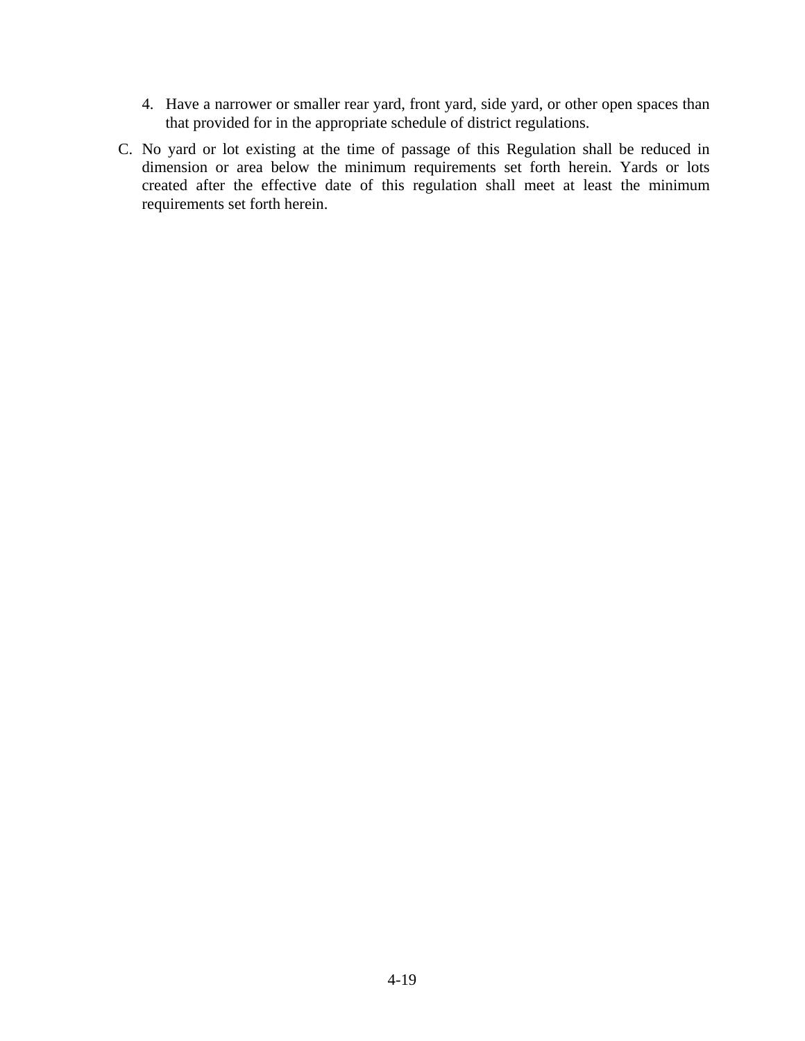4. Have a narrower or smaller rear yard, front yard, side yard, or other open spaces than that provided for in the appropriate schedule of district regulations.

C. No yard or lot existing at the time of passage of this Regulation shall be reduced in dimension or area below the minimum requirements set forth herein. Yards or lots created after the effective date of this regulation shall meet at least the minimum requirements set forth herein.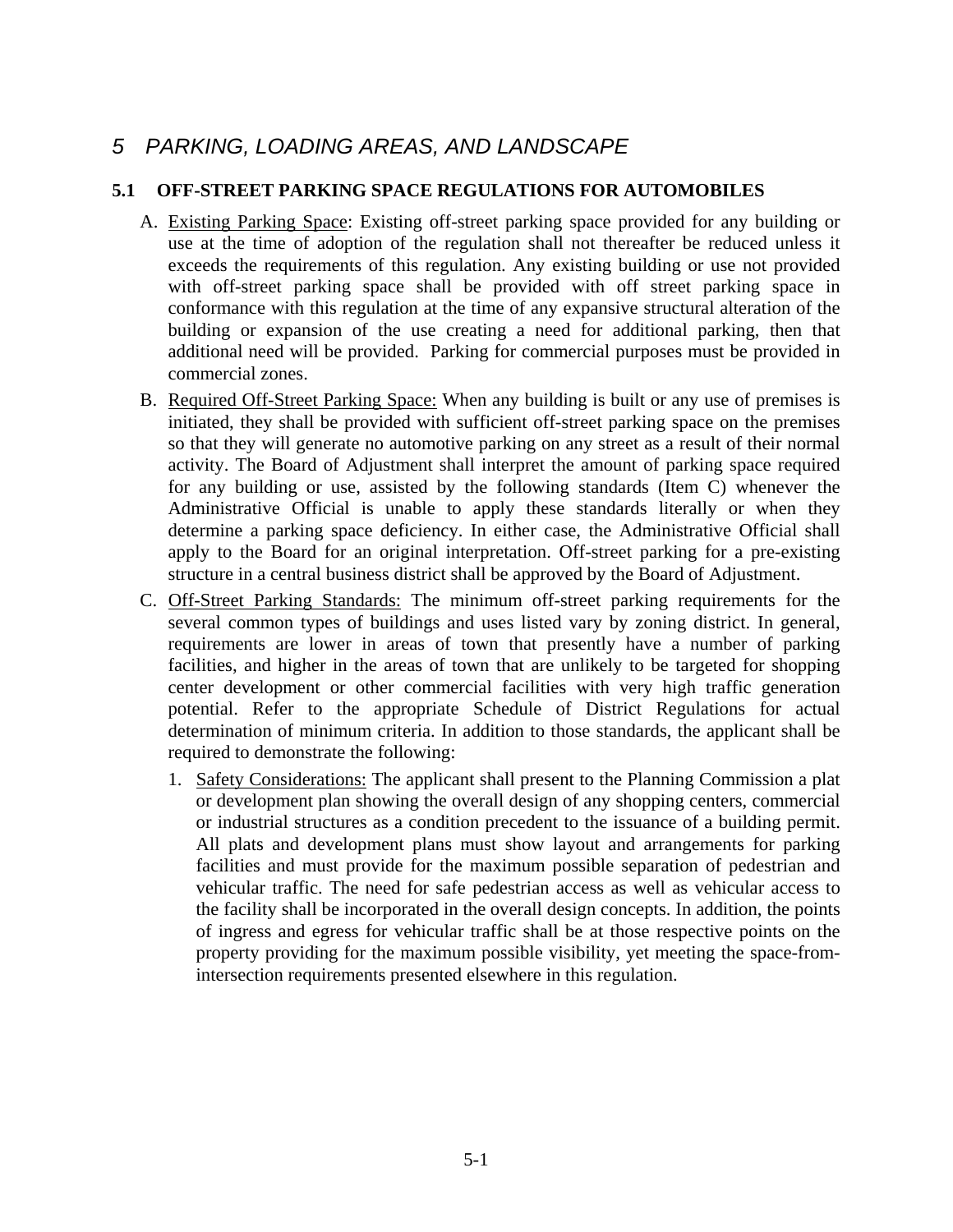# *5 PARKING, LOADING AREAS, AND LANDSCAPE*

## 5.1 OFF-STREET PARKING SPACE REGULATIONS FOR AUTOMOBILES

A. Existing Parking Space: Existing off-street parking space provided for any building or use at the time of adoption of the regulation shall not thereafter be reduced unless it exceeds the requirements of this regulation. Any existing building or use not provided with off-street parking space shall be provided with off street parking space in conformance with this regulation at the time of any expansive structural alteration of the building or expansion of the use creating a need for additional parking, then that additional need will be provided. Parking for commercial purposes must be provided in commercial zones.

B. Required Off-Street Parking Space: When any building is built or any use of premises is initiated, they shall be provided with sufficient off-street parking space on the premises so that they will generate no automotive parking on any street as a result of their normal activity. The Board of Adjustment shall interpret the amount of parking space required for any building or use, assisted by the following standards (Item C) whenever the Administrative Official is unable to apply these standards literally or when they determine a parking space deficiency. In either case, the Administrative Official shall apply to the Board for an original interpretation. Off-street parking for a pre-existing structure in a central business district shall be approved by the Board of Adjustment.

C. Off-Street Parking Standards: The minimum off-street parking requirements for the several common types of buildings and uses listed vary by zoning district. In general, requirements are lower in areas of town that presently have a number of parking facilities, and higher in the areas of town that are unlikely to be targeted for shopping center development or other commercial facilities with very high traffic generation potential. Refer to the appropriate Schedule of District Regulations for actual determination of minimum criteria. In addition to those standards, the applicant shall be required to demonstrate the following:

   1. Safety Considerations: The applicant shall present to the Planning Commission a plat or development plan showing the overall design of any shopping centers, commercial or industrial structures as a condition precedent to the issuance of a building permit. All plats and development plans must show layout and arrangements for parking facilities and must provide for the maximum possible separation of pedestrian and vehicular traffic. The need for safe pedestrian access as well as vehicular access to the facility shall be incorporated in the overall design concepts. In addition, the points of ingress and egress for vehicular traffic shall be at those respective points on the property providing for the maximum possible visibility, yet meeting the space-from-intersection requirements presented elsewhere in this regulation.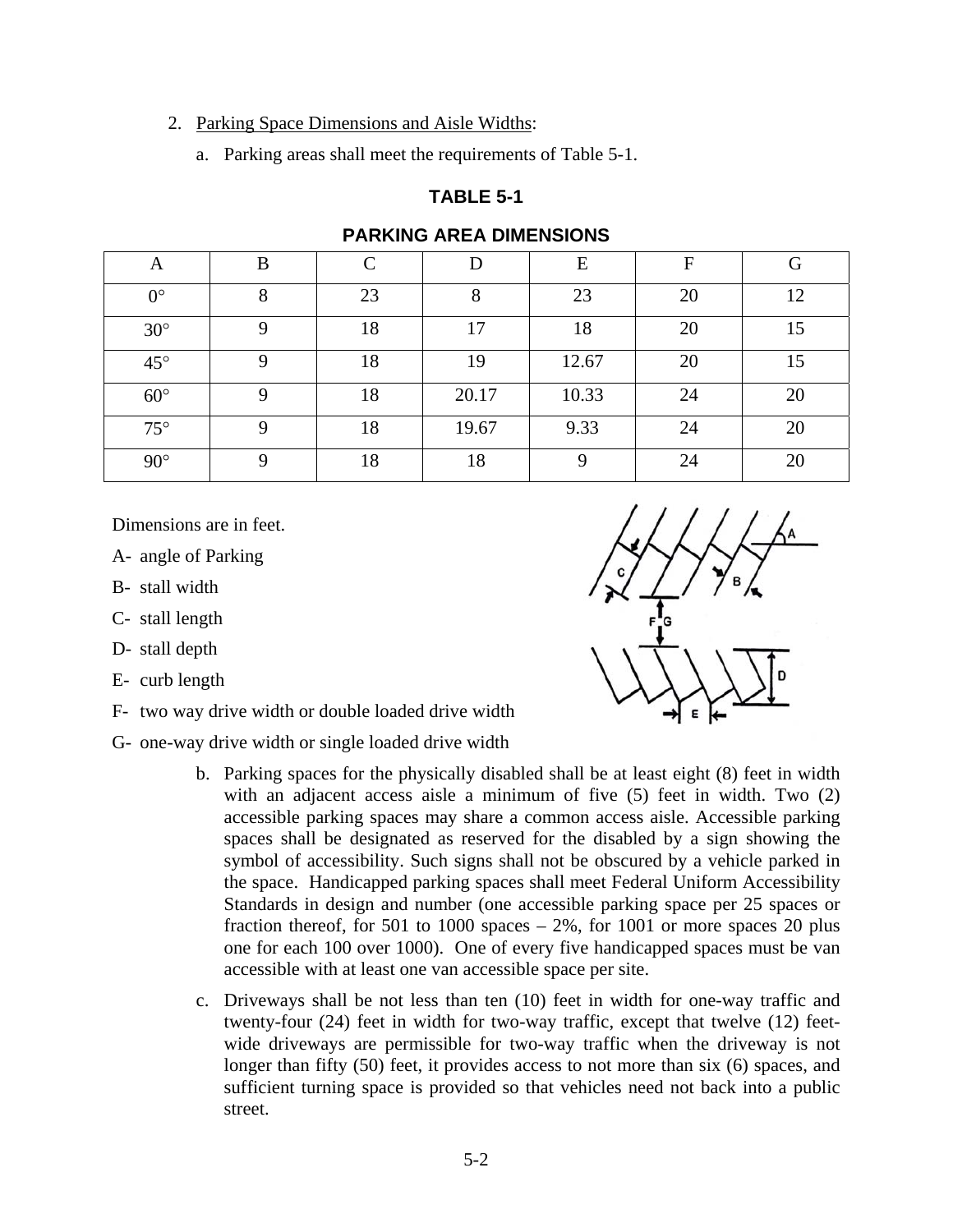2. Parking Space Dimensions and Aisle Widths:

   a. Parking areas shall meet the requirements of Table 5-1.

**TABLE 5-1**

**PARKING AREA DIMENSIONS**

| A | B | C | D | E | F | G |
|---|---|---|---|---|---|---|
| 0° | 8 | 23 | 8 | 23 | 20 | 12 |
| 30° | 9 | 18 | 17 | 18 | 20 | 15 |
| 45° | 9 | 18 | 19 | 12.67 | 20 | 15 |
| 60° | 9 | 18 | 20.17 | 10.33 | 24 | 20 |
| 75° | 9 | 18 | 19.67 | 9.33 | 24 | 20 |
| 90° | 9 | 18 | 18 | 9 | 24 | 20 |

Dimensions are in feet.

A- angle of Parking

B- stall width

C- stall length

D- stall depth

E- curb length

F- two way drive width or double loaded drive width

G- one-way drive width or single loaded drive width

   b. Parking spaces for the physically disabled shall be at least eight (8) feet in width with an adjacent access aisle a minimum of five (5) feet in width. Two (2) accessible parking spaces may share a common access aisle. Accessible parking spaces shall be designated as reserved for the disabled by a sign showing the symbol of accessibility. Such signs shall not be obscured by a vehicle parked in the space. Handicapped parking spaces shall meet Federal Uniform Accessibility Standards in design and number (one accessible parking space per 25 spaces or fraction thereof, for 501 to 1000 spaces – 2%, for 1001 or more spaces 20 plus one for each 100 over 1000). One of every five handicapped spaces must be van accessible with at least one van accessible space per site.

   c. Driveways shall be not less than ten (10) feet in width for one-way traffic and twenty-four (24) feet in width for two-way traffic, except that twelve (12) feet-wide driveways are permissible for two-way traffic when the driveway is not longer than fifty (50) feet, it provides access to not more than six (6) spaces, and sufficient turning space is provided so that vehicles need not back into a public street.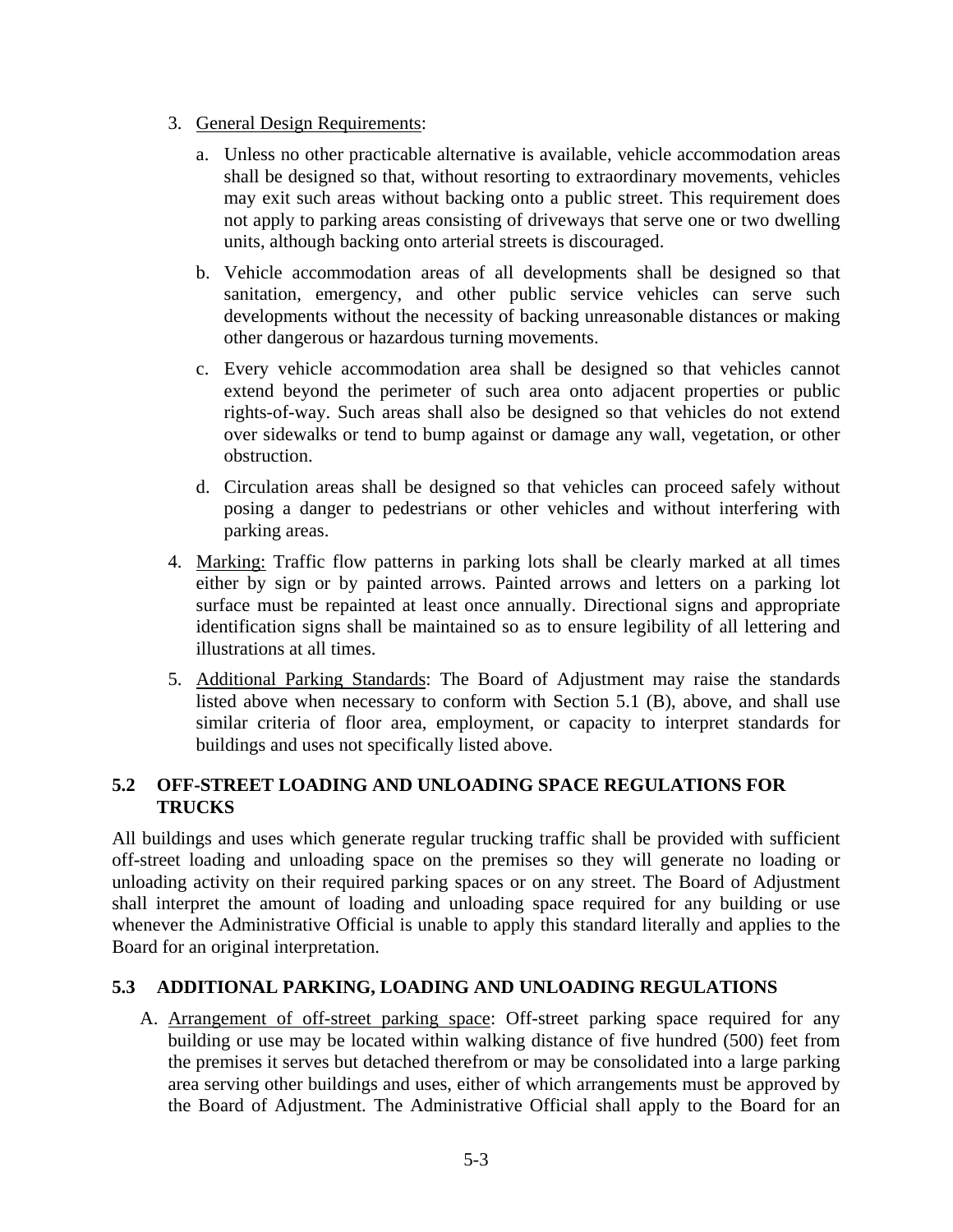3. General Design Requirements:

   a. Unless no other practicable alternative is available, vehicle accommodation areas shall be designed so that, without resorting to extraordinary movements, vehicles may exit such areas without backing onto a public street. This requirement does not apply to parking areas consisting of driveways that serve one or two dwelling units, although backing onto arterial streets is discouraged.

   b. Vehicle accommodation areas of all developments shall be designed so that sanitation, emergency, and other public service vehicles can serve such developments without the necessity of backing unreasonable distances or making other dangerous or hazardous turning movements.

   c. Every vehicle accommodation area shall be designed so that vehicles cannot extend beyond the perimeter of such area onto adjacent properties or public rights-of-way. Such areas shall also be designed so that vehicles do not extend over sidewalks or tend to bump against or damage any wall, vegetation, or other obstruction.

   d. Circulation areas shall be designed so that vehicles can proceed safely without posing a danger to pedestrians or other vehicles and without interfering with parking areas.

4. Marking: Traffic flow patterns in parking lots shall be clearly marked at all times either by sign or by painted arrows. Painted arrows and letters on a parking lot surface must be repainted at least once annually. Directional signs and appropriate identification signs shall be maintained so as to ensure legibility of all lettering and illustrations at all times.

5. Additional Parking Standards: The Board of Adjustment may raise the standards listed above when necessary to conform with Section 5.1 (B), above, and shall use similar criteria of floor area, employment, or capacity to interpret standards for buildings and uses not specifically listed above.

## 5.2 OFF-STREET LOADING AND UNLOADING SPACE REGULATIONS FOR TRUCKS

All buildings and uses which generate regular trucking traffic shall be provided with sufficient off-street loading and unloading space on the premises so they will generate no loading or unloading activity on their required parking spaces or on any street. The Board of Adjustment shall interpret the amount of loading and unloading space required for any building or use whenever the Administrative Official is unable to apply this standard literally and applies to the Board for an original interpretation.

## 5.3 ADDITIONAL PARKING, LOADING AND UNLOADING REGULATIONS

A. Arrangement of off-street parking space: Off-street parking space required for any building or use may be located within walking distance of five hundred (500) feet from the premises it serves but detached therefrom or may be consolidated into a large parking area serving other buildings and uses, either of which arrangements must be approved by the Board of Adjustment. The Administrative Official shall apply to the Board for an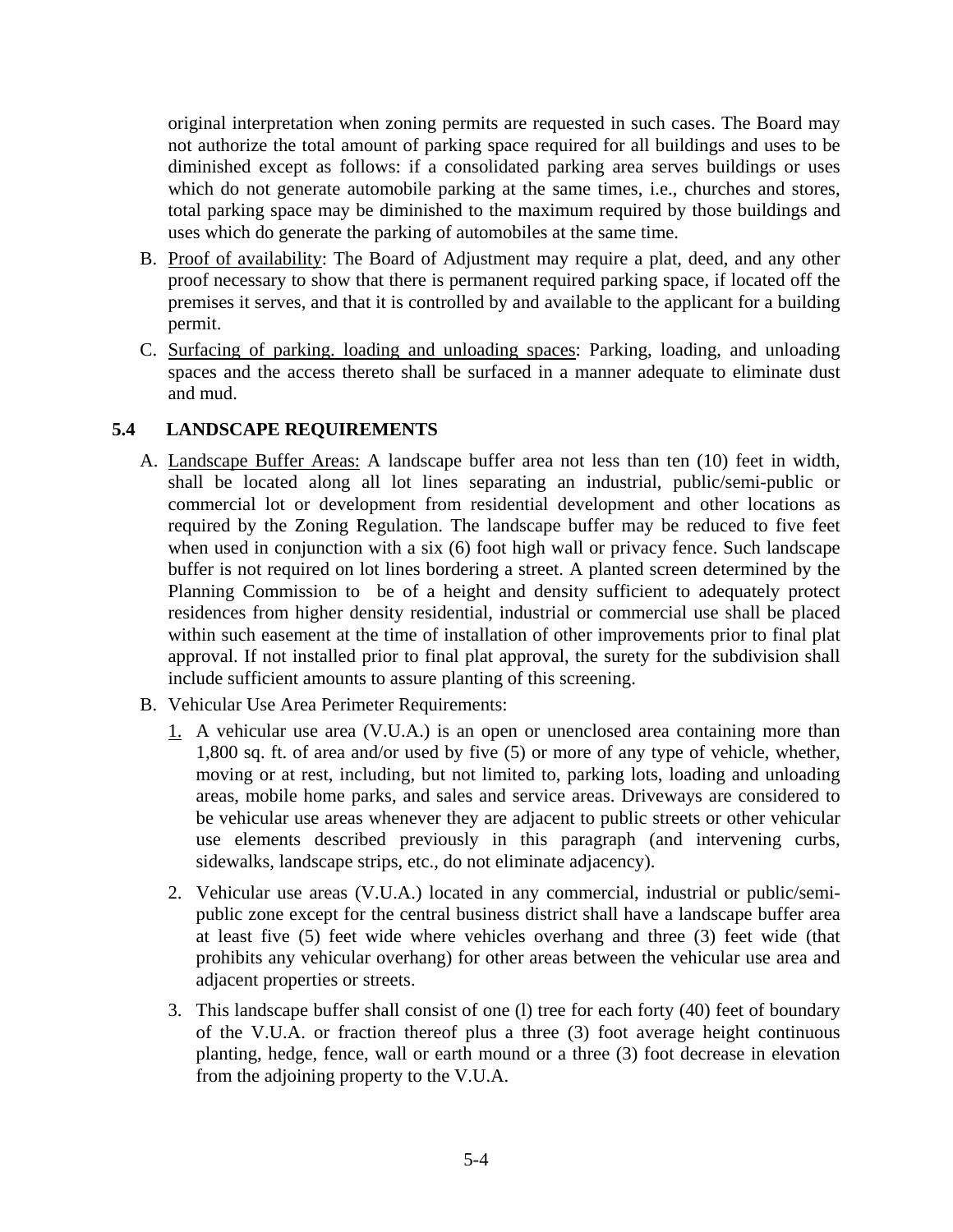original interpretation when zoning permits are requested in such cases. The Board may not authorize the total amount of parking space required for all buildings and uses to be diminished except as follows: if a consolidated parking area serves buildings or uses which do not generate automobile parking at the same times, i.e., churches and stores, total parking space may be diminished to the maximum required by those buildings and uses which do generate the parking of automobiles at the same time.

B. Proof of availability: The Board of Adjustment may require a plat, deed, and any other proof necessary to show that there is permanent required parking space, if located off the premises it serves, and that it is controlled by and available to the applicant for a building permit.

C. Surfacing of parking. loading and unloading spaces: Parking, loading, and unloading spaces and the access thereto shall be surfaced in a manner adequate to eliminate dust and mud.

## 5.4 LANDSCAPE REQUIREMENTS

A. Landscape Buffer Areas: A landscape buffer area not less than ten (10) feet in width, shall be located along all lot lines separating an industrial, public/semi-public or commercial lot or development from residential development and other locations as required by the Zoning Regulation. The landscape buffer may be reduced to five feet when used in conjunction with a six (6) foot high wall or privacy fence. Such landscape buffer is not required on lot lines bordering a street. A planted screen determined by the Planning Commission to be of a height and density sufficient to adequately protect residences from higher density residential, industrial or commercial use shall be placed within such easement at the time of installation of other improvements prior to final plat approval. If not installed prior to final plat approval, the surety for the subdivision shall include sufficient amounts to assure planting of this screening.

B. Vehicular Use Area Perimeter Requirements:

1. A vehicular use area (V.U.A.) is an open or unenclosed area containing more than 1,800 sq. ft. of area and/or used by five (5) or more of any type of vehicle, whether, moving or at rest, including, but not limited to, parking lots, loading and unloading areas, mobile home parks, and sales and service areas. Driveways are considered to be vehicular use areas whenever they are adjacent to public streets or other vehicular use elements described previously in this paragraph (and intervening curbs, sidewalks, landscape strips, etc., do not eliminate adjacency).

2. Vehicular use areas (V.U.A.) located in any commercial, industrial or public/semi-public zone except for the central business district shall have a landscape buffer area at least five (5) feet wide where vehicles overhang and three (3) feet wide (that prohibits any vehicular overhang) for other areas between the vehicular use area and adjacent properties or streets.

3. This landscape buffer shall consist of one (l) tree for each forty (40) feet of boundary of the V.U.A. or fraction thereof plus a three (3) foot average height continuous planting, hedge, fence, wall or earth mound or a three (3) foot decrease in elevation from the adjoining property to the V.U.A.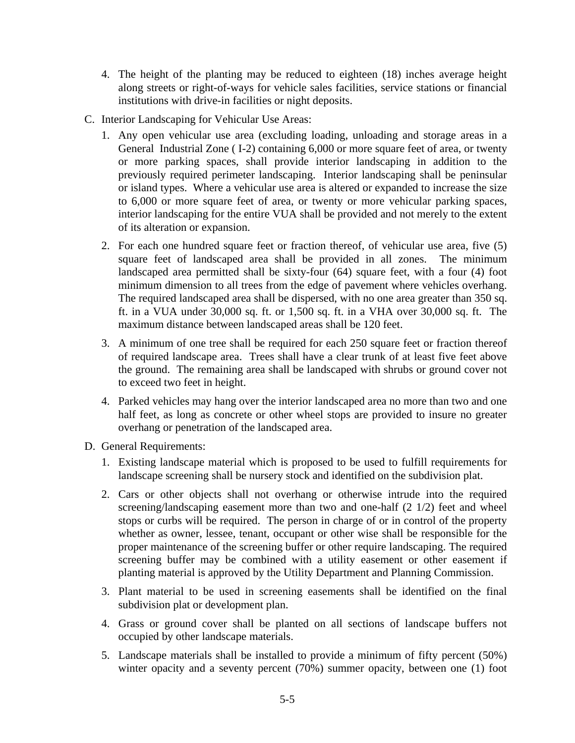4. The height of the planting may be reduced to eighteen (18) inches average height along streets or right-of-ways for vehicle sales facilities, service stations or financial institutions with drive-in facilities or night deposits.

C. Interior Landscaping for Vehicular Use Areas:

   1. Any open vehicular use area (excluding loading, unloading and storage areas in a General Industrial Zone ( I-2) containing 6,000 or more square feet of area, or twenty or more parking spaces, shall provide interior landscaping in addition to the previously required perimeter landscaping. Interior landscaping shall be peninsular or island types. Where a vehicular use area is altered or expanded to increase the size to 6,000 or more square feet of area, or twenty or more vehicular parking spaces, interior landscaping for the entire VUA shall be provided and not merely to the extent of its alteration or expansion.

   2. For each one hundred square feet or fraction thereof, of vehicular use area, five (5) square feet of landscaped area shall be provided in all zones. The minimum landscaped area permitted shall be sixty-four (64) square feet, with a four (4) foot minimum dimension to all trees from the edge of pavement where vehicles overhang. The required landscaped area shall be dispersed, with no one area greater than 350 sq. ft. in a VUA under 30,000 sq. ft. or 1,500 sq. ft. in a VHA over 30,000 sq. ft. The maximum distance between landscaped areas shall be 120 feet.

   3. A minimum of one tree shall be required for each 250 square feet or fraction thereof of required landscape area. Trees shall have a clear trunk of at least five feet above the ground. The remaining area shall be landscaped with shrubs or ground cover not to exceed two feet in height.

   4. Parked vehicles may hang over the interior landscaped area no more than two and one half feet, as long as concrete or other wheel stops are provided to insure no greater overhang or penetration of the landscaped area.

D. General Requirements:

   1. Existing landscape material which is proposed to be used to fulfill requirements for landscape screening shall be nursery stock and identified on the subdivision plat.

   2. Cars or other objects shall not overhang or otherwise intrude into the required screening/landscaping easement more than two and one-half (2 1/2) feet and wheel stops or curbs will be required. The person in charge of or in control of the property whether as owner, lessee, tenant, occupant or other wise shall be responsible for the proper maintenance of the screening buffer or other require landscaping. The required screening buffer may be combined with a utility easement or other easement if planting material is approved by the Utility Department and Planning Commission.

   3. Plant material to be used in screening easements shall be identified on the final subdivision plat or development plan.

   4. Grass or ground cover shall be planted on all sections of landscape buffers not occupied by other landscape materials.

   5. Landscape materials shall be installed to provide a minimum of fifty percent (50%) winter opacity and a seventy percent (70%) summer opacity, between one (1) foot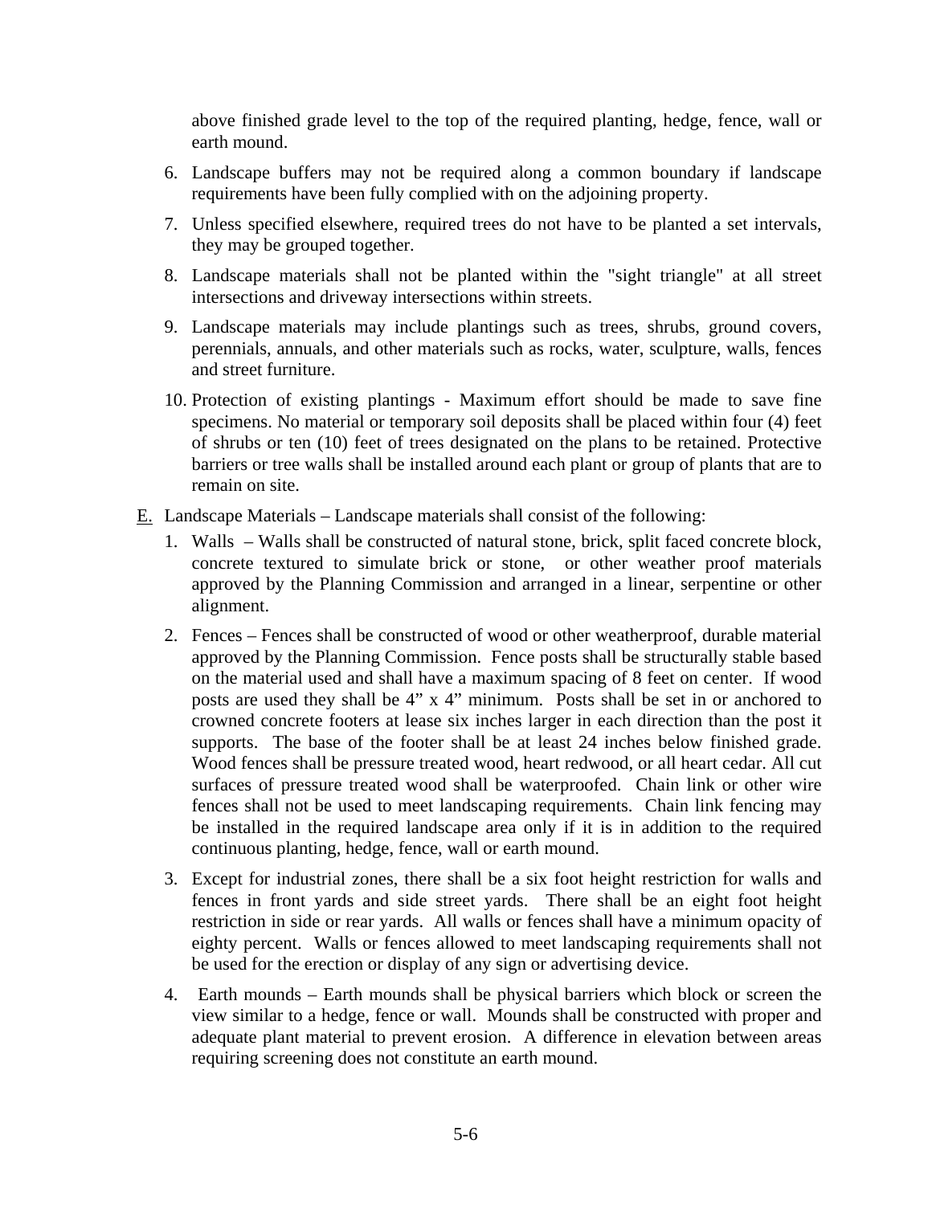above finished grade level to the top of the required planting, hedge, fence, wall or earth mound.

6. Landscape buffers may not be required along a common boundary if landscape requirements have been fully complied with on the adjoining property.
7. Unless specified elsewhere, required trees do not have to be planted a set intervals, they may be grouped together.
8. Landscape materials shall not be planted within the "sight triangle" at all street intersections and driveway intersections within streets.
9. Landscape materials may include plantings such as trees, shrubs, ground covers, perennials, annuals, and other materials such as rocks, water, sculpture, walls, fences and street furniture.
10. Protection of existing plantings - Maximum effort should be made to save fine specimens. No material or temporary soil deposits shall be placed within four (4) feet of shrubs or ten (10) feet of trees designated on the plans to be retained. Protective barriers or tree walls shall be installed around each plant or group of plants that are to remain on site.

E. Landscape Materials – Landscape materials shall consist of the following:

1. Walls – Walls shall be constructed of natural stone, brick, split faced concrete block, concrete textured to simulate brick or stone, or other weather proof materials approved by the Planning Commission and arranged in a linear, serpentine or other alignment.
2. Fences – Fences shall be constructed of wood or other weatherproof, durable material approved by the Planning Commission. Fence posts shall be structurally stable based on the material used and shall have a maximum spacing of 8 feet on center. If wood posts are used they shall be 4" x 4" minimum. Posts shall be set in or anchored to crowned concrete footers at lease six inches larger in each direction than the post it supports. The base of the footer shall be at least 24 inches below finished grade. Wood fences shall be pressure treated wood, heart redwood, or all heart cedar. All cut surfaces of pressure treated wood shall be waterproofed. Chain link or other wire fences shall not be used to meet landscaping requirements. Chain link fencing may be installed in the required landscape area only if it is in addition to the required continuous planting, hedge, fence, wall or earth mound.
3. Except for industrial zones, there shall be a six foot height restriction for walls and fences in front yards and side street yards. There shall be an eight foot height restriction in side or rear yards. All walls or fences shall have a minimum opacity of eighty percent. Walls or fences allowed to meet landscaping requirements shall not be used for the erection or display of any sign or advertising device.
4. Earth mounds – Earth mounds shall be physical barriers which block or screen the view similar to a hedge, fence or wall. Mounds shall be constructed with proper and adequate plant material to prevent erosion. A difference in elevation between areas requiring screening does not constitute an earth mound.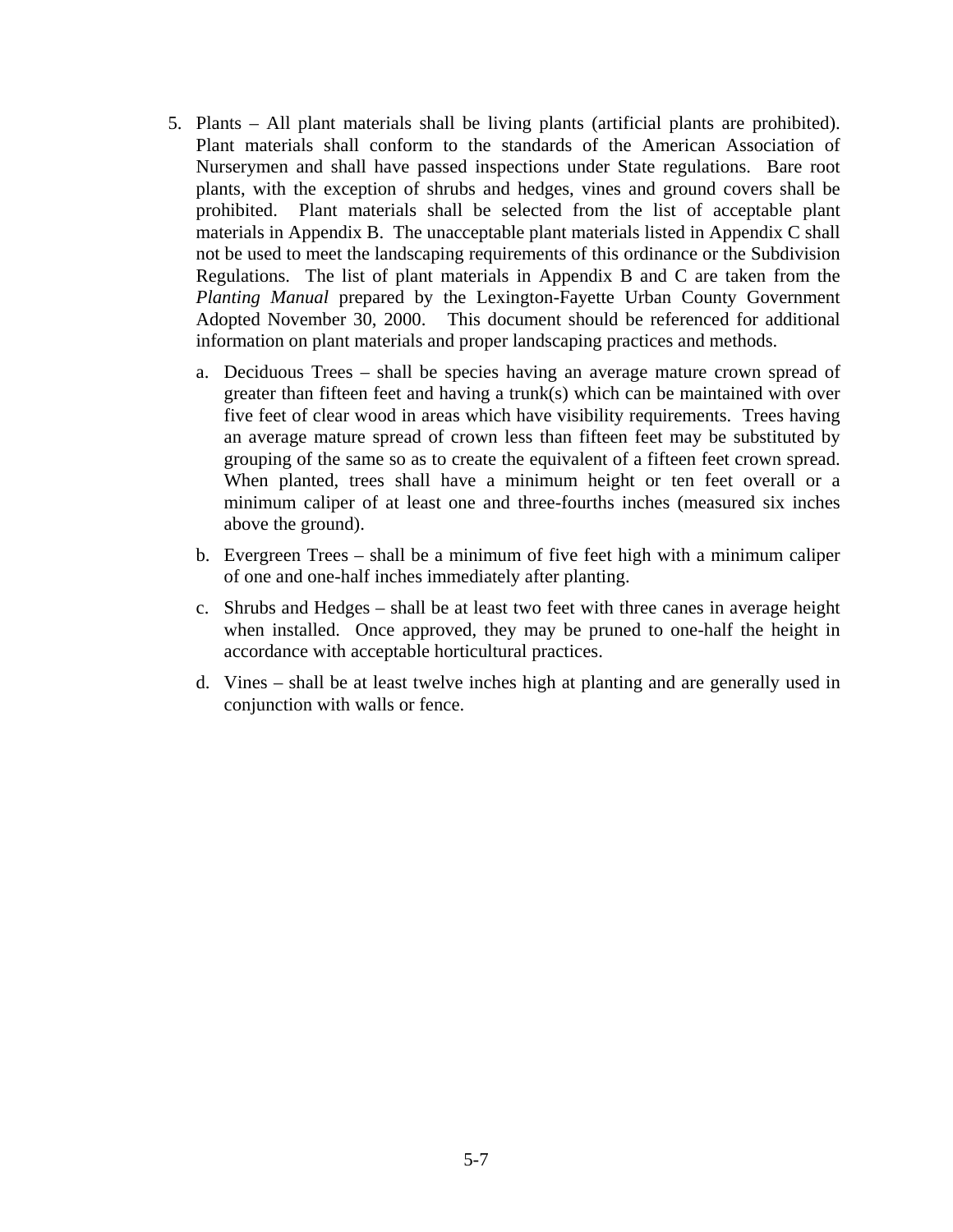5. Plants – All plant materials shall be living plants (artificial plants are prohibited). Plant materials shall conform to the standards of the American Association of Nurserymen and shall have passed inspections under State regulations. Bare root plants, with the exception of shrubs and hedges, vines and ground covers shall be prohibited. Plant materials shall be selected from the list of acceptable plant materials in Appendix B. The unacceptable plant materials listed in Appendix C shall not be used to meet the landscaping requirements of this ordinance or the Subdivision Regulations. The list of plant materials in Appendix B and C are taken from the *Planting Manual* prepared by the Lexington-Fayette Urban County Government Adopted November 30, 2000. This document should be referenced for additional information on plant materials and proper landscaping practices and methods.

   a. Deciduous Trees – shall be species having an average mature crown spread of greater than fifteen feet and having a trunk(s) which can be maintained with over five feet of clear wood in areas which have visibility requirements. Trees having an average mature spread of crown less than fifteen feet may be substituted by grouping of the same so as to create the equivalent of a fifteen feet crown spread. When planted, trees shall have a minimum height or ten feet overall or a minimum caliper of at least one and three-fourths inches (measured six inches above the ground).

   b. Evergreen Trees – shall be a minimum of five feet high with a minimum caliper of one and one-half inches immediately after planting.

   c. Shrubs and Hedges – shall be at least two feet with three canes in average height when installed. Once approved, they may be pruned to one-half the height in accordance with acceptable horticultural practices.

   d. Vines – shall be at least twelve inches high at planting and are generally used in conjunction with walls or fence.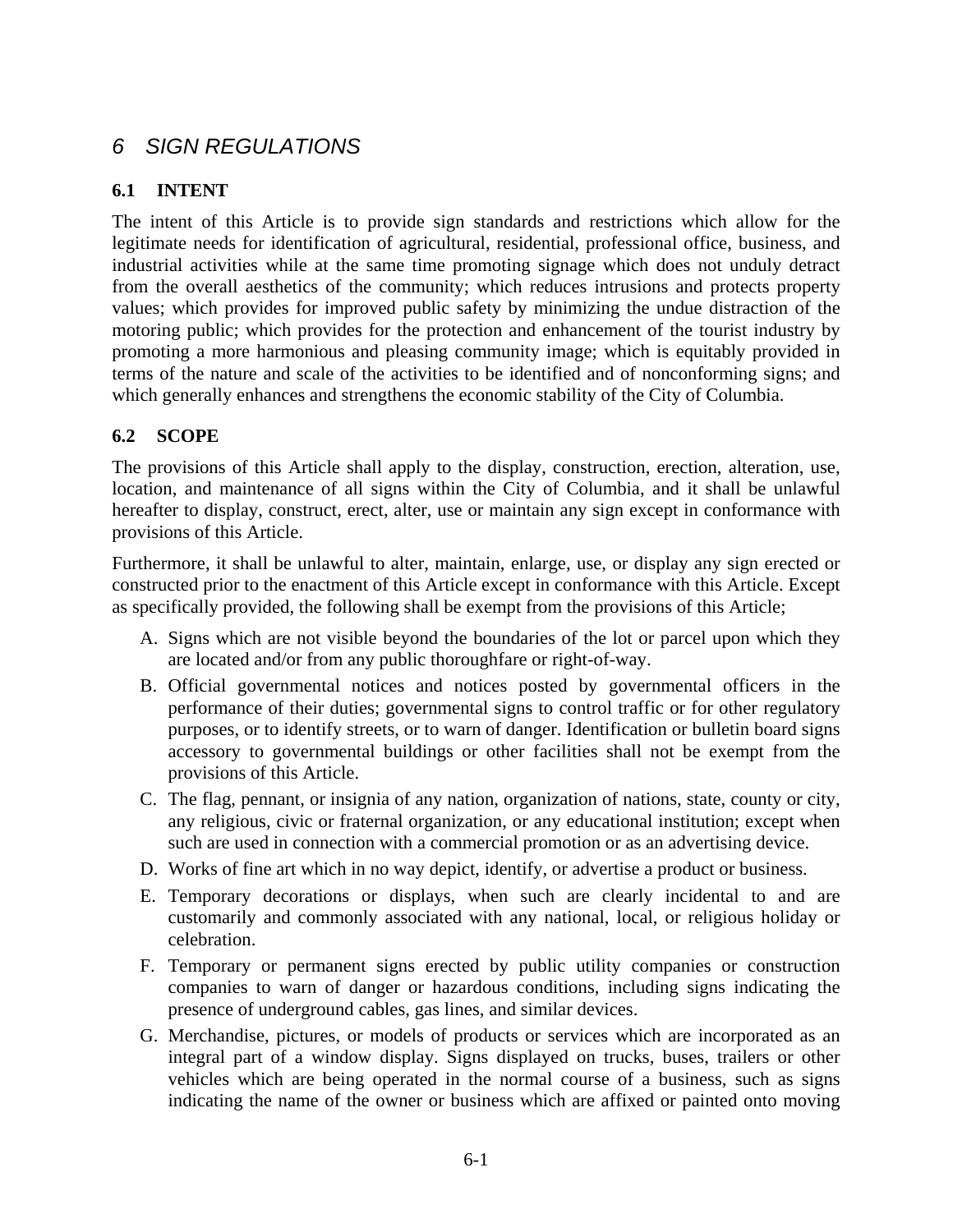# *6 SIGN REGULATIONS*

## 6.1 INTENT

The intent of this Article is to provide sign standards and restrictions which allow for the legitimate needs for identification of agricultural, residential, professional office, business, and industrial activities while at the same time promoting signage which does not unduly detract from the overall aesthetics of the community; which reduces intrusions and protects property values; which provides for improved public safety by minimizing the undue distraction of the motoring public; which provides for the protection and enhancement of the tourist industry by promoting a more harmonious and pleasing community image; which is equitably provided in terms of the nature and scale of the activities to be identified and of nonconforming signs; and which generally enhances and strengthens the economic stability of the City of Columbia.

## 6.2 SCOPE

The provisions of this Article shall apply to the display, construction, erection, alteration, use, location, and maintenance of all signs within the City of Columbia, and it shall be unlawful hereafter to display, construct, erect, alter, use or maintain any sign except in conformance with provisions of this Article.

Furthermore, it shall be unlawful to alter, maintain, enlarge, use, or display any sign erected or constructed prior to the enactment of this Article except in conformance with this Article. Except as specifically provided, the following shall be exempt from the provisions of this Article;

A. Signs which are not visible beyond the boundaries of the lot or parcel upon which they are located and/or from any public thoroughfare or right-of-way.

B. Official governmental notices and notices posted by governmental officers in the performance of their duties; governmental signs to control traffic or for other regulatory purposes, or to identify streets, or to warn of danger. Identification or bulletin board signs accessory to governmental buildings or other facilities shall not be exempt from the provisions of this Article.

C. The flag, pennant, or insignia of any nation, organization of nations, state, county or city, any religious, civic or fraternal organization, or any educational institution; except when such are used in connection with a commercial promotion or as an advertising device.

D. Works of fine art which in no way depict, identify, or advertise a product or business.

E. Temporary decorations or displays, when such are clearly incidental to and are customarily and commonly associated with any national, local, or religious holiday or celebration.

F. Temporary or permanent signs erected by public utility companies or construction companies to warn of danger or hazardous conditions, including signs indicating the presence of underground cables, gas lines, and similar devices.

G. Merchandise, pictures, or models of products or services which are incorporated as an integral part of a window display. Signs displayed on trucks, buses, trailers or other vehicles which are being operated in the normal course of a business, such as signs indicating the name of the owner or business which are affixed or painted onto moving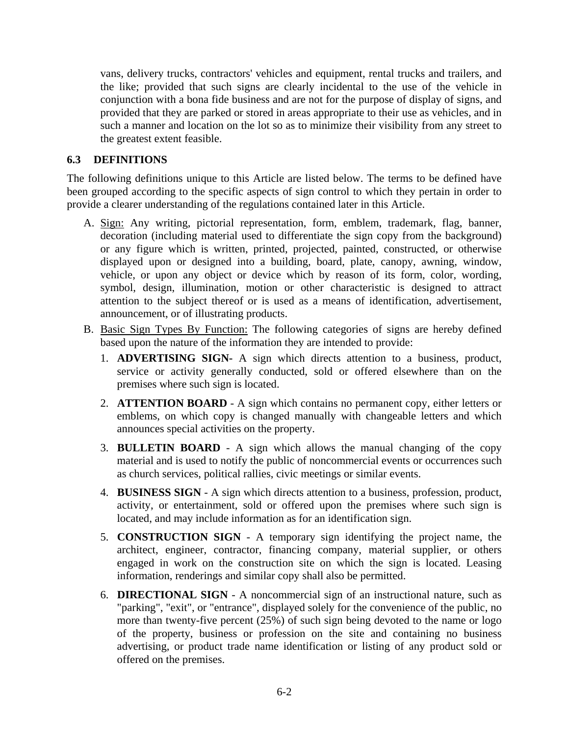vans, delivery trucks, contractors' vehicles and equipment, rental trucks and trailers, and the like; provided that such signs are clearly incidental to the use of the vehicle in conjunction with a bona fide business and are not for the purpose of display of signs, and provided that they are parked or stored in areas appropriate to their use as vehicles, and in such a manner and location on the lot so as to minimize their visibility from any street to the greatest extent feasible.

## 6.3 DEFINITIONS

The following definitions unique to this Article are listed below. The terms to be defined have been grouped according to the specific aspects of sign control to which they pertain in order to provide a clearer understanding of the regulations contained later in this Article.

A. <u>Sign:</u> Any writing, pictorial representation, form, emblem, trademark, flag, banner, decoration (including material used to differentiate the sign copy from the background) or any figure which is written, printed, projected, painted, constructed, or otherwise displayed upon or designed into a building, board, plate, canopy, awning, window, vehicle, or upon any object or device which by reason of its form, color, wording, symbol, design, illumination, motion or other characteristic is designed to attract attention to the subject thereof or is used as a means of identification, advertisement, announcement, or of illustrating products.

B. <u>Basic Sign Types By Function:</u> The following categories of signs are hereby defined based upon the nature of the information they are intended to provide:

   1. **ADVERTISING SIGN-** A sign which directs attention to a business, product, service or activity generally conducted, sold or offered elsewhere than on the premises where such sign is located.

   2. **ATTENTION BOARD** - A sign which contains no permanent copy, either letters or emblems, on which copy is changed manually with changeable letters and which announces special activities on the property.

   3. **BULLETIN BOARD** - A sign which allows the manual changing of the copy material and is used to notify the public of noncommercial events or occurrences such as church services, political rallies, civic meetings or similar events.

   4. **BUSINESS SIGN** - A sign which directs attention to a business, profession, product, activity, or entertainment, sold or offered upon the premises where such sign is located, and may include information as for an identification sign.

   5. **CONSTRUCTION SIGN** - A temporary sign identifying the project name, the architect, engineer, contractor, financing company, material supplier, or others engaged in work on the construction site on which the sign is located. Leasing information, renderings and similar copy shall also be permitted.

   6. **DIRECTIONAL SIGN** - A noncommercial sign of an instructional nature, such as "parking", "exit", or "entrance", displayed solely for the convenience of the public, no more than twenty-five percent (25%) of such sign being devoted to the name or logo of the property, business or profession on the site and containing no business advertising, or product trade name identification or listing of any product sold or offered on the premises.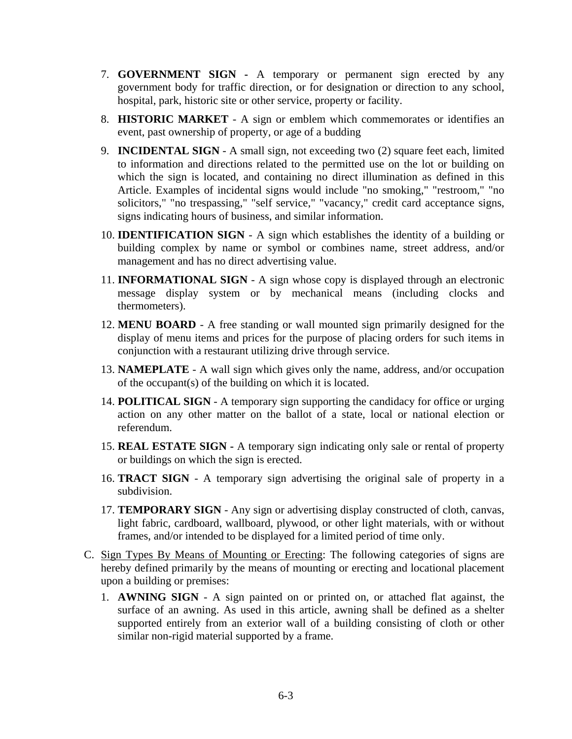7. **GOVERNMENT SIGN -** A temporary or permanent sign erected by any government body for traffic direction, or for designation or direction to any school, hospital, park, historic site or other service, property or facility.

8. **HISTORIC MARKET** - A sign or emblem which commemorates or identifies an event, past ownership of property, or age of a budding

9. **INCIDENTAL SIGN** - A small sign, not exceeding two (2) square feet each, limited to information and directions related to the permitted use on the lot or building on which the sign is located, and containing no direct illumination as defined in this Article. Examples of incidental signs would include "no smoking," "restroom," "no solicitors," "no trespassing," "self service," "vacancy," credit card acceptance signs, signs indicating hours of business, and similar information.

10. **IDENTIFICATION SIGN** - A sign which establishes the identity of a building or building complex by name or symbol or combines name, street address, and/or management and has no direct advertising value.

11. **INFORMATIONAL SIGN** - A sign whose copy is displayed through an electronic message display system or by mechanical means (including clocks and thermometers).

12. **MENU BOARD** - A free standing or wall mounted sign primarily designed for the display of menu items and prices for the purpose of placing orders for such items in conjunction with a restaurant utilizing drive through service.

13. **NAMEPLATE** - A wall sign which gives only the name, address, and/or occupation of the occupant(s) of the building on which it is located.

14. **POLITICAL SIGN** - A temporary sign supporting the candidacy for office or urging action on any other matter on the ballot of a state, local or national election or referendum.

15. **REAL ESTATE SIGN -** A temporary sign indicating only sale or rental of property or buildings on which the sign is erected.

16. **TRACT SIGN** - A temporary sign advertising the original sale of property in a subdivision.

17. **TEMPORARY SIGN** - Any sign or advertising display constructed of cloth, canvas, light fabric, cardboard, wallboard, plywood, or other light materials, with or without frames, and/or intended to be displayed for a limited period of time only.

C. Sign Types By Means of Mounting or Erecting: The following categories of signs are hereby defined primarily by the means of mounting or erecting and locational placement upon a building or premises:

   1. **AWNING SIGN** - A sign painted on or printed on, or attached flat against, the surface of an awning. As used in this article, awning shall be defined as a shelter supported entirely from an exterior wall of a building consisting of cloth or other similar non-rigid material supported by a frame.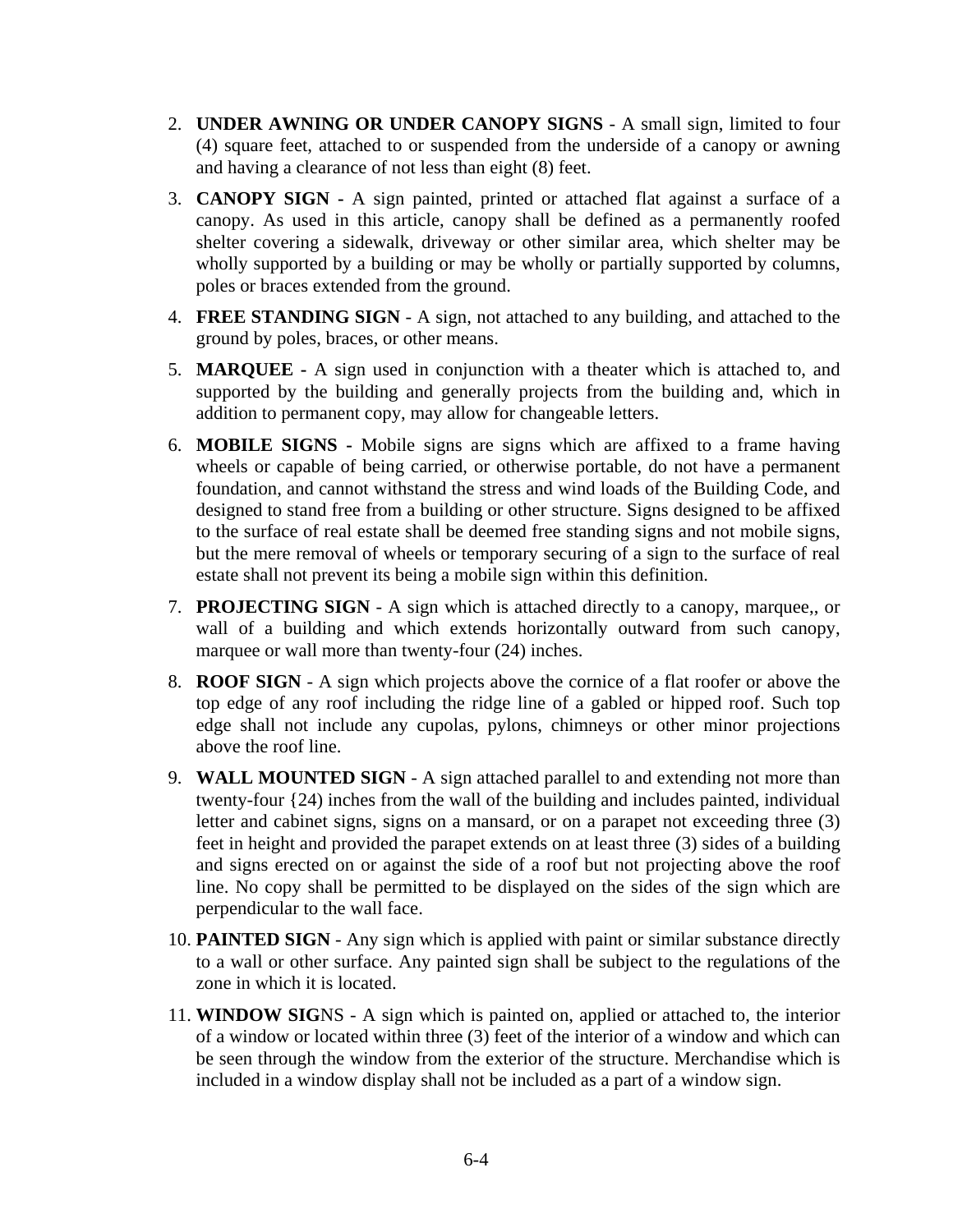2. **UNDER AWNING OR UNDER CANOPY SIGNS** - A small sign, limited to four (4) square feet, attached to or suspended from the underside of a canopy or awning and having a clearance of not less than eight (8) feet.

3. **CANOPY SIGN -** A sign painted, printed or attached flat against a surface of a canopy. As used in this article, canopy shall be defined as a permanently roofed shelter covering a sidewalk, driveway or other similar area, which shelter may be wholly supported by a building or may be wholly or partially supported by columns, poles or braces extended from the ground.

4. **FREE STANDING SIGN** - A sign, not attached to any building, and attached to the ground by poles, braces, or other means.

5. **MARQUEE -** A sign used in conjunction with a theater which is attached to, and supported by the building and generally projects from the building and, which in addition to permanent copy, may allow for changeable letters.

6. **MOBILE SIGNS -** Mobile signs are signs which are affixed to a frame having wheels or capable of being carried, or otherwise portable, do not have a permanent foundation, and cannot withstand the stress and wind loads of the Building Code, and designed to stand free from a building or other structure. Signs designed to be affixed to the surface of real estate shall be deemed free standing signs and not mobile signs, but the mere removal of wheels or temporary securing of a sign to the surface of real estate shall not prevent its being a mobile sign within this definition.

7. **PROJECTING SIGN** - A sign which is attached directly to a canopy, marquee,, or wall of a building and which extends horizontally outward from such canopy, marquee or wall more than twenty-four (24) inches.

8. **ROOF SIGN** - A sign which projects above the cornice of a flat roofer or above the top edge of any roof including the ridge line of a gabled or hipped roof. Such top edge shall not include any cupolas, pylons, chimneys or other minor projections above the roof line.

9. **WALL MOUNTED SIGN** - A sign attached parallel to and extending not more than twenty-four {24) inches from the wall of the building and includes painted, individual letter and cabinet signs, signs on a mansard, or on a parapet not exceeding three (3) feet in height and provided the parapet extends on at least three (3) sides of a building and signs erected on or against the side of a roof but not projecting above the roof line. No copy shall be permitted to be displayed on the sides of the sign which are perpendicular to the wall face.

10. **PAINTED SIGN** - Any sign which is applied with paint or similar substance directly to a wall or other surface. Any painted sign shall be subject to the regulations of the zone in which it is located.

11. **WINDOW SIG**NS - A sign which is painted on, applied or attached to, the interior of a window or located within three (3) feet of the interior of a window and which can be seen through the window from the exterior of the structure. Merchandise which is included in a window display shall not be included as a part of a window sign.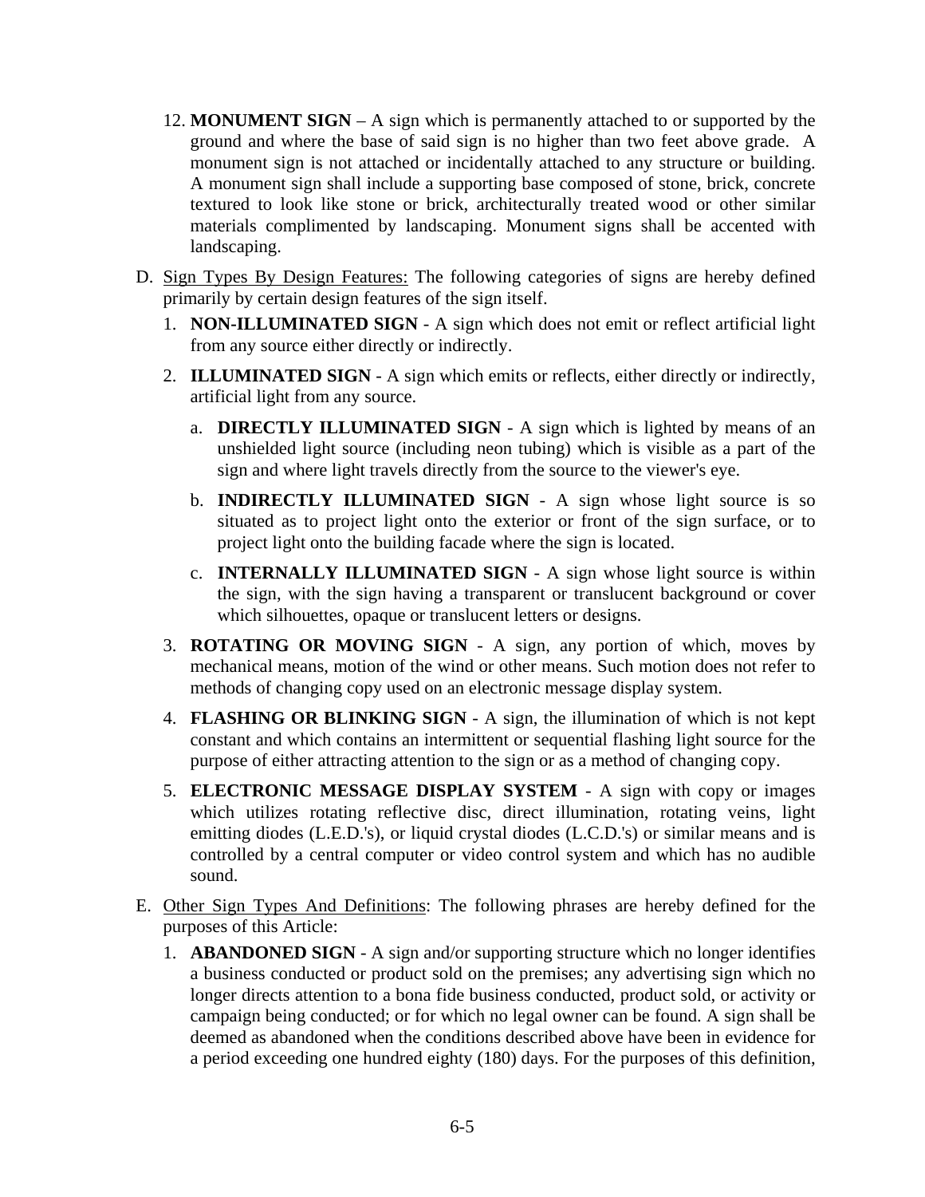12. **MONUMENT SIGN** – A sign which is permanently attached to or supported by the ground and where the base of said sign is no higher than two feet above grade. A monument sign is not attached or incidentally attached to any structure or building. A monument sign shall include a supporting base composed of stone, brick, concrete textured to look like stone or brick, architecturally treated wood or other similar materials complimented by landscaping. Monument signs shall be accented with landscaping.

D. Sign Types By Design Features: The following categories of signs are hereby defined primarily by certain design features of the sign itself.

   1. **NON-ILLUMINATED SIGN** - A sign which does not emit or reflect artificial light from any source either directly or indirectly.

   2. **ILLUMINATED SIGN** - A sign which emits or reflects, either directly or indirectly, artificial light from any source.

      a. **DIRECTLY ILLUMINATED SIGN** - A sign which is lighted by means of an unshielded light source (including neon tubing) which is visible as a part of the sign and where light travels directly from the source to the viewer's eye.

      b. **INDIRECTLY ILLUMINATED SIGN** - A sign whose light source is so situated as to project light onto the exterior or front of the sign surface, or to project light onto the building facade where the sign is located.

      c. **INTERNALLY ILLUMINATED SIGN** - A sign whose light source is within the sign, with the sign having a transparent or translucent background or cover which silhouettes, opaque or translucent letters or designs.

   3. **ROTATING OR MOVING SIGN** - A sign, any portion of which, moves by mechanical means, motion of the wind or other means. Such motion does not refer to methods of changing copy used on an electronic message display system.

   4. **FLASHING OR BLINKING SIGN** - A sign, the illumination of which is not kept constant and which contains an intermittent or sequential flashing light source for the purpose of either attracting attention to the sign or as a method of changing copy.

   5. **ELECTRONIC MESSAGE DISPLAY SYSTEM** - A sign with copy or images which utilizes rotating reflective disc, direct illumination, rotating veins, light emitting diodes (L.E.D.'s), or liquid crystal diodes (L.C.D.'s) or similar means and is controlled by a central computer or video control system and which has no audible sound.

E. Other Sign Types And Definitions: The following phrases are hereby defined for the purposes of this Article:

   1. **ABANDONED SIGN** - A sign and/or supporting structure which no longer identifies a business conducted or product sold on the premises; any advertising sign which no longer directs attention to a bona fide business conducted, product sold, or activity or campaign being conducted; or for which no legal owner can be found. A sign shall be deemed as abandoned when the conditions described above have been in evidence for a period exceeding one hundred eighty (180) days. For the purposes of this definition,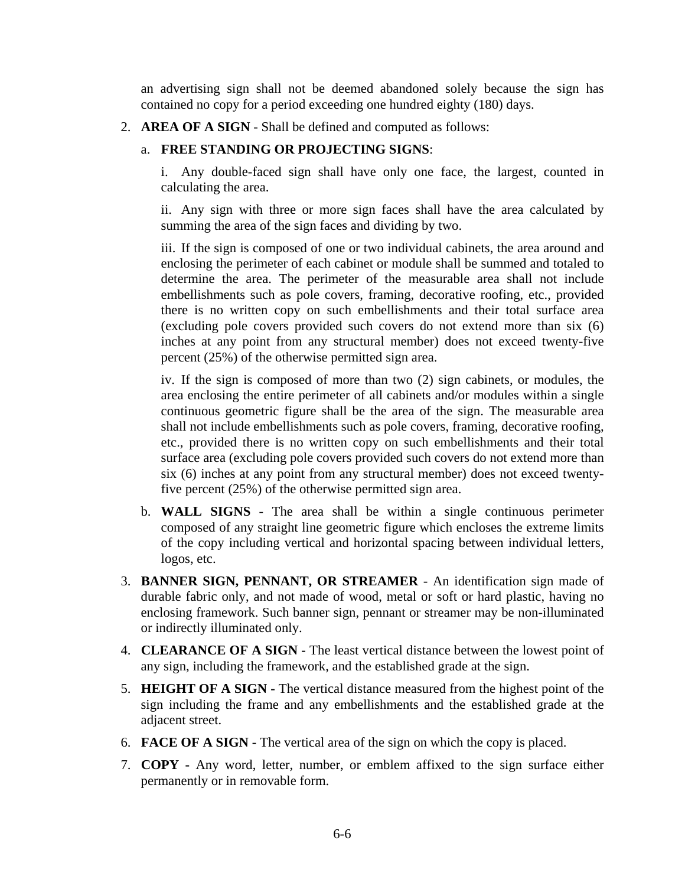an advertising sign shall not be deemed abandoned solely because the sign has contained no copy for a period exceeding one hundred eighty (180) days.

2. **AREA OF A SIGN** - Shall be defined and computed as follows:

   a. **FREE STANDING OR PROJECTING SIGNS**:

      i. Any double-faced sign shall have only one face, the largest, counted in calculating the area.

      ii. Any sign with three or more sign faces shall have the area calculated by summing the area of the sign faces and dividing by two.

      iii. If the sign is composed of one or two individual cabinets, the area around and enclosing the perimeter of each cabinet or module shall be summed and totaled to determine the area. The perimeter of the measurable area shall not include embellishments such as pole covers, framing, decorative roofing, etc., provided there is no written copy on such embellishments and their total surface area (excluding pole covers provided such covers do not extend more than six (6) inches at any point from any structural member) does not exceed twenty-five percent (25%) of the otherwise permitted sign area.

      iv. If the sign is composed of more than two (2) sign cabinets, or modules, the area enclosing the entire perimeter of all cabinets and/or modules within a single continuous geometric figure shall be the area of the sign. The measurable area shall not include embellishments such as pole covers, framing, decorative roofing, etc., provided there is no written copy on such embellishments and their total surface area (excluding pole covers provided such covers do not extend more than six (6) inches at any point from any structural member) does not exceed twenty-five percent (25%) of the otherwise permitted sign area.

   b. **WALL SIGNS** - The area shall be within a single continuous perimeter composed of any straight line geometric figure which encloses the extreme limits of the copy including vertical and horizontal spacing between individual letters, logos, etc.

3. **BANNER SIGN, PENNANT, OR STREAMER** - An identification sign made of durable fabric only, and not made of wood, metal or soft or hard plastic, having no enclosing framework. Such banner sign, pennant or streamer may be non-illuminated or indirectly illuminated only.

4. **CLEARANCE OF A SIGN -** The least vertical distance between the lowest point of any sign, including the framework, and the established grade at the sign.

5. **HEIGHT OF A SIGN -** The vertical distance measured from the highest point of the sign including the frame and any embellishments and the established grade at the adjacent street.

6. **FACE OF A SIGN -** The vertical area of the sign on which the copy is placed.

7. **COPY -** Any word, letter, number, or emblem affixed to the sign surface either permanently or in removable form.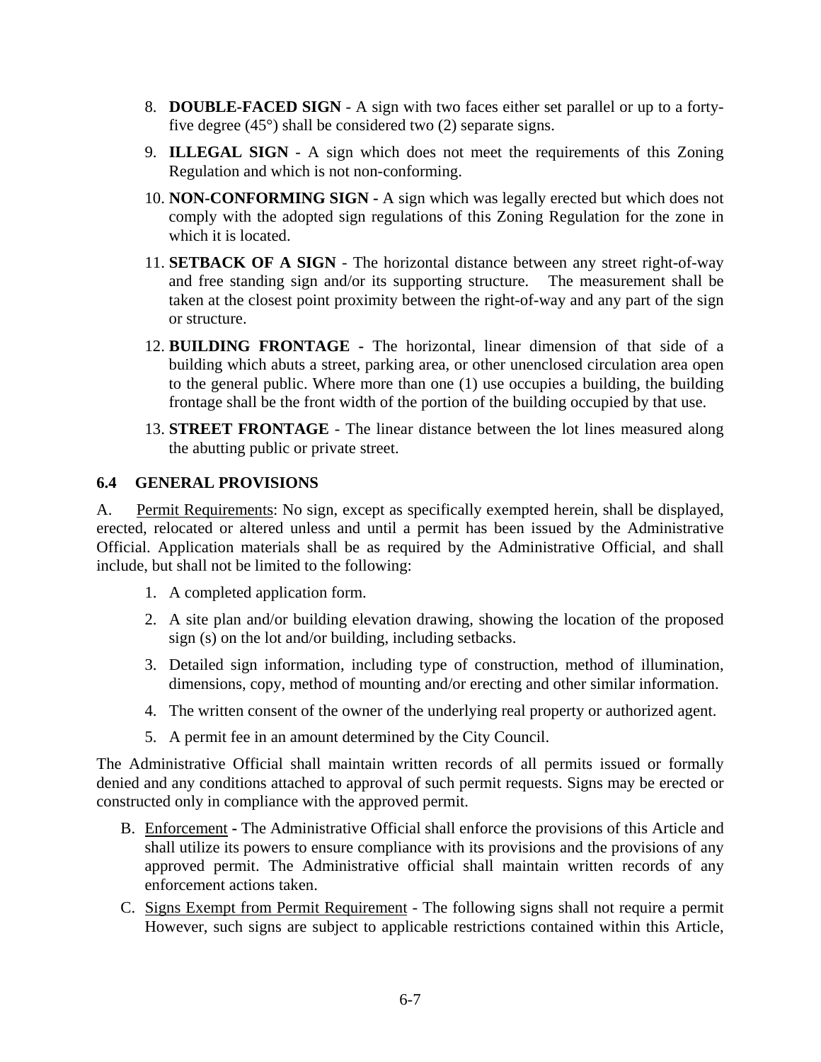8. **DOUBLE-FACED SIGN** - A sign with two faces either set parallel or up to a forty-five degree (45°) shall be considered two (2) separate signs.

9. **ILLEGAL SIGN** - A sign which does not meet the requirements of this Zoning Regulation and which is not non-conforming.

10. **NON-CONFORMING SIGN -** A sign which was legally erected but which does not comply with the adopted sign regulations of this Zoning Regulation for the zone in which it is located.

11. **SETBACK OF A SIGN** - The horizontal distance between any street right-of-way and free standing sign and/or its supporting structure. The measurement shall be taken at the closest point proximity between the right-of-way and any part of the sign or structure.

12. **BUILDING FRONTAGE -** The horizontal, linear dimension of that side of a building which abuts a street, parking area, or other unenclosed circulation area open to the general public. Where more than one (1) use occupies a building, the building frontage shall be the front width of the portion of the building occupied by that use.

13. **STREET FRONTAGE** - The linear distance between the lot lines measured along the abutting public or private street.

## 6.4 GENERAL PROVISIONS

A. Permit Requirements: No sign, except as specifically exempted herein, shall be displayed, erected, relocated or altered unless and until a permit has been issued by the Administrative Official. Application materials shall be as required by the Administrative Official, and shall include, but shall not be limited to the following:

1. A completed application form.
2. A site plan and/or building elevation drawing, showing the location of the proposed sign (s) on the lot and/or building, including setbacks.
3. Detailed sign information, including type of construction, method of illumination, dimensions, copy, method of mounting and/or erecting and other similar information.
4. The written consent of the owner of the underlying real property or authorized agent.
5. A permit fee in an amount determined by the City Council.

The Administrative Official shall maintain written records of all permits issued or formally denied and any conditions attached to approval of such permit requests. Signs may be erected or constructed only in compliance with the approved permit.

B. Enforcement **-** The Administrative Official shall enforce the provisions of this Article and shall utilize its powers to ensure compliance with its provisions and the provisions of any approved permit. The Administrative official shall maintain written records of any enforcement actions taken.

C. Signs Exempt from Permit Requirement - The following signs shall not require a permit However, such signs are subject to applicable restrictions contained within this Article,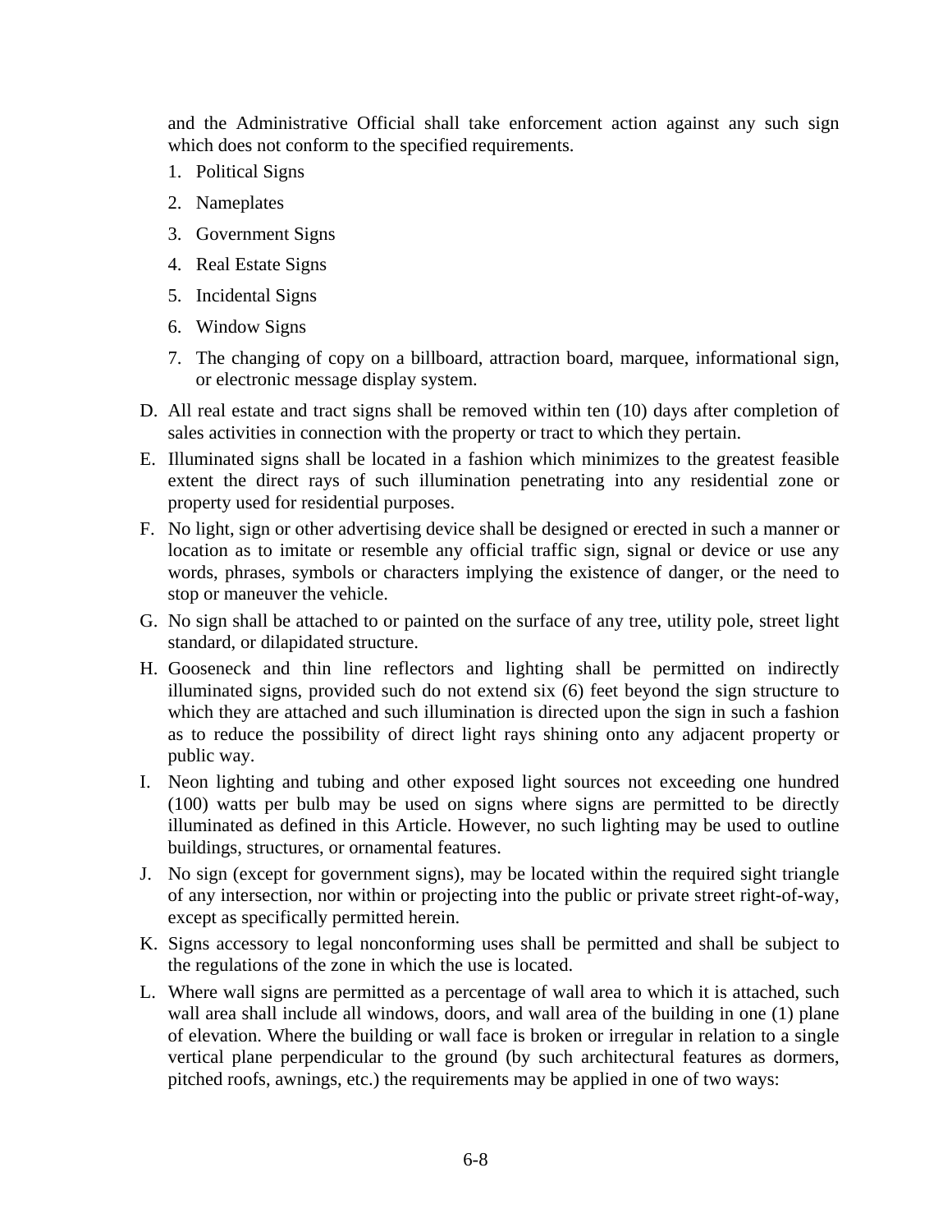and the Administrative Official shall take enforcement action against any such sign which does not conform to the specified requirements.

1. Political Signs
2. Nameplates
3. Government Signs
4. Real Estate Signs
5. Incidental Signs
6. Window Signs
7. The changing of copy on a billboard, attraction board, marquee, informational sign, or electronic message display system.

D. All real estate and tract signs shall be removed within ten (10) days after completion of sales activities in connection with the property or tract to which they pertain.

E. Illuminated signs shall be located in a fashion which minimizes to the greatest feasible extent the direct rays of such illumination penetrating into any residential zone or property used for residential purposes.

F. No light, sign or other advertising device shall be designed or erected in such a manner or location as to imitate or resemble any official traffic sign, signal or device or use any words, phrases, symbols or characters implying the existence of danger, or the need to stop or maneuver the vehicle.

G. No sign shall be attached to or painted on the surface of any tree, utility pole, street light standard, or dilapidated structure.

H. Gooseneck and thin line reflectors and lighting shall be permitted on indirectly illuminated signs, provided such do not extend six (6) feet beyond the sign structure to which they are attached and such illumination is directed upon the sign in such a fashion as to reduce the possibility of direct light rays shining onto any adjacent property or public way.

I. Neon lighting and tubing and other exposed light sources not exceeding one hundred (100) watts per bulb may be used on signs where signs are permitted to be directly illuminated as defined in this Article. However, no such lighting may be used to outline buildings, structures, or ornamental features.

J. No sign (except for government signs), may be located within the required sight triangle of any intersection, nor within or projecting into the public or private street right-of-way, except as specifically permitted herein.

K. Signs accessory to legal nonconforming uses shall be permitted and shall be subject to the regulations of the zone in which the use is located.

L. Where wall signs are permitted as a percentage of wall area to which it is attached, such wall area shall include all windows, doors, and wall area of the building in one (1) plane of elevation. Where the building or wall face is broken or irregular in relation to a single vertical plane perpendicular to the ground (by such architectural features as dormers, pitched roofs, awnings, etc.) the requirements may be applied in one of two ways: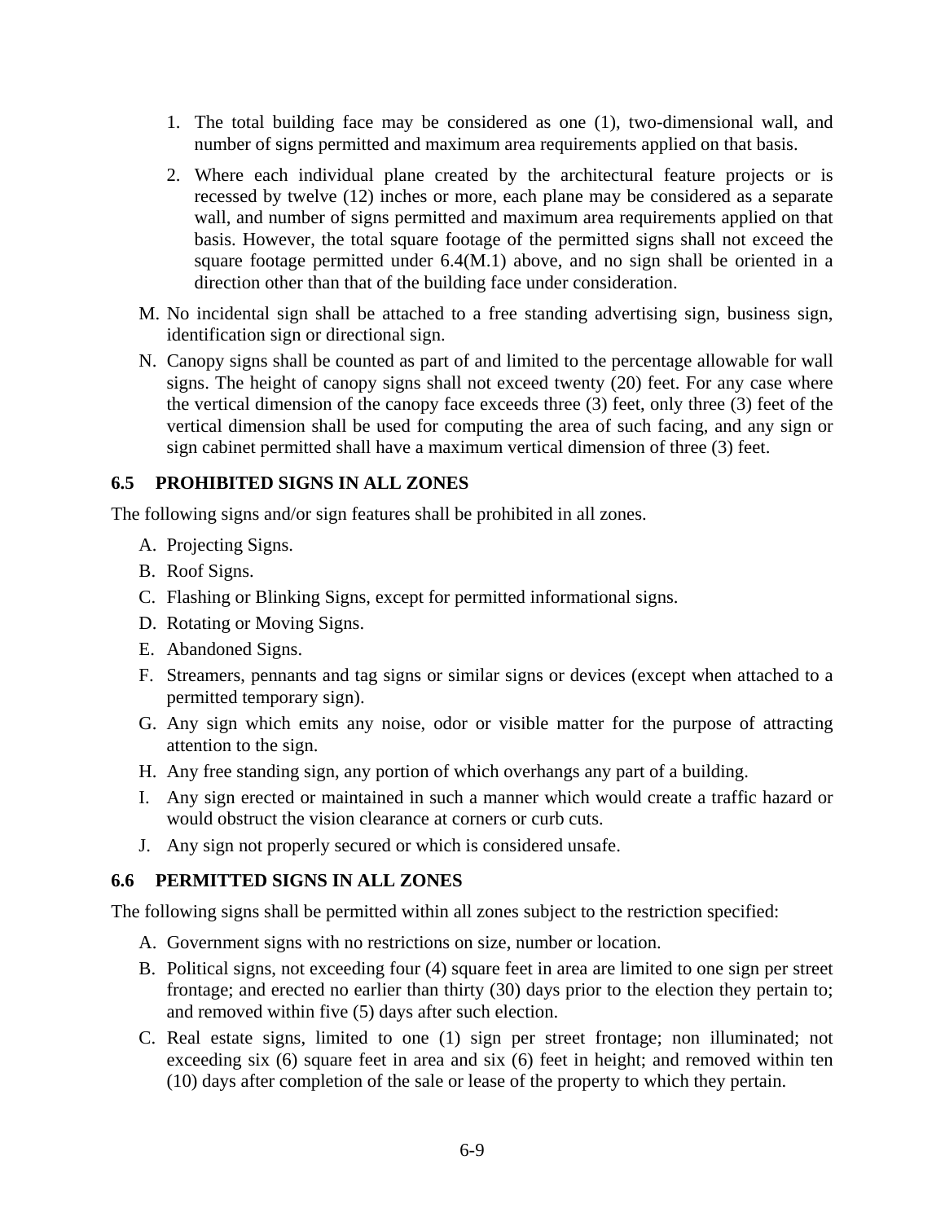1. The total building face may be considered as one (1), two-dimensional wall, and number of signs permitted and maximum area requirements applied on that basis.
2. Where each individual plane created by the architectural feature projects or is recessed by twelve (12) inches or more, each plane may be considered as a separate wall, and number of signs permitted and maximum area requirements applied on that basis. However, the total square footage of the permitted signs shall not exceed the square footage permitted under 6.4(M.1) above, and no sign shall be oriented in a direction other than that of the building face under consideration.

M. No incidental sign shall be attached to a free standing advertising sign, business sign, identification sign or directional sign.

N. Canopy signs shall be counted as part of and limited to the percentage allowable for wall signs. The height of canopy signs shall not exceed twenty (20) feet. For any case where the vertical dimension of the canopy face exceeds three (3) feet, only three (3) feet of the vertical dimension shall be used for computing the area of such facing, and any sign or sign cabinet permitted shall have a maximum vertical dimension of three (3) feet.

### 6.5 PROHIBITED SIGNS IN ALL ZONES

The following signs and/or sign features shall be prohibited in all zones.

A. Projecting Signs.

B. Roof Signs.

C. Flashing or Blinking Signs, except for permitted informational signs.

D. Rotating or Moving Signs.

E. Abandoned Signs.

F. Streamers, pennants and tag signs or similar signs or devices (except when attached to a permitted temporary sign).

G. Any sign which emits any noise, odor or visible matter for the purpose of attracting attention to the sign.

H. Any free standing sign, any portion of which overhangs any part of a building.

I. Any sign erected or maintained in such a manner which would create a traffic hazard or would obstruct the vision clearance at corners or curb cuts.

J. Any sign not properly secured or which is considered unsafe.

### 6.6 PERMITTED SIGNS IN ALL ZONES

The following signs shall be permitted within all zones subject to the restriction specified:

A. Government signs with no restrictions on size, number or location.

B. Political signs, not exceeding four (4) square feet in area are limited to one sign per street frontage; and erected no earlier than thirty (30) days prior to the election they pertain to; and removed within five (5) days after such election.

C. Real estate signs, limited to one (1) sign per street frontage; non illuminated; not exceeding six (6) square feet in area and six (6) feet in height; and removed within ten (10) days after completion of the sale or lease of the property to which they pertain.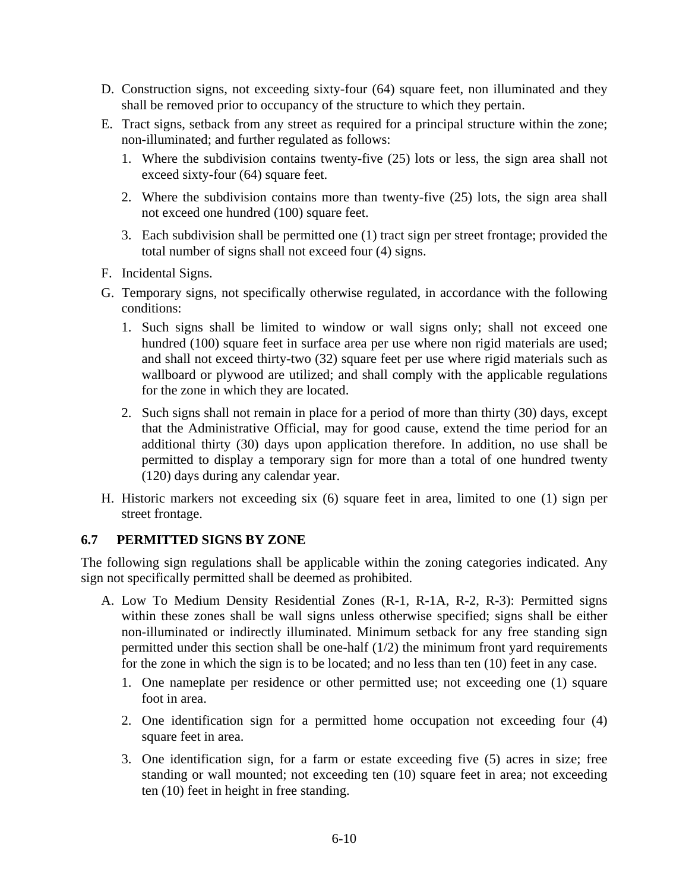D. Construction signs, not exceeding sixty-four (64) square feet, non illuminated and they shall be removed prior to occupancy of the structure to which they pertain.

E. Tract signs, setback from any street as required for a principal structure within the zone; non-illuminated; and further regulated as follows:

   1. Where the subdivision contains twenty-five (25) lots or less, the sign area shall not exceed sixty-four (64) square feet.

   2. Where the subdivision contains more than twenty-five (25) lots, the sign area shall not exceed one hundred (100) square feet.

   3. Each subdivision shall be permitted one (1) tract sign per street frontage; provided the total number of signs shall not exceed four (4) signs.

F. Incidental Signs.

G. Temporary signs, not specifically otherwise regulated, in accordance with the following conditions:

   1. Such signs shall be limited to window or wall signs only; shall not exceed one hundred (100) square feet in surface area per use where non rigid materials are used; and shall not exceed thirty-two (32) square feet per use where rigid materials such as wallboard or plywood are utilized; and shall comply with the applicable regulations for the zone in which they are located.

   2. Such signs shall not remain in place for a period of more than thirty (30) days, except that the Administrative Official, may for good cause, extend the time period for an additional thirty (30) days upon application therefore. In addition, no use shall be permitted to display a temporary sign for more than a total of one hundred twenty (120) days during any calendar year.

H. Historic markers not exceeding six (6) square feet in area, limited to one (1) sign per street frontage.

### 6.7 PERMITTED SIGNS BY ZONE

The following sign regulations shall be applicable within the zoning categories indicated. Any sign not specifically permitted shall be deemed as prohibited.

A. Low To Medium Density Residential Zones (R-1, R-1A, R-2, R-3): Permitted signs within these zones shall be wall signs unless otherwise specified; signs shall be either non-illuminated or indirectly illuminated. Minimum setback for any free standing sign permitted under this section shall be one-half (1/2) the minimum front yard requirements for the zone in which the sign is to be located; and no less than ten (10) feet in any case.

   1. One nameplate per residence or other permitted use; not exceeding one (1) square foot in area.

   2. One identification sign for a permitted home occupation not exceeding four (4) square feet in area.

   3. One identification sign, for a farm or estate exceeding five (5) acres in size; free standing or wall mounted; not exceeding ten (10) square feet in area; not exceeding ten (10) feet in height in free standing.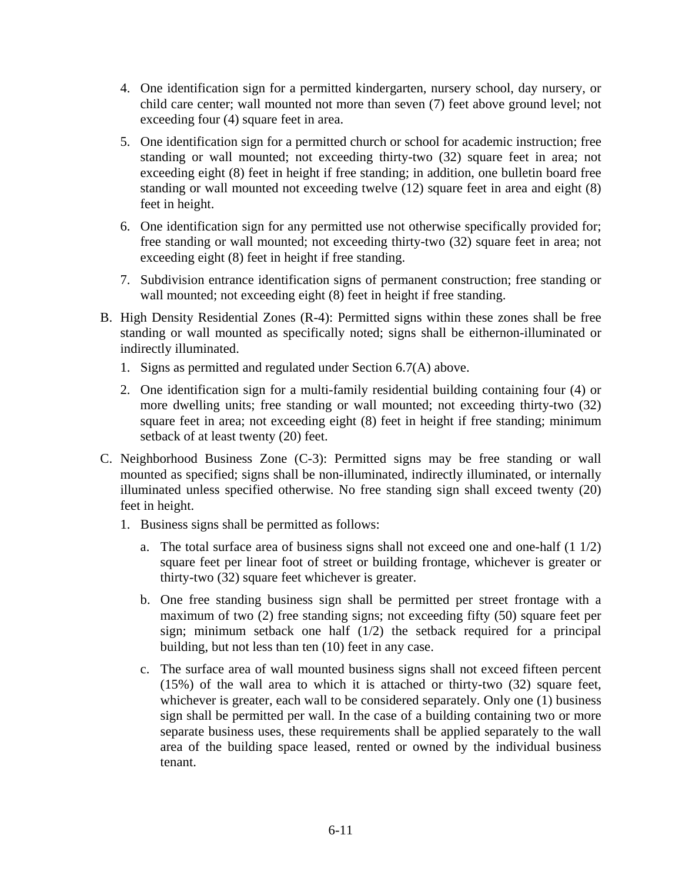4. One identification sign for a permitted kindergarten, nursery school, day nursery, or child care center; wall mounted not more than seven (7) feet above ground level; not exceeding four (4) square feet in area.

5. One identification sign for a permitted church or school for academic instruction; free standing or wall mounted; not exceeding thirty-two (32) square feet in area; not exceeding eight (8) feet in height if free standing; in addition, one bulletin board free standing or wall mounted not exceeding twelve (12) square feet in area and eight (8) feet in height.

6. One identification sign for any permitted use not otherwise specifically provided for; free standing or wall mounted; not exceeding thirty-two (32) square feet in area; not exceeding eight (8) feet in height if free standing.

7. Subdivision entrance identification signs of permanent construction; free standing or wall mounted; not exceeding eight (8) feet in height if free standing.

B. High Density Residential Zones (R-4): Permitted signs within these zones shall be free standing or wall mounted as specifically noted; signs shall be eithernon-illuminated or indirectly illuminated.

   1. Signs as permitted and regulated under Section 6.7(A) above.

   2. One identification sign for a multi-family residential building containing four (4) or more dwelling units; free standing or wall mounted; not exceeding thirty-two (32) square feet in area; not exceeding eight (8) feet in height if free standing; minimum setback of at least twenty (20) feet.

C. Neighborhood Business Zone (C-3): Permitted signs may be free standing or wall mounted as specified; signs shall be non-illuminated, indirectly illuminated, or internally illuminated unless specified otherwise. No free standing sign shall exceed twenty (20) feet in height.

   1. Business signs shall be permitted as follows:

      a. The total surface area of business signs shall not exceed one and one-half (1 1/2) square feet per linear foot of street or building frontage, whichever is greater or thirty-two (32) square feet whichever is greater.

      b. One free standing business sign shall be permitted per street frontage with a maximum of two (2) free standing signs; not exceeding fifty (50) square feet per sign; minimum setback one half (1/2) the setback required for a principal building, but not less than ten (10) feet in any case.

      c. The surface area of wall mounted business signs shall not exceed fifteen percent (15%) of the wall area to which it is attached or thirty-two (32) square feet, whichever is greater, each wall to be considered separately. Only one (1) business sign shall be permitted per wall. In the case of a building containing two or more separate business uses, these requirements shall be applied separately to the wall area of the building space leased, rented or owned by the individual business tenant.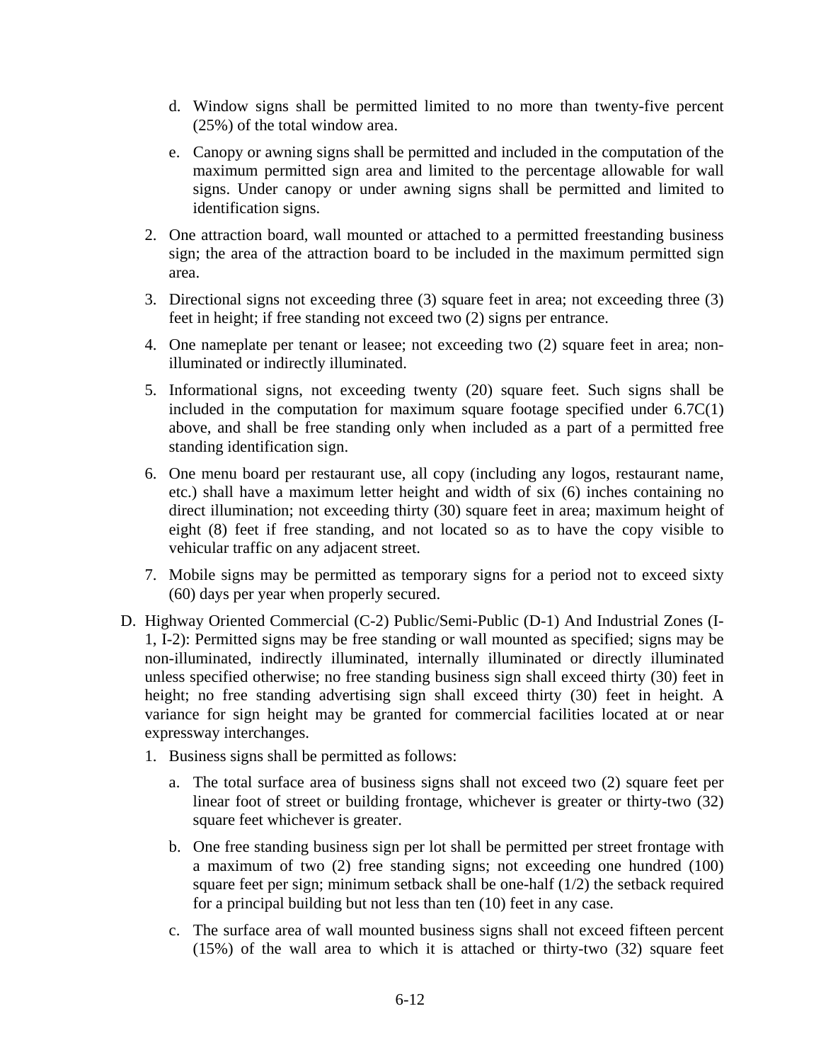d. Window signs shall be permitted limited to no more than twenty-five percent (25%) of the total window area.

   e. Canopy or awning signs shall be permitted and included in the computation of the maximum permitted sign area and limited to the percentage allowable for wall signs. Under canopy or under awning signs shall be permitted and limited to identification signs.

2. One attraction board, wall mounted or attached to a permitted freestanding business sign; the area of the attraction board to be included in the maximum permitted sign area.

3. Directional signs not exceeding three (3) square feet in area; not exceeding three (3) feet in height; if free standing not exceed two (2) signs per entrance.

4. One nameplate per tenant or leasee; not exceeding two (2) square feet in area; non-illuminated or indirectly illuminated.

5. Informational signs, not exceeding twenty (20) square feet. Such signs shall be included in the computation for maximum square footage specified under 6.7C(1) above, and shall be free standing only when included as a part of a permitted free standing identification sign.

6. One menu board per restaurant use, all copy (including any logos, restaurant name, etc.) shall have a maximum letter height and width of six (6) inches containing no direct illumination; not exceeding thirty (30) square feet in area; maximum height of eight (8) feet if free standing, and not located so as to have the copy visible to vehicular traffic on any adjacent street.

7. Mobile signs may be permitted as temporary signs for a period not to exceed sixty (60) days per year when properly secured.

D. Highway Oriented Commercial (C-2) Public/Semi-Public (D-1) And Industrial Zones (I-1, I-2): Permitted signs may be free standing or wall mounted as specified; signs may be non-illuminated, indirectly illuminated, internally illuminated or directly illuminated unless specified otherwise; no free standing business sign shall exceed thirty (30) feet in height; no free standing advertising sign shall exceed thirty (30) feet in height. A variance for sign height may be granted for commercial facilities located at or near expressway interchanges.

   1. Business signs shall be permitted as follows:

      a. The total surface area of business signs shall not exceed two (2) square feet per linear foot of street or building frontage, whichever is greater or thirty-two (32) square feet whichever is greater.

      b. One free standing business sign per lot shall be permitted per street frontage with a maximum of two (2) free standing signs; not exceeding one hundred (100) square feet per sign; minimum setback shall be one-half (1/2) the setback required for a principal building but not less than ten (10) feet in any case.

      c. The surface area of wall mounted business signs shall not exceed fifteen percent (15%) of the wall area to which it is attached or thirty-two (32) square feet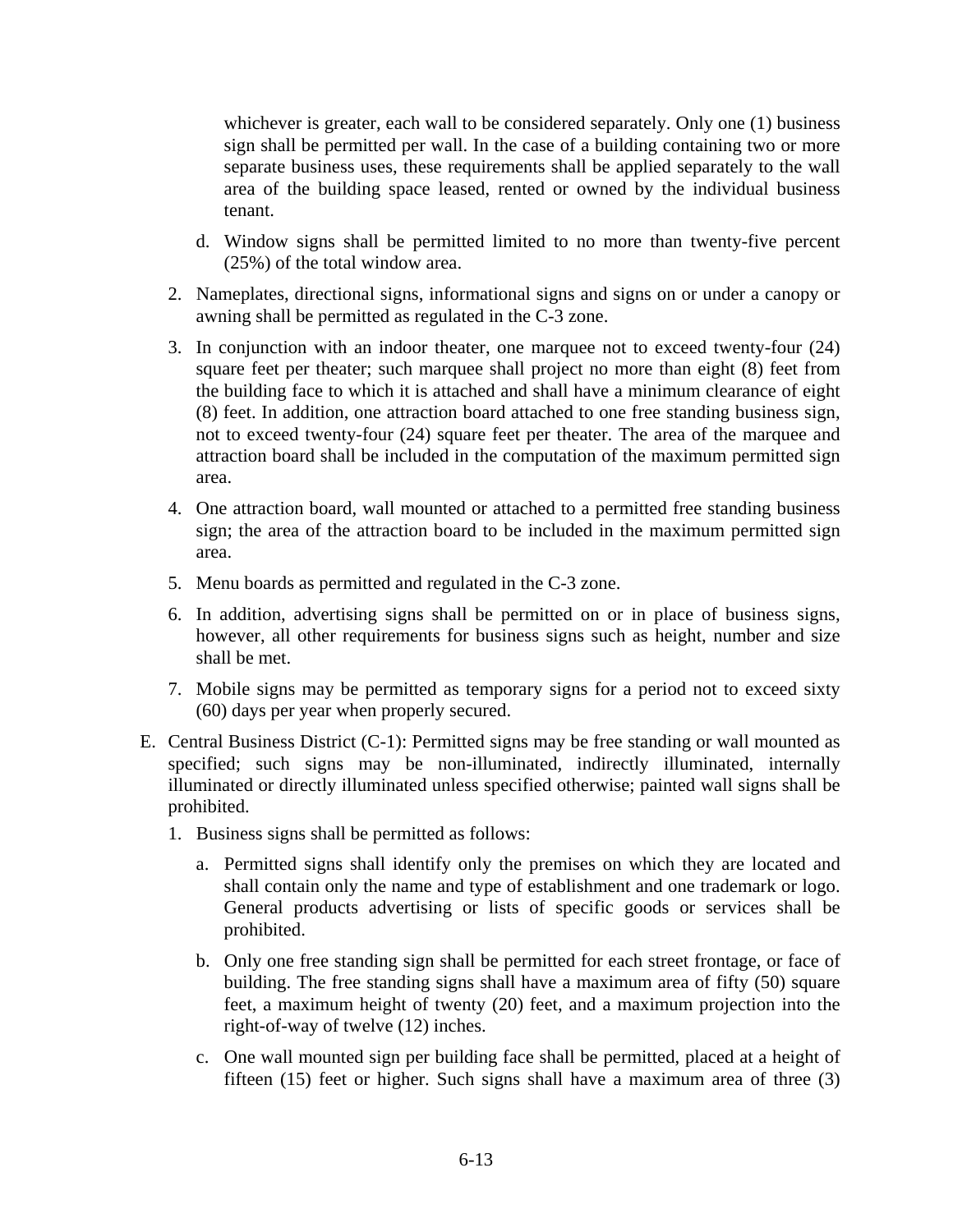whichever is greater, each wall to be considered separately. Only one (1) business sign shall be permitted per wall. In the case of a building containing two or more separate business uses, these requirements shall be applied separately to the wall area of the building space leased, rented or owned by the individual business tenant.

d. Window signs shall be permitted limited to no more than twenty-five percent (25%) of the total window area.

2. Nameplates, directional signs, informational signs and signs on or under a canopy or awning shall be permitted as regulated in the C-3 zone.

3. In conjunction with an indoor theater, one marquee not to exceed twenty-four (24) square feet per theater; such marquee shall project no more than eight (8) feet from the building face to which it is attached and shall have a minimum clearance of eight (8) feet. In addition, one attraction board attached to one free standing business sign, not to exceed twenty-four (24) square feet per theater. The area of the marquee and attraction board shall be included in the computation of the maximum permitted sign area.

4. One attraction board, wall mounted or attached to a permitted free standing business sign; the area of the attraction board to be included in the maximum permitted sign area.

5. Menu boards as permitted and regulated in the C-3 zone.

6. In addition, advertising signs shall be permitted on or in place of business signs, however, all other requirements for business signs such as height, number and size shall be met.

7. Mobile signs may be permitted as temporary signs for a period not to exceed sixty (60) days per year when properly secured.

E. Central Business District (C-1): Permitted signs may be free standing or wall mounted as specified; such signs may be non-illuminated, indirectly illuminated, internally illuminated or directly illuminated unless specified otherwise; painted wall signs shall be prohibited.

1. Business signs shall be permitted as follows:

   a. Permitted signs shall identify only the premises on which they are located and shall contain only the name and type of establishment and one trademark or logo. General products advertising or lists of specific goods or services shall be prohibited.

   b. Only one free standing sign shall be permitted for each street frontage, or face of building. The free standing signs shall have a maximum area of fifty (50) square feet, a maximum height of twenty (20) feet, and a maximum projection into the right-of-way of twelve (12) inches.

   c. One wall mounted sign per building face shall be permitted, placed at a height of fifteen (15) feet or higher. Such signs shall have a maximum area of three (3)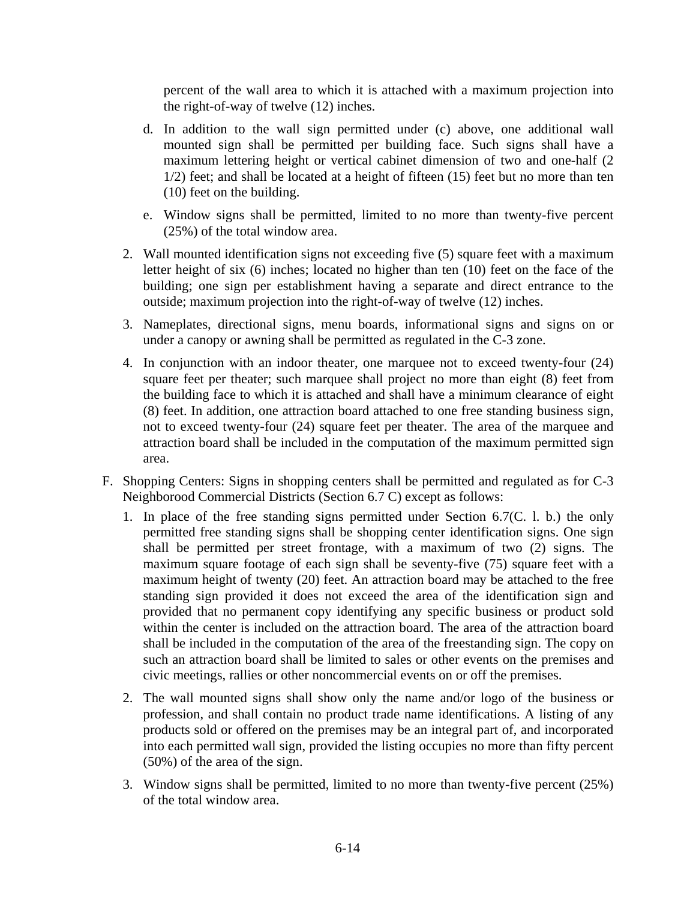percent of the wall area to which it is attached with a maximum projection into the right-of-way of twelve (12) inches.

d. In addition to the wall sign permitted under (c) above, one additional wall mounted sign shall be permitted per building face. Such signs shall have a maximum lettering height or vertical cabinet dimension of two and one-half (2 1/2) feet; and shall be located at a height of fifteen (15) feet but no more than ten (10) feet on the building.

e. Window signs shall be permitted, limited to no more than twenty-five percent (25%) of the total window area.

2. Wall mounted identification signs not exceeding five (5) square feet with a maximum letter height of six (6) inches; located no higher than ten (10) feet on the face of the building; one sign per establishment having a separate and direct entrance to the outside; maximum projection into the right-of-way of twelve (12) inches.

3. Nameplates, directional signs, menu boards, informational signs and signs on or under a canopy or awning shall be permitted as regulated in the C-3 zone.

4. In conjunction with an indoor theater, one marquee not to exceed twenty-four (24) square feet per theater; such marquee shall project no more than eight (8) feet from the building face to which it is attached and shall have a minimum clearance of eight (8) feet. In addition, one attraction board attached to one free standing business sign, not to exceed twenty-four (24) square feet per theater. The area of the marquee and attraction board shall be included in the computation of the maximum permitted sign area.

F. Shopping Centers: Signs in shopping centers shall be permitted and regulated as for C-3 Neighborood Commercial Districts (Section 6.7 C) except as follows:

1. In place of the free standing signs permitted under Section 6.7(C. l. b.) the only permitted free standing signs shall be shopping center identification signs. One sign shall be permitted per street frontage, with a maximum of two (2) signs. The maximum square footage of each sign shall be seventy-five (75) square feet with a maximum height of twenty (20) feet. An attraction board may be attached to the free standing sign provided it does not exceed the area of the identification sign and provided that no permanent copy identifying any specific business or product sold within the center is included on the attraction board. The area of the attraction board shall be included in the computation of the area of the freestanding sign. The copy on such an attraction board shall be limited to sales or other events on the premises and civic meetings, rallies or other noncommercial events on or off the premises.

2. The wall mounted signs shall show only the name and/or logo of the business or profession, and shall contain no product trade name identifications. A listing of any products sold or offered on the premises may be an integral part of, and incorporated into each permitted wall sign, provided the listing occupies no more than fifty percent (50%) of the area of the sign.

3. Window signs shall be permitted, limited to no more than twenty-five percent (25%) of the total window area.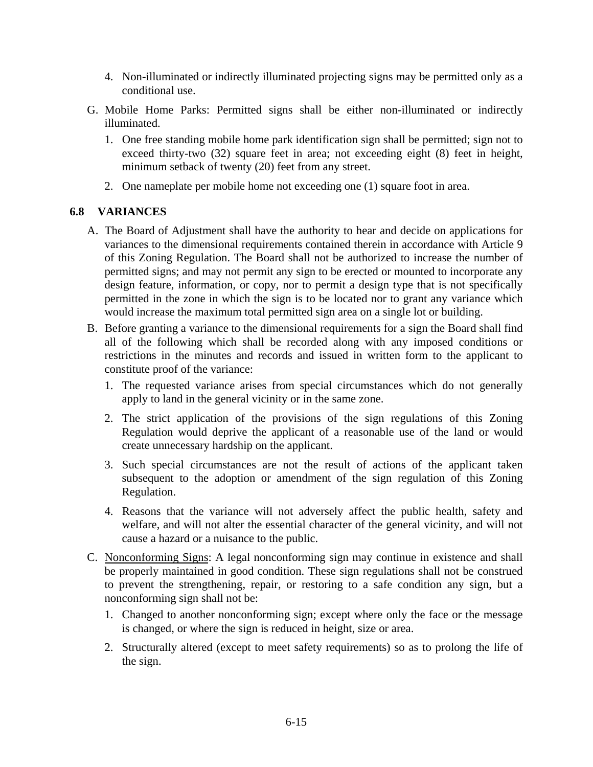4. Non-illuminated or indirectly illuminated projecting signs may be permitted only as a conditional use.

G. Mobile Home Parks: Permitted signs shall be either non-illuminated or indirectly illuminated.

   1. One free standing mobile home park identification sign shall be permitted; sign not to exceed thirty-two (32) square feet in area; not exceeding eight (8) feet in height, minimum setback of twenty (20) feet from any street.

   2. One nameplate per mobile home not exceeding one (1) square foot in area.

## 6.8 VARIANCES

A. The Board of Adjustment shall have the authority to hear and decide on applications for variances to the dimensional requirements contained therein in accordance with Article 9 of this Zoning Regulation. The Board shall not be authorized to increase the number of permitted signs; and may not permit any sign to be erected or mounted to incorporate any design feature, information, or copy, nor to permit a design type that is not specifically permitted in the zone in which the sign is to be located nor to grant any variance which would increase the maximum total permitted sign area on a single lot or building.

B. Before granting a variance to the dimensional requirements for a sign the Board shall find all of the following which shall be recorded along with any imposed conditions or restrictions in the minutes and records and issued in written form to the applicant to constitute proof of the variance:

   1. The requested variance arises from special circumstances which do not generally apply to land in the general vicinity or in the same zone.

   2. The strict application of the provisions of the sign regulations of this Zoning Regulation would deprive the applicant of a reasonable use of the land or would create unnecessary hardship on the applicant.

   3. Such special circumstances are not the result of actions of the applicant taken subsequent to the adoption or amendment of the sign regulation of this Zoning Regulation.

   4. Reasons that the variance will not adversely affect the public health, safety and welfare, and will not alter the essential character of the general vicinity, and will not cause a hazard or a nuisance to the public.

C. <u>Nonconforming Signs</u>: A legal nonconforming sign may continue in existence and shall be properly maintained in good condition. These sign regulations shall not be construed to prevent the strengthening, repair, or restoring to a safe condition any sign, but a nonconforming sign shall not be:

   1. Changed to another nonconforming sign; except where only the face or the message is changed, or where the sign is reduced in height, size or area.

   2. Structurally altered (except to meet safety requirements) so as to prolong the life of the sign.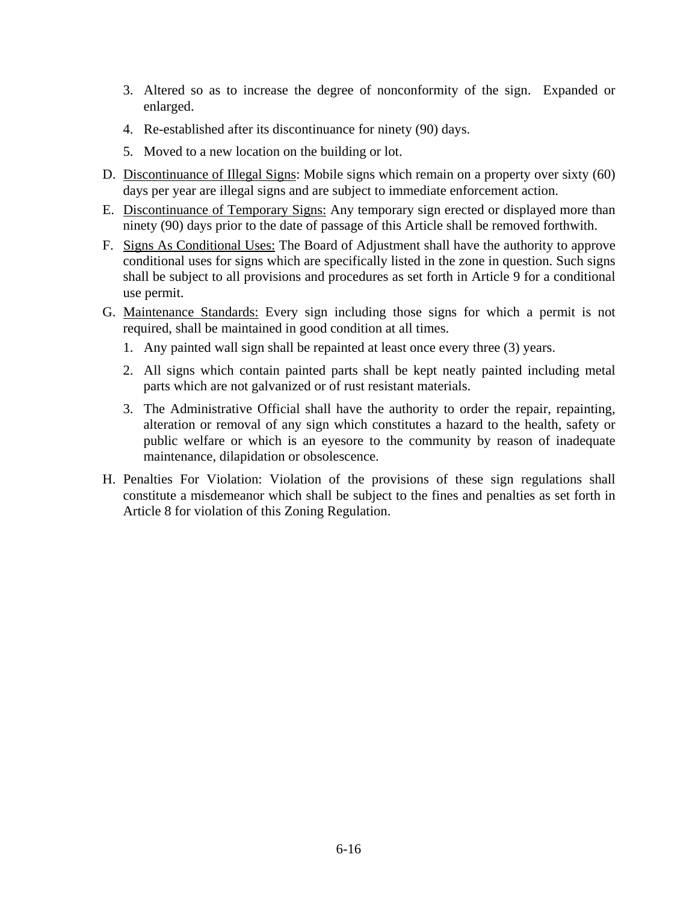3. Altered so as to increase the degree of nonconformity of the sign. Expanded or enlarged.
4. Re-established after its discontinuance for ninety (90) days.
5. Moved to a new location on the building or lot.

D. <u>Discontinuance of Illegal Signs</u>: Mobile signs which remain on a property over sixty (60) days per year are illegal signs and are subject to immediate enforcement action.

E. <u>Discontinuance of Temporary Signs:</u> Any temporary sign erected or displayed more than ninety (90) days prior to the date of passage of this Article shall be removed forthwith.

F. <u>Signs As Conditional Uses:</u> The Board of Adjustment shall have the authority to approve conditional uses for signs which are specifically listed in the zone in question. Such signs shall be subject to all provisions and procedures as set forth in Article 9 for a conditional use permit.

G. <u>Maintenance Standards:</u> Every sign including those signs for which a permit is not required, shall be maintained in good condition at all times.
   1. Any painted wall sign shall be repainted at least once every three (3) years.
   2. All signs which contain painted parts shall be kept neatly painted including metal parts which are not galvanized or of rust resistant materials.
   3. The Administrative Official shall have the authority to order the repair, repainting, alteration or removal of any sign which constitutes a hazard to the health, safety or public welfare or which is an eyesore to the community by reason of inadequate maintenance, dilapidation or obsolescence.

H. Penalties For Violation: Violation of the provisions of these sign regulations shall constitute a misdemeanor which shall be subject to the fines and penalties as set forth in Article 8 for violation of this Zoning Regulation.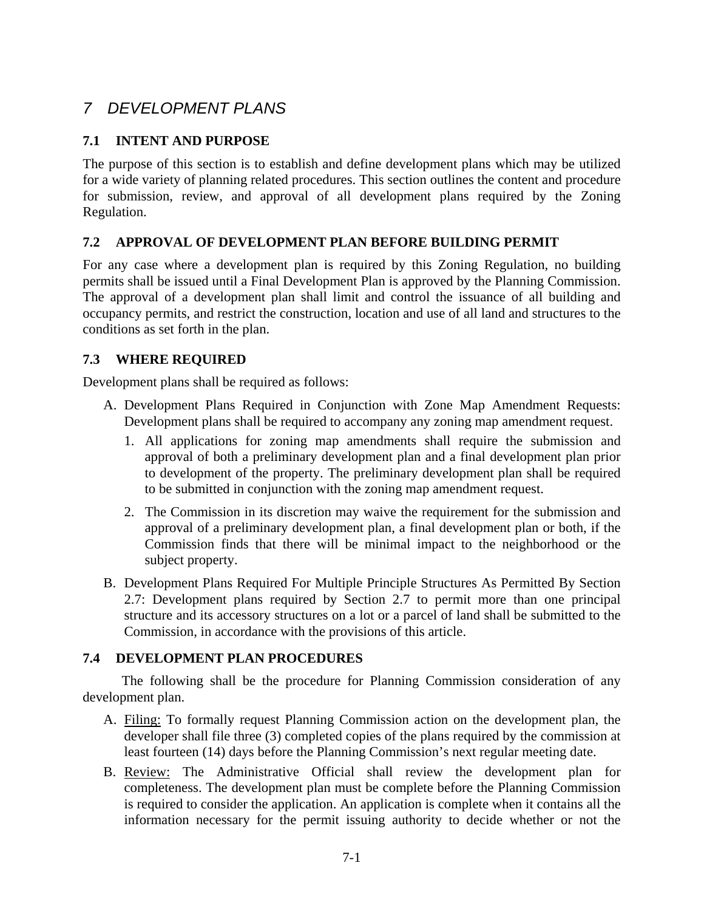# *7 DEVELOPMENT PLANS*

## 7.1 INTENT AND PURPOSE

The purpose of this section is to establish and define development plans which may be utilized for a wide variety of planning related procedures. This section outlines the content and procedure for submission, review, and approval of all development plans required by the Zoning Regulation.

## 7.2 APPROVAL OF DEVELOPMENT PLAN BEFORE BUILDING PERMIT

For any case where a development plan is required by this Zoning Regulation, no building permits shall be issued until a Final Development Plan is approved by the Planning Commission. The approval of a development plan shall limit and control the issuance of all building and occupancy permits, and restrict the construction, location and use of all land and structures to the conditions as set forth in the plan.

## 7.3 WHERE REQUIRED

Development plans shall be required as follows:

A. Development Plans Required in Conjunction with Zone Map Amendment Requests: Development plans shall be required to accompany any zoning map amendment request.

   1. All applications for zoning map amendments shall require the submission and approval of both a preliminary development plan and a final development plan prior to development of the property. The preliminary development plan shall be required to be submitted in conjunction with the zoning map amendment request.

   2. The Commission in its discretion may waive the requirement for the submission and approval of a preliminary development plan, a final development plan or both, if the Commission finds that there will be minimal impact to the neighborhood or the subject property.

B. Development Plans Required For Multiple Principle Structures As Permitted By Section 2.7: Development plans required by Section 2.7 to permit more than one principal structure and its accessory structures on a lot or a parcel of land shall be submitted to the Commission, in accordance with the provisions of this article.

## 7.4 DEVELOPMENT PLAN PROCEDURES

The following shall be the procedure for Planning Commission consideration of any development plan.

A. Filing: To formally request Planning Commission action on the development plan, the developer shall file three (3) completed copies of the plans required by the commission at least fourteen (14) days before the Planning Commission's next regular meeting date.

B. Review: The Administrative Official shall review the development plan for completeness. The development plan must be complete before the Planning Commission is required to consider the application. An application is complete when it contains all the information necessary for the permit issuing authority to decide whether or not the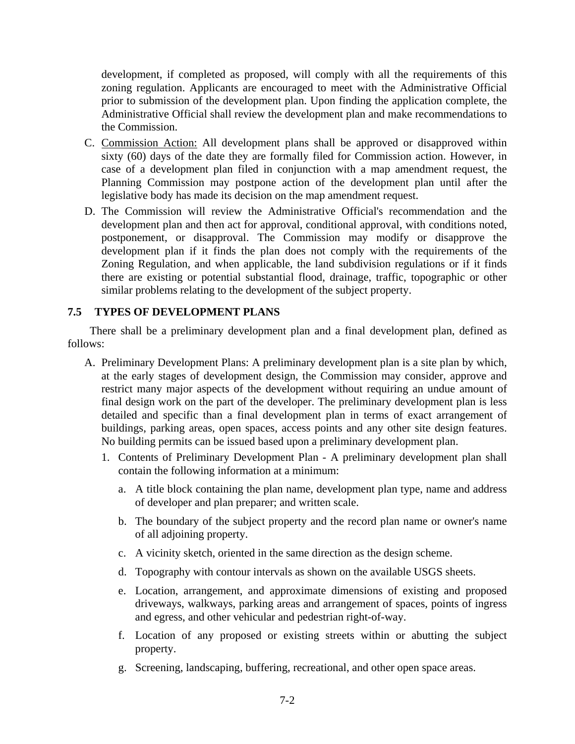development, if completed as proposed, will comply with all the requirements of this zoning regulation. Applicants are encouraged to meet with the Administrative Official prior to submission of the development plan. Upon finding the application complete, the Administrative Official shall review the development plan and make recommendations to the Commission.

C. Commission Action: All development plans shall be approved or disapproved within sixty (60) days of the date they are formally filed for Commission action. However, in case of a development plan filed in conjunction with a map amendment request, the Planning Commission may postpone action of the development plan until after the legislative body has made its decision on the map amendment request.

D. The Commission will review the Administrative Official's recommendation and the development plan and then act for approval, conditional approval, with conditions noted, postponement, or disapproval. The Commission may modify or disapprove the development plan if it finds the plan does not comply with the requirements of the Zoning Regulation, and when applicable, the land subdivision regulations or if it finds there are existing or potential substantial flood, drainage, traffic, topographic or other similar problems relating to the development of the subject property.

## 7.5 TYPES OF DEVELOPMENT PLANS

There shall be a preliminary development plan and a final development plan, defined as follows:

A. Preliminary Development Plans: A preliminary development plan is a site plan by which, at the early stages of development design, the Commission may consider, approve and restrict many major aspects of the development without requiring an undue amount of final design work on the part of the developer. The preliminary development plan is less detailed and specific than a final development plan in terms of exact arrangement of buildings, parking areas, open spaces, access points and any other site design features. No building permits can be issued based upon a preliminary development plan.

   1. Contents of Preliminary Development Plan - A preliminary development plan shall contain the following information at a minimum:

      a. A title block containing the plan name, development plan type, name and address of developer and plan preparer; and written scale.

      b. The boundary of the subject property and the record plan name or owner's name of all adjoining property.

      c. A vicinity sketch, oriented in the same direction as the design scheme.

      d. Topography with contour intervals as shown on the available USGS sheets.

      e. Location, arrangement, and approximate dimensions of existing and proposed driveways, walkways, parking areas and arrangement of spaces, points of ingress and egress, and other vehicular and pedestrian right-of-way.

      f. Location of any proposed or existing streets within or abutting the subject property.

      g. Screening, landscaping, buffering, recreational, and other open space areas.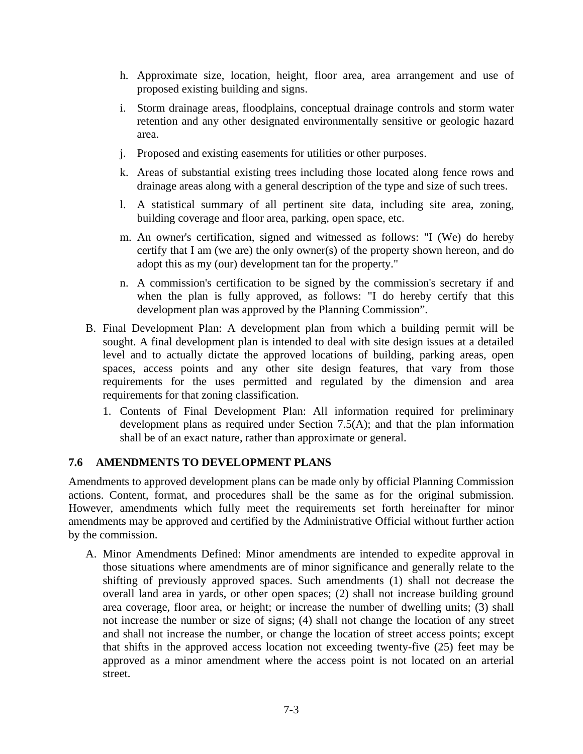h. Approximate size, location, height, floor area, area arrangement and use of proposed existing building and signs.

i. Storm drainage areas, floodplains, conceptual drainage controls and storm water retention and any other designated environmentally sensitive or geologic hazard area.

j. Proposed and existing easements for utilities or other purposes.

k. Areas of substantial existing trees including those located along fence rows and drainage areas along with a general description of the type and size of such trees.

l. A statistical summary of all pertinent site data, including site area, zoning, building coverage and floor area, parking, open space, etc.

m. An owner's certification, signed and witnessed as follows: "I (We) do hereby certify that I am (we are) the only owner(s) of the property shown hereon, and do adopt this as my (our) development tan for the property."

n. A commission's certification to be signed by the commission's secretary if and when the plan is fully approved, as follows: "I do hereby certify that this development plan was approved by the Planning Commission".

B. Final Development Plan: A development plan from which a building permit will be sought. A final development plan is intended to deal with site design issues at a detailed level and to actually dictate the approved locations of building, parking areas, open spaces, access points and any other site design features, that vary from those requirements for the uses permitted and regulated by the dimension and area requirements for that zoning classification.

   1. Contents of Final Development Plan: All information required for preliminary development plans as required under Section 7.5(A); and that the plan information shall be of an exact nature, rather than approximate or general.

### 7.6 AMENDMENTS TO DEVELOPMENT PLANS

Amendments to approved development plans can be made only by official Planning Commission actions. Content, format, and procedures shall be the same as for the original submission. However, amendments which fully meet the requirements set forth hereinafter for minor amendments may be approved and certified by the Administrative Official without further action by the commission.

A. Minor Amendments Defined: Minor amendments are intended to expedite approval in those situations where amendments are of minor significance and generally relate to the shifting of previously approved spaces. Such amendments (1) shall not decrease the overall land area in yards, or other open spaces; (2) shall not increase building ground area coverage, floor area, or height; or increase the number of dwelling units; (3) shall not increase the number or size of signs; (4) shall not change the location of any street and shall not increase the number, or change the location of street access points; except that shifts in the approved access location not exceeding twenty-five (25) feet may be approved as a minor amendment where the access point is not located on an arterial street.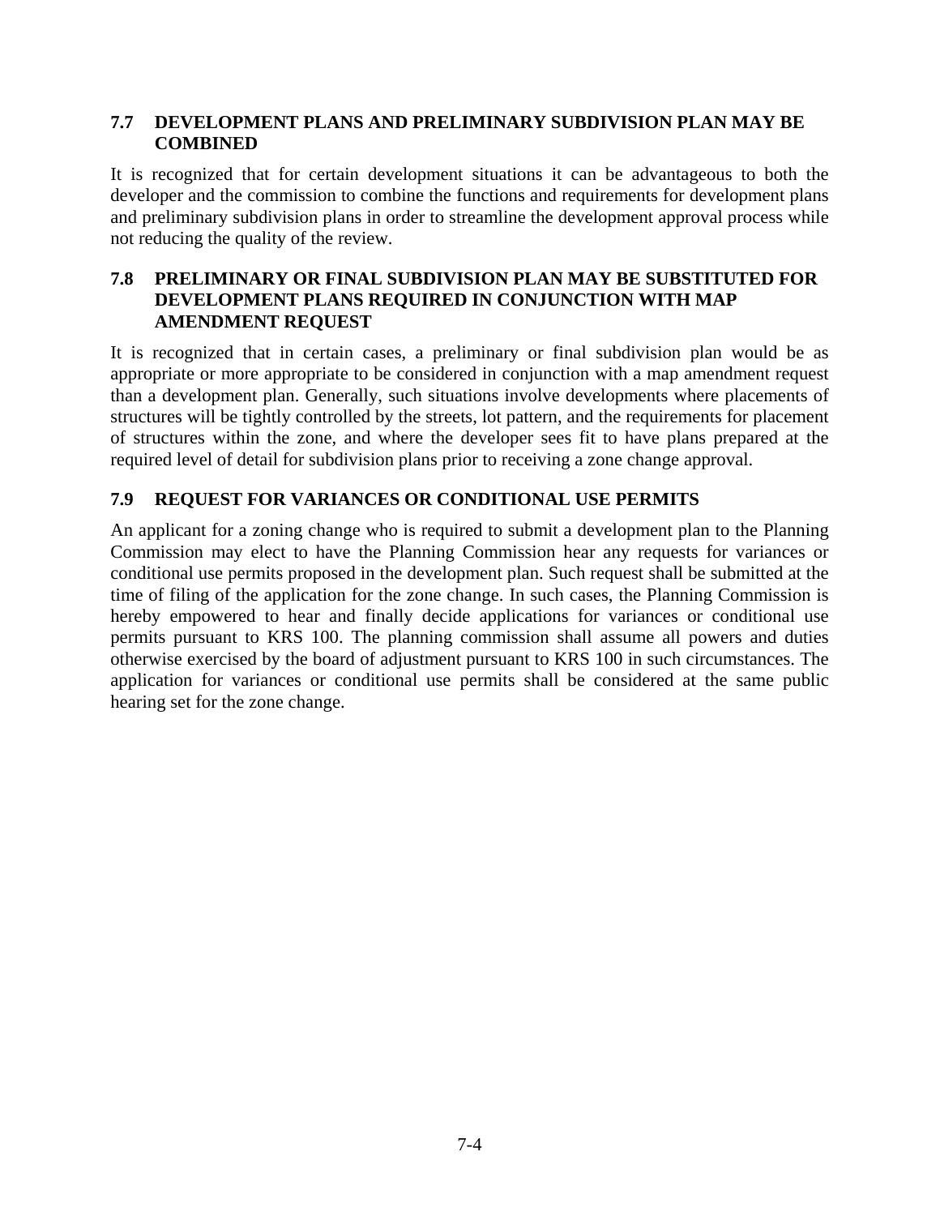## 7.7 DEVELOPMENT PLANS AND PRELIMINARY SUBDIVISION PLAN MAY BE COMBINED

It is recognized that for certain development situations it can be advantageous to both the developer and the commission to combine the functions and requirements for development plans and preliminary subdivision plans in order to streamline the development approval process while not reducing the quality of the review.

## 7.8 PRELIMINARY OR FINAL SUBDIVISION PLAN MAY BE SUBSTITUTED FOR DEVELOPMENT PLANS REQUIRED IN CONJUNCTION WITH MAP AMENDMENT REQUEST

It is recognized that in certain cases, a preliminary or final subdivision plan would be as appropriate or more appropriate to be considered in conjunction with a map amendment request than a development plan. Generally, such situations involve developments where placements of structures will be tightly controlled by the streets, lot pattern, and the requirements for placement of structures within the zone, and where the developer sees fit to have plans prepared at the required level of detail for subdivision plans prior to receiving a zone change approval.

## 7.9 REQUEST FOR VARIANCES OR CONDITIONAL USE PERMITS

An applicant for a zoning change who is required to submit a development plan to the Planning Commission may elect to have the Planning Commission hear any requests for variances or conditional use permits proposed in the development plan. Such request shall be submitted at the time of filing of the application for the zone change. In such cases, the Planning Commission is hereby empowered to hear and finally decide applications for variances or conditional use permits pursuant to KRS 100. The planning commission shall assume all powers and duties otherwise exercised by the board of adjustment pursuant to KRS 100 in such circumstances. The application for variances or conditional use permits shall be considered at the same public hearing set for the zone change.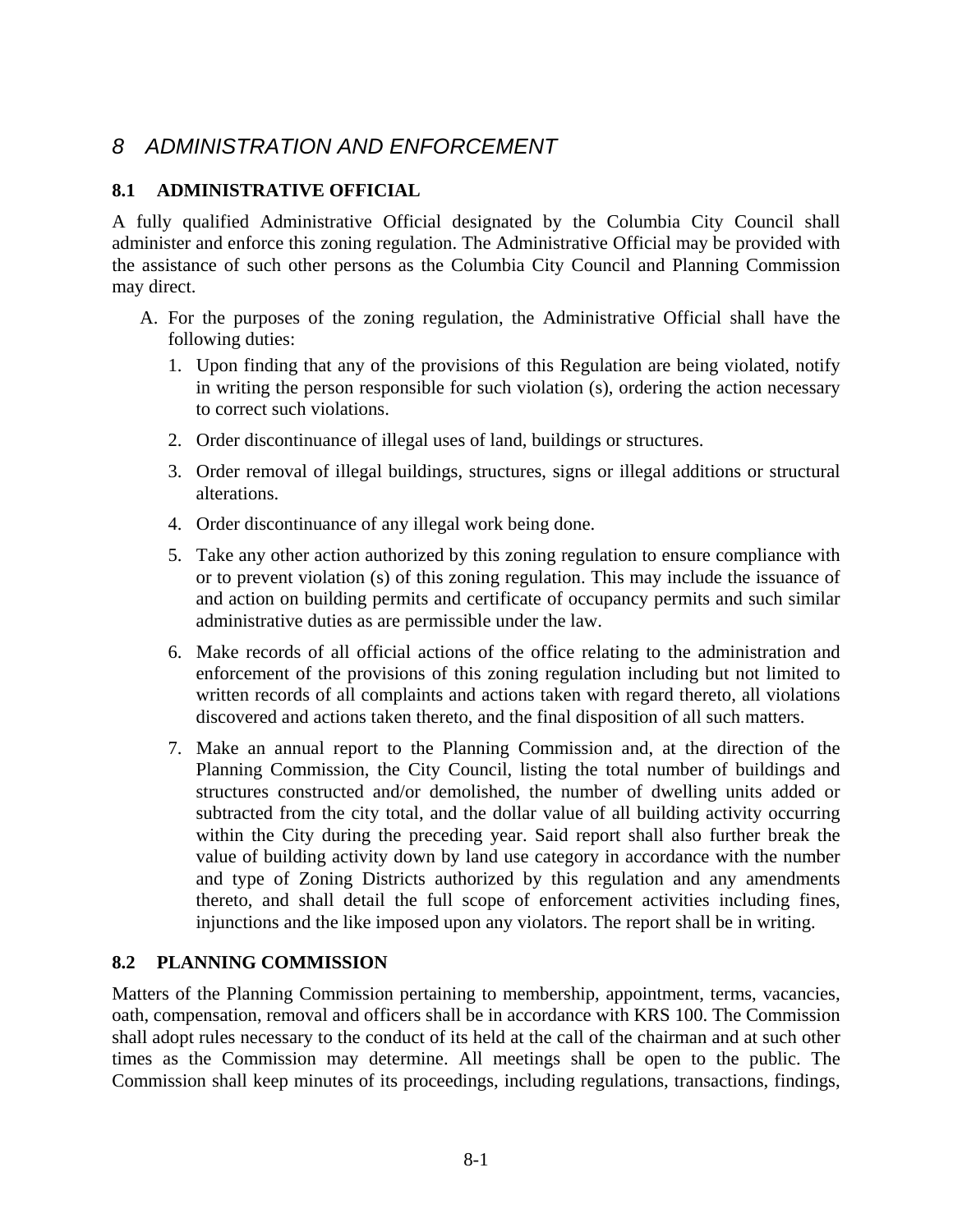# 8 ADMINISTRATION AND ENFORCEMENT

## 8.1 ADMINISTRATIVE OFFICIAL

A fully qualified Administrative Official designated by the Columbia City Council shall administer and enforce this zoning regulation. The Administrative Official may be provided with the assistance of such other persons as the Columbia City Council and Planning Commission may direct.

A. For the purposes of the zoning regulation, the Administrative Official shall have the following duties:
   1. Upon finding that any of the provisions of this Regulation are being violated, notify in writing the person responsible for such violation (s), ordering the action necessary to correct such violations.
   2. Order discontinuance of illegal uses of land, buildings or structures.
   3. Order removal of illegal buildings, structures, signs or illegal additions or structural alterations.
   4. Order discontinuance of any illegal work being done.
   5. Take any other action authorized by this zoning regulation to ensure compliance with or to prevent violation (s) of this zoning regulation. This may include the issuance of and action on building permits and certificate of occupancy permits and such similar administrative duties as are permissible under the law.
   6. Make records of all official actions of the office relating to the administration and enforcement of the provisions of this zoning regulation including but not limited to written records of all complaints and actions taken with regard thereto, all violations discovered and actions taken thereto, and the final disposition of all such matters.
   7. Make an annual report to the Planning Commission and, at the direction of the Planning Commission, the City Council, listing the total number of buildings and structures constructed and/or demolished, the number of dwelling units added or subtracted from the city total, and the dollar value of all building activity occurring within the City during the preceding year. Said report shall also further break the value of building activity down by land use category in accordance with the number and type of Zoning Districts authorized by this regulation and any amendments thereto, and shall detail the full scope of enforcement activities including fines, injunctions and the like imposed upon any violators. The report shall be in writing.

## 8.2 PLANNING COMMISSION

Matters of the Planning Commission pertaining to membership, appointment, terms, vacancies, oath, compensation, removal and officers shall be in accordance with KRS 100. The Commission shall adopt rules necessary to the conduct of its held at the call of the chairman and at such other times as the Commission may determine. All meetings shall be open to the public. The Commission shall keep minutes of its proceedings, including regulations, transactions, findings,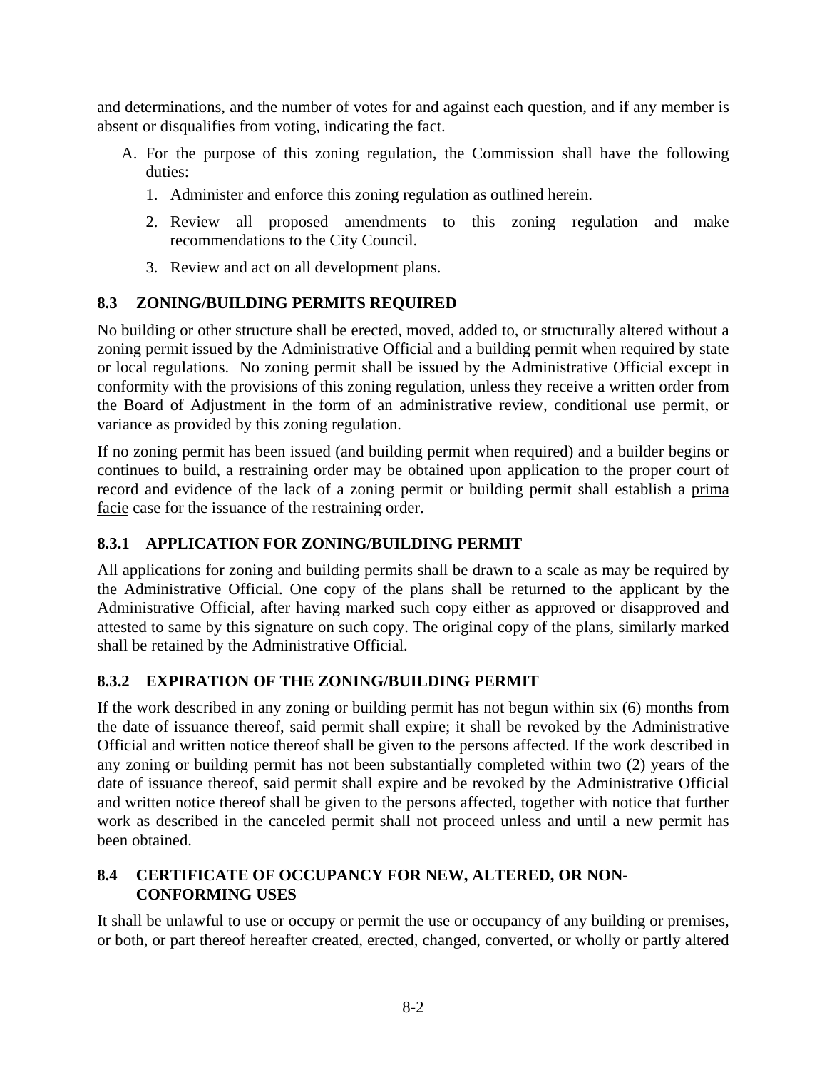and determinations, and the number of votes for and against each question, and if any member is absent or disqualifies from voting, indicating the fact.

A. For the purpose of this zoning regulation, the Commission shall have the following duties:
   1. Administer and enforce this zoning regulation as outlined herein.
   2. Review all proposed amendments to this zoning regulation and make recommendations to the City Council.
   3. Review and act on all development plans.

## 8.3 ZONING/BUILDING PERMITS REQUIRED

No building or other structure shall be erected, moved, added to, or structurally altered without a zoning permit issued by the Administrative Official and a building permit when required by state or local regulations. No zoning permit shall be issued by the Administrative Official except in conformity with the provisions of this zoning regulation, unless they receive a written order from the Board of Adjustment in the form of an administrative review, conditional use permit, or variance as provided by this zoning regulation.

If no zoning permit has been issued (and building permit when required) and a builder begins or continues to build, a restraining order may be obtained upon application to the proper court of record and evidence of the lack of a zoning permit or building permit shall establish a prima facie case for the issuance of the restraining order.

## 8.3.1 APPLICATION FOR ZONING/BUILDING PERMIT

All applications for zoning and building permits shall be drawn to a scale as may be required by the Administrative Official. One copy of the plans shall be returned to the applicant by the Administrative Official, after having marked such copy either as approved or disapproved and attested to same by this signature on such copy. The original copy of the plans, similarly marked shall be retained by the Administrative Official.

## 8.3.2 EXPIRATION OF THE ZONING/BUILDING PERMIT

If the work described in any zoning or building permit has not begun within six (6) months from the date of issuance thereof, said permit shall expire; it shall be revoked by the Administrative Official and written notice thereof shall be given to the persons affected. If the work described in any zoning or building permit has not been substantially completed within two (2) years of the date of issuance thereof, said permit shall expire and be revoked by the Administrative Official and written notice thereof shall be given to the persons affected, together with notice that further work as described in the canceled permit shall not proceed unless and until a new permit has been obtained.

## 8.4 CERTIFICATE OF OCCUPANCY FOR NEW, ALTERED, OR NON-CONFORMING USES

It shall be unlawful to use or occupy or permit the use or occupancy of any building or premises, or both, or part thereof hereafter created, erected, changed, converted, or wholly or partly altered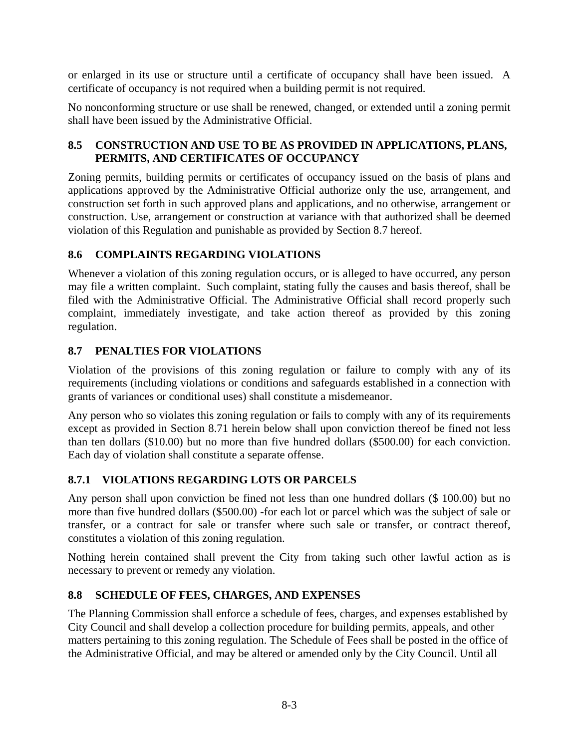or enlarged in its use or structure until a certificate of occupancy shall have been issued. A certificate of occupancy is not required when a building permit is not required.

No nonconforming structure or use shall be renewed, changed, or extended until a zoning permit shall have been issued by the Administrative Official.

## 8.5 CONSTRUCTION AND USE TO BE AS PROVIDED IN APPLICATIONS, PLANS, PERMITS, AND CERTIFICATES OF OCCUPANCY

Zoning permits, building permits or certificates of occupancy issued on the basis of plans and applications approved by the Administrative Official authorize only the use, arrangement, and construction set forth in such approved plans and applications, and no otherwise, arrangement or construction. Use, arrangement or construction at variance with that authorized shall be deemed violation of this Regulation and punishable as provided by Section 8.7 hereof.

## 8.6 COMPLAINTS REGARDING VIOLATIONS

Whenever a violation of this zoning regulation occurs, or is alleged to have occurred, any person may file a written complaint. Such complaint, stating fully the causes and basis thereof, shall be filed with the Administrative Official. The Administrative Official shall record properly such complaint, immediately investigate, and take action thereof as provided by this zoning regulation.

## 8.7 PENALTIES FOR VIOLATIONS

Violation of the provisions of this zoning regulation or failure to comply with any of its requirements (including violations or conditions and safeguards established in a connection with grants of variances or conditional uses) shall constitute a misdemeanor.

Any person who so violates this zoning regulation or fails to comply with any of its requirements except as provided in Section 8.71 herein below shall upon conviction thereof be fined not less than ten dollars ($10.00) but no more than five hundred dollars ($500.00) for each conviction. Each day of violation shall constitute a separate offense.

## 8.7.1 VIOLATIONS REGARDING LOTS OR PARCELS

Any person shall upon conviction be fined not less than one hundred dollars ($ 100.00) but no more than five hundred dollars ($500.00) -for each lot or parcel which was the subject of sale or transfer, or a contract for sale or transfer where such sale or transfer, or contract thereof, constitutes a violation of this zoning regulation.

Nothing herein contained shall prevent the City from taking such other lawful action as is necessary to prevent or remedy any violation.

## 8.8 SCHEDULE OF FEES, CHARGES, AND EXPENSES

The Planning Commission shall enforce a schedule of fees, charges, and expenses established by City Council and shall develop a collection procedure for building permits, appeals, and other matters pertaining to this zoning regulation. The Schedule of Fees shall be posted in the office of the Administrative Official, and may be altered or amended only by the City Council. Until all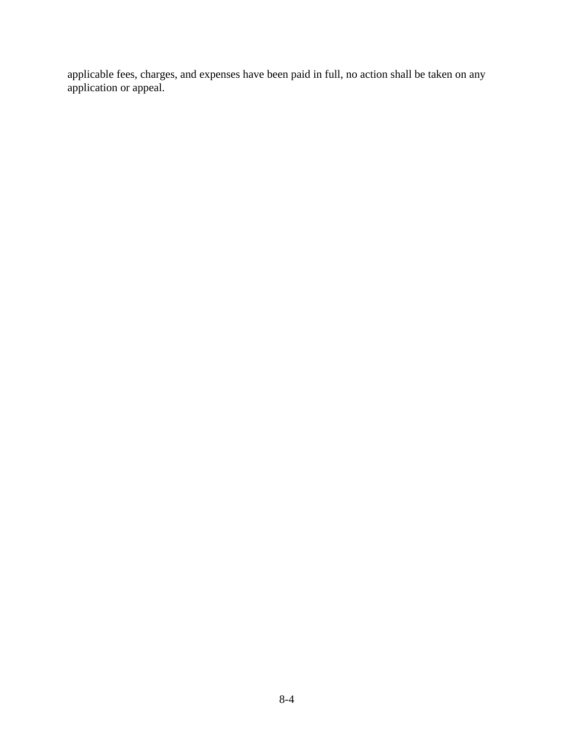applicable fees, charges, and expenses have been paid in full, no action shall be taken on any application or appeal.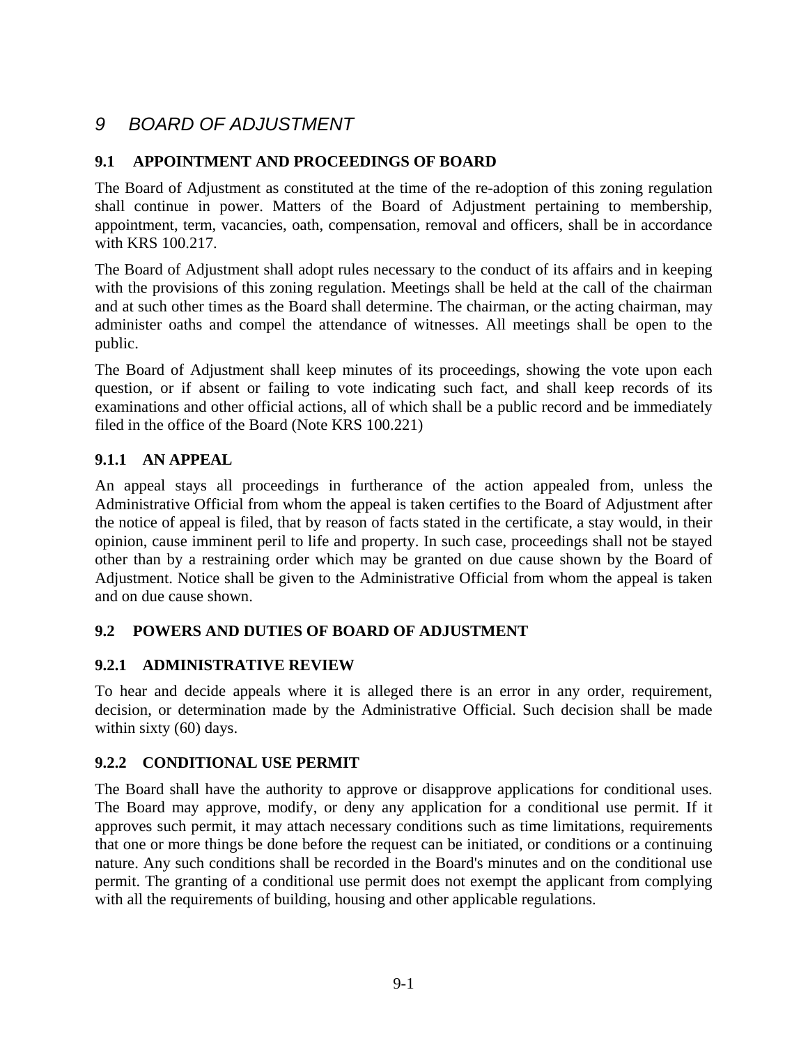# *9 BOARD OF ADJUSTMENT*

## 9.1 APPOINTMENT AND PROCEEDINGS OF BOARD

The Board of Adjustment as constituted at the time of the re-adoption of this zoning regulation shall continue in power. Matters of the Board of Adjustment pertaining to membership, appointment, term, vacancies, oath, compensation, removal and officers, shall be in accordance with KRS 100.217.

The Board of Adjustment shall adopt rules necessary to the conduct of its affairs and in keeping with the provisions of this zoning regulation. Meetings shall be held at the call of the chairman and at such other times as the Board shall determine. The chairman, or the acting chairman, may administer oaths and compel the attendance of witnesses. All meetings shall be open to the public.

The Board of Adjustment shall keep minutes of its proceedings, showing the vote upon each question, or if absent or failing to vote indicating such fact, and shall keep records of its examinations and other official actions, all of which shall be a public record and be immediately filed in the office of the Board (Note KRS 100.221)

### 9.1.1 AN APPEAL

An appeal stays all proceedings in furtherance of the action appealed from, unless the Administrative Official from whom the appeal is taken certifies to the Board of Adjustment after the notice of appeal is filed, that by reason of facts stated in the certificate, a stay would, in their opinion, cause imminent peril to life and property. In such case, proceedings shall not be stayed other than by a restraining order which may be granted on due cause shown by the Board of Adjustment. Notice shall be given to the Administrative Official from whom the appeal is taken and on due cause shown.

## 9.2 POWERS AND DUTIES OF BOARD OF ADJUSTMENT

### 9.2.1 ADMINISTRATIVE REVIEW

To hear and decide appeals where it is alleged there is an error in any order, requirement, decision, or determination made by the Administrative Official. Such decision shall be made within sixty (60) days.

### 9.2.2 CONDITIONAL USE PERMIT

The Board shall have the authority to approve or disapprove applications for conditional uses. The Board may approve, modify, or deny any application for a conditional use permit. If it approves such permit, it may attach necessary conditions such as time limitations, requirements that one or more things be done before the request can be initiated, or conditions or a continuing nature. Any such conditions shall be recorded in the Board's minutes and on the conditional use permit. The granting of a conditional use permit does not exempt the applicant from complying with all the requirements of building, housing and other applicable regulations.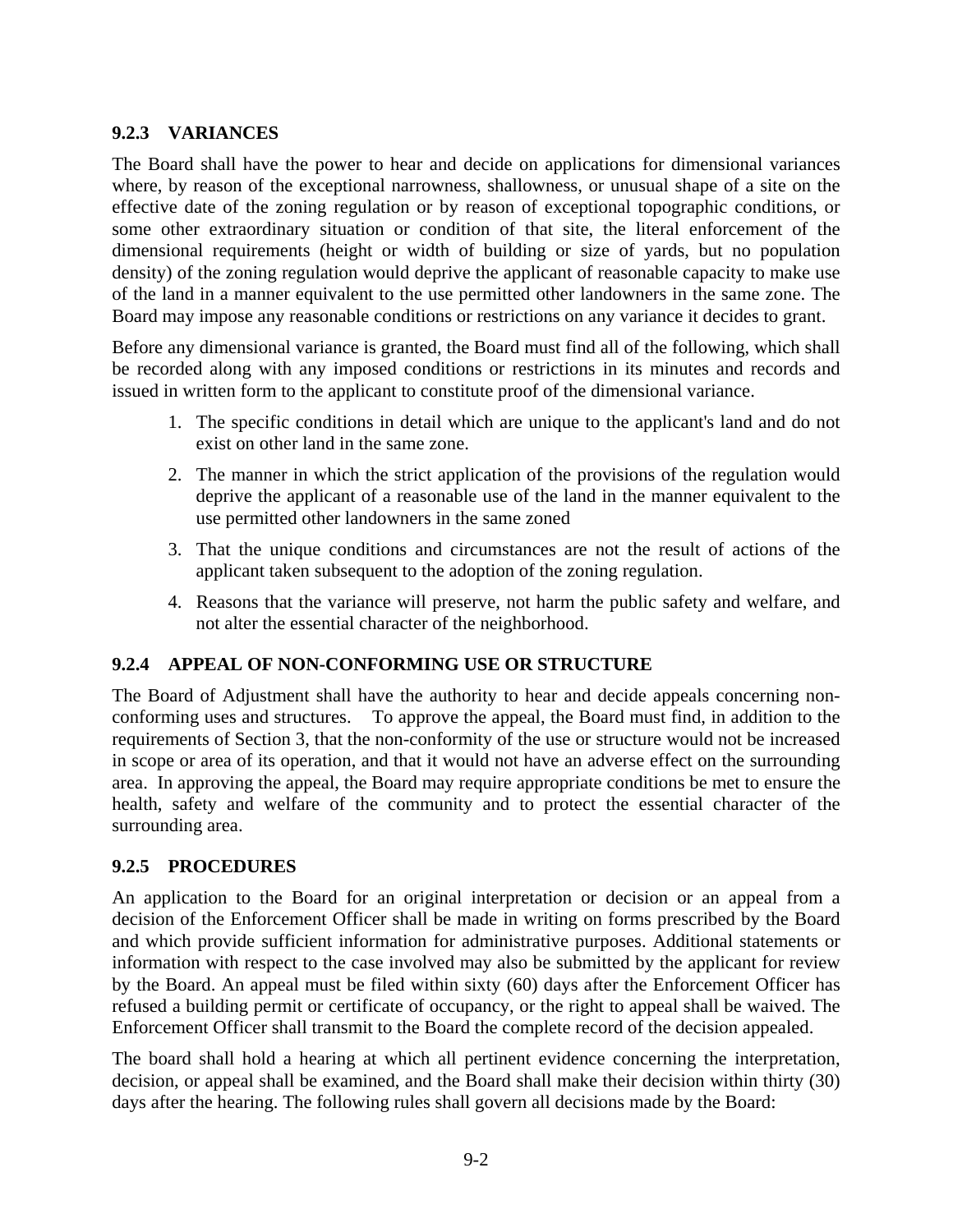### 9.2.3 VARIANCES

The Board shall have the power to hear and decide on applications for dimensional variances where, by reason of the exceptional narrowness, shallowness, or unusual shape of a site on the effective date of the zoning regulation or by reason of exceptional topographic conditions, or some other extraordinary situation or condition of that site, the literal enforcement of the dimensional requirements (height or width of building or size of yards, but no population density) of the zoning regulation would deprive the applicant of reasonable capacity to make use of the land in a manner equivalent to the use permitted other landowners in the same zone. The Board may impose any reasonable conditions or restrictions on any variance it decides to grant.

Before any dimensional variance is granted, the Board must find all of the following, which shall be recorded along with any imposed conditions or restrictions in its minutes and records and issued in written form to the applicant to constitute proof of the dimensional variance.

1. The specific conditions in detail which are unique to the applicant's land and do not exist on other land in the same zone.
2. The manner in which the strict application of the provisions of the regulation would deprive the applicant of a reasonable use of the land in the manner equivalent to the use permitted other landowners in the same zoned
3. That the unique conditions and circumstances are not the result of actions of the applicant taken subsequent to the adoption of the zoning regulation.
4. Reasons that the variance will preserve, not harm the public safety and welfare, and not alter the essential character of the neighborhood.

### 9.2.4 APPEAL OF NON-CONFORMING USE OR STRUCTURE

The Board of Adjustment shall have the authority to hear and decide appeals concerning non-conforming uses and structures. To approve the appeal, the Board must find, in addition to the requirements of Section 3, that the non-conformity of the use or structure would not be increased in scope or area of its operation, and that it would not have an adverse effect on the surrounding area. In approving the appeal, the Board may require appropriate conditions be met to ensure the health, safety and welfare of the community and to protect the essential character of the surrounding area.

### 9.2.5 PROCEDURES

An application to the Board for an original interpretation or decision or an appeal from a decision of the Enforcement Officer shall be made in writing on forms prescribed by the Board and which provide sufficient information for administrative purposes. Additional statements or information with respect to the case involved may also be submitted by the applicant for review by the Board. An appeal must be filed within sixty (60) days after the Enforcement Officer has refused a building permit or certificate of occupancy, or the right to appeal shall be waived. The Enforcement Officer shall transmit to the Board the complete record of the decision appealed.

The board shall hold a hearing at which all pertinent evidence concerning the interpretation, decision, or appeal shall be examined, and the Board shall make their decision within thirty (30) days after the hearing. The following rules shall govern all decisions made by the Board: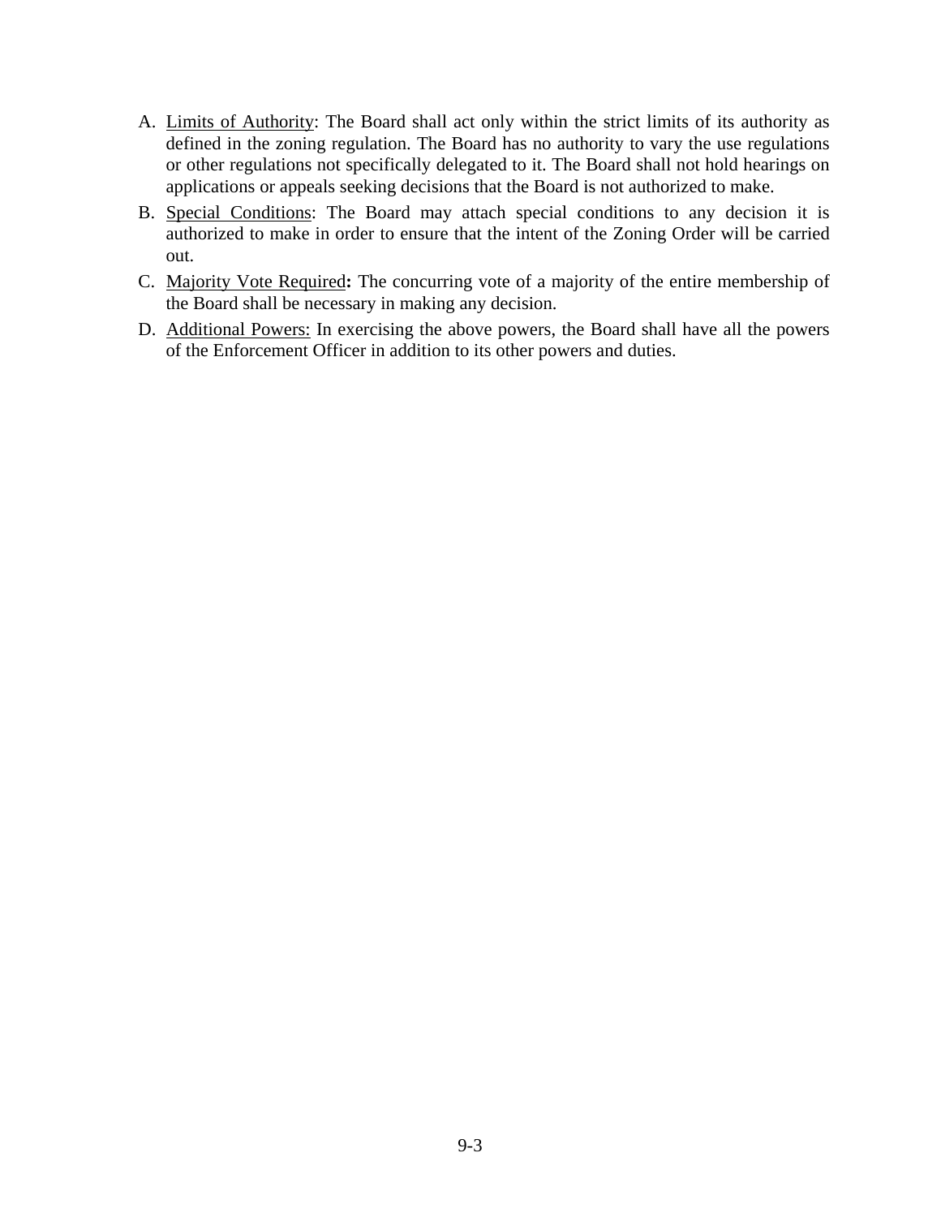A. Limits of Authority: The Board shall act only within the strict limits of its authority as defined in the zoning regulation. The Board has no authority to vary the use regulations or other regulations not specifically delegated to it. The Board shall not hold hearings on applications or appeals seeking decisions that the Board is not authorized to make.

B. Special Conditions: The Board may attach special conditions to any decision it is authorized to make in order to ensure that the intent of the Zoning Order will be carried out.

C. Majority Vote Required**:** The concurring vote of a majority of the entire membership of the Board shall be necessary in making any decision.

D. Additional Powers: In exercising the above powers, the Board shall have all the powers of the Enforcement Officer in addition to its other powers and duties.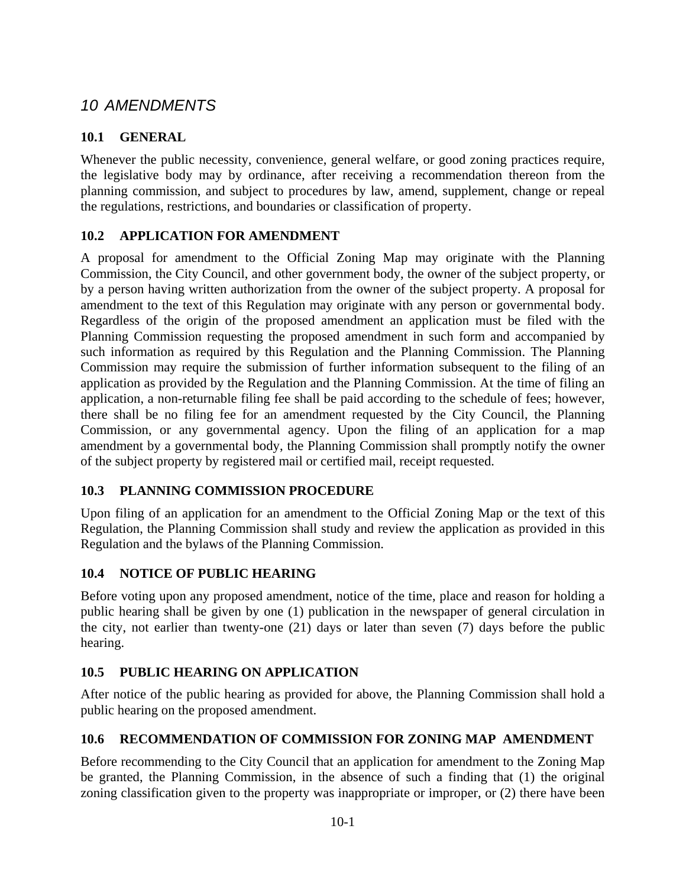# *10 AMENDMENTS*

## 10.1 GENERAL

Whenever the public necessity, convenience, general welfare, or good zoning practices require, the legislative body may by ordinance, after receiving a recommendation thereon from the planning commission, and subject to procedures by law, amend, supplement, change or repeal the regulations, restrictions, and boundaries or classification of property.

## 10.2 APPLICATION FOR AMENDMENT

A proposal for amendment to the Official Zoning Map may originate with the Planning Commission, the City Council, and other government body, the owner of the subject property, or by a person having written authorization from the owner of the subject property. A proposal for amendment to the text of this Regulation may originate with any person or governmental body. Regardless of the origin of the proposed amendment an application must be filed with the Planning Commission requesting the proposed amendment in such form and accompanied by such information as required by this Regulation and the Planning Commission. The Planning Commission may require the submission of further information subsequent to the filing of an application as provided by the Regulation and the Planning Commission. At the time of filing an application, a non-returnable filing fee shall be paid according to the schedule of fees; however, there shall be no filing fee for an amendment requested by the City Council, the Planning Commission, or any governmental agency. Upon the filing of an application for a map amendment by a governmental body, the Planning Commission shall promptly notify the owner of the subject property by registered mail or certified mail, receipt requested.

## 10.3 PLANNING COMMISSION PROCEDURE

Upon filing of an application for an amendment to the Official Zoning Map or the text of this Regulation, the Planning Commission shall study and review the application as provided in this Regulation and the bylaws of the Planning Commission.

## 10.4 NOTICE OF PUBLIC HEARING

Before voting upon any proposed amendment, notice of the time, place and reason for holding a public hearing shall be given by one (1) publication in the newspaper of general circulation in the city, not earlier than twenty-one (21) days or later than seven (7) days before the public hearing.

## 10.5 PUBLIC HEARING ON APPLICATION

After notice of the public hearing as provided for above, the Planning Commission shall hold a public hearing on the proposed amendment.

## 10.6 RECOMMENDATION OF COMMISSION FOR ZONING MAP AMENDMENT

Before recommending to the City Council that an application for amendment to the Zoning Map be granted, the Planning Commission, in the absence of such a finding that (1) the original zoning classification given to the property was inappropriate or improper, or (2) there have been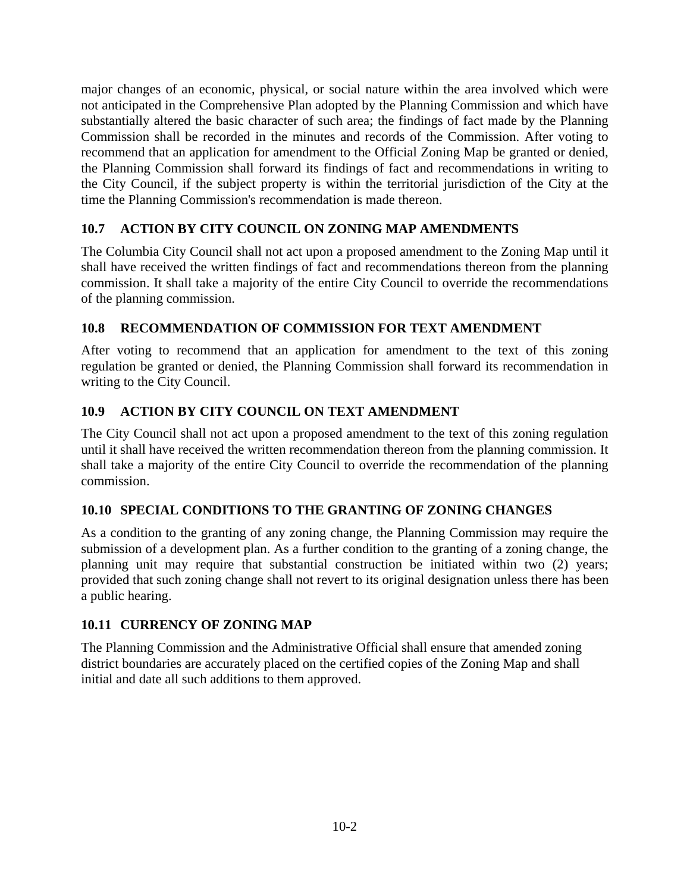major changes of an economic, physical, or social nature within the area involved which were not anticipated in the Comprehensive Plan adopted by the Planning Commission and which have substantially altered the basic character of such area; the findings of fact made by the Planning Commission shall be recorded in the minutes and records of the Commission. After voting to recommend that an application for amendment to the Official Zoning Map be granted or denied, the Planning Commission shall forward its findings of fact and recommendations in writing to the City Council, if the subject property is within the territorial jurisdiction of the City at the time the Planning Commission's recommendation is made thereon.

### 10.7 ACTION BY CITY COUNCIL ON ZONING MAP AMENDMENTS

The Columbia City Council shall not act upon a proposed amendment to the Zoning Map until it shall have received the written findings of fact and recommendations thereon from the planning commission. It shall take a majority of the entire City Council to override the recommendations of the planning commission.

### 10.8 RECOMMENDATION OF COMMISSION FOR TEXT AMENDMENT

After voting to recommend that an application for amendment to the text of this zoning regulation be granted or denied, the Planning Commission shall forward its recommendation in writing to the City Council.

### 10.9 ACTION BY CITY COUNCIL ON TEXT AMENDMENT

The City Council shall not act upon a proposed amendment to the text of this zoning regulation until it shall have received the written recommendation thereon from the planning commission. It shall take a majority of the entire City Council to override the recommendation of the planning commission.

### 10.10 SPECIAL CONDITIONS TO THE GRANTING OF ZONING CHANGES

As a condition to the granting of any zoning change, the Planning Commission may require the submission of a development plan. As a further condition to the granting of a zoning change, the planning unit may require that substantial construction be initiated within two (2) years; provided that such zoning change shall not revert to its original designation unless there has been a public hearing.

### 10.11 CURRENCY OF ZONING MAP

The Planning Commission and the Administrative Official shall ensure that amended zoning district boundaries are accurately placed on the certified copies of the Zoning Map and shall initial and date all such additions to them approved.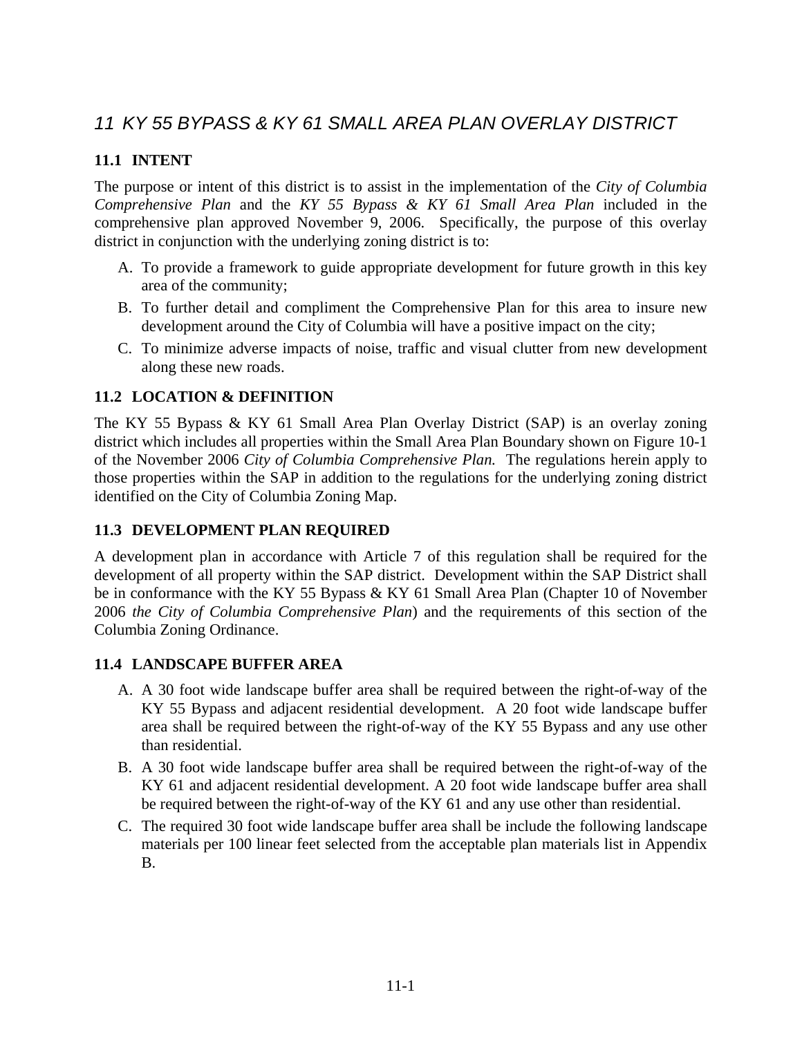# *11 KY 55 BYPASS & KY 61 SMALL AREA PLAN OVERLAY DISTRICT*

## 11.1 INTENT

The purpose or intent of this district is to assist in the implementation of the *City of Columbia Comprehensive Plan* and the *KY 55 Bypass & KY 61 Small Area Plan* included in the comprehensive plan approved November 9, 2006. Specifically, the purpose of this overlay district in conjunction with the underlying zoning district is to:

A. To provide a framework to guide appropriate development for future growth in this key area of the community;

B. To further detail and compliment the Comprehensive Plan for this area to insure new development around the City of Columbia will have a positive impact on the city;

C. To minimize adverse impacts of noise, traffic and visual clutter from new development along these new roads.

## 11.2 LOCATION & DEFINITION

The KY 55 Bypass & KY 61 Small Area Plan Overlay District (SAP) is an overlay zoning district which includes all properties within the Small Area Plan Boundary shown on Figure 10-1 of the November 2006 *City of Columbia Comprehensive Plan.* The regulations herein apply to those properties within the SAP in addition to the regulations for the underlying zoning district identified on the City of Columbia Zoning Map.

## 11.3 DEVELOPMENT PLAN REQUIRED

A development plan in accordance with Article 7 of this regulation shall be required for the development of all property within the SAP district. Development within the SAP District shall be in conformance with the KY 55 Bypass & KY 61 Small Area Plan (Chapter 10 of November 2006 *the City of Columbia Comprehensive Plan*) and the requirements of this section of the Columbia Zoning Ordinance.

## 11.4 LANDSCAPE BUFFER AREA

A. A 30 foot wide landscape buffer area shall be required between the right-of-way of the KY 55 Bypass and adjacent residential development. A 20 foot wide landscape buffer area shall be required between the right-of-way of the KY 55 Bypass and any use other than residential.

B. A 30 foot wide landscape buffer area shall be required between the right-of-way of the KY 61 and adjacent residential development. A 20 foot wide landscape buffer area shall be required between the right-of-way of the KY 61 and any use other than residential.

C. The required 30 foot wide landscape buffer area shall be include the following landscape materials per 100 linear feet selected from the acceptable plan materials list in Appendix B.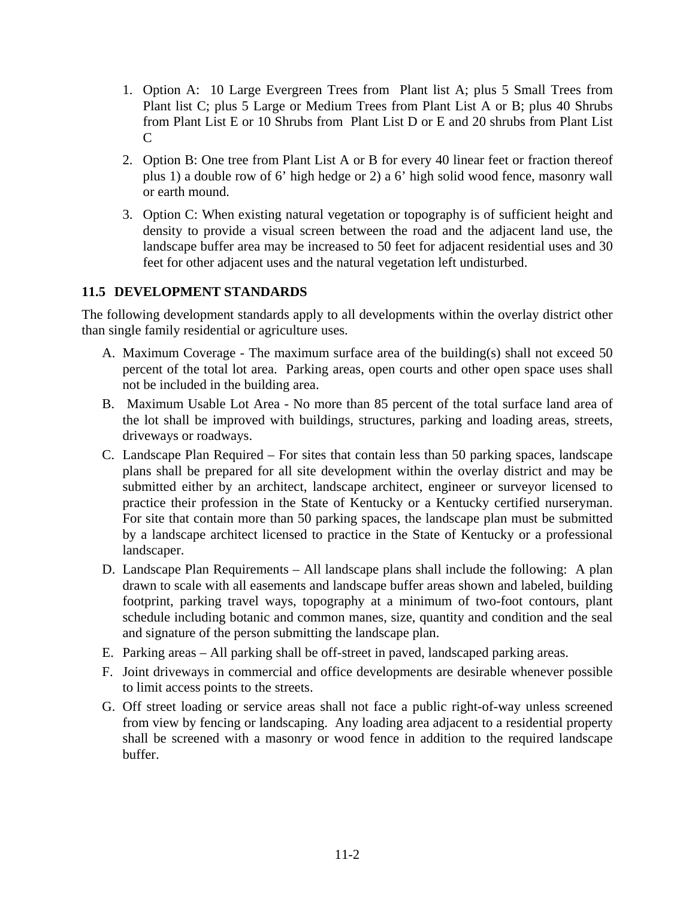1. Option A: 10 Large Evergreen Trees from Plant list A; plus 5 Small Trees from Plant list C; plus 5 Large or Medium Trees from Plant List A or B; plus 40 Shrubs from Plant List E or 10 Shrubs from Plant List D or E and 20 shrubs from Plant List C
2. Option B: One tree from Plant List A or B for every 40 linear feet or fraction thereof plus 1) a double row of 6' high hedge or 2) a 6' high solid wood fence, masonry wall or earth mound.
3. Option C: When existing natural vegetation or topography is of sufficient height and density to provide a visual screen between the road and the adjacent land use, the landscape buffer area may be increased to 50 feet for adjacent residential uses and 30 feet for other adjacent uses and the natural vegetation left undisturbed.

## 11.5 DEVELOPMENT STANDARDS

The following development standards apply to all developments within the overlay district other than single family residential or agriculture uses.

A. Maximum Coverage - The maximum surface area of the building(s) shall not exceed 50 percent of the total lot area. Parking areas, open courts and other open space uses shall not be included in the building area.

B. Maximum Usable Lot Area - No more than 85 percent of the total surface land area of the lot shall be improved with buildings, structures, parking and loading areas, streets, driveways or roadways.

C. Landscape Plan Required – For sites that contain less than 50 parking spaces, landscape plans shall be prepared for all site development within the overlay district and may be submitted either by an architect, landscape architect, engineer or surveyor licensed to practice their profession in the State of Kentucky or a Kentucky certified nurseryman. For site that contain more than 50 parking spaces, the landscape plan must be submitted by a landscape architect licensed to practice in the State of Kentucky or a professional landscaper.

D. Landscape Plan Requirements – All landscape plans shall include the following: A plan drawn to scale with all easements and landscape buffer areas shown and labeled, building footprint, parking travel ways, topography at a minimum of two-foot contours, plant schedule including botanic and common manes, size, quantity and condition and the seal and signature of the person submitting the landscape plan.

E. Parking areas – All parking shall be off-street in paved, landscaped parking areas.

F. Joint driveways in commercial and office developments are desirable whenever possible to limit access points to the streets.

G. Off street loading or service areas shall not face a public right-of-way unless screened from view by fencing or landscaping. Any loading area adjacent to a residential property shall be screened with a masonry or wood fence in addition to the required landscape buffer.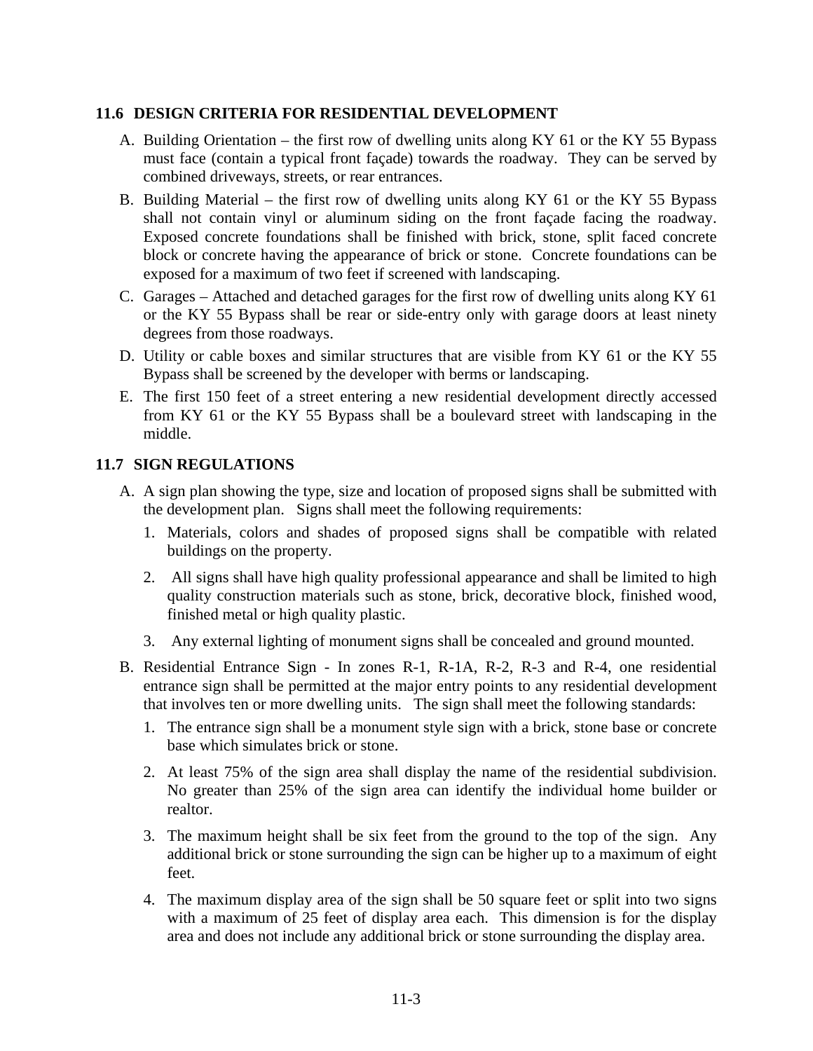## 11.6 DESIGN CRITERIA FOR RESIDENTIAL DEVELOPMENT

A. Building Orientation – the first row of dwelling units along KY 61 or the KY 55 Bypass must face (contain a typical front façade) towards the roadway. They can be served by combined driveways, streets, or rear entrances.

B. Building Material – the first row of dwelling units along KY 61 or the KY 55 Bypass shall not contain vinyl or aluminum siding on the front façade facing the roadway. Exposed concrete foundations shall be finished with brick, stone, split faced concrete block or concrete having the appearance of brick or stone. Concrete foundations can be exposed for a maximum of two feet if screened with landscaping.

C. Garages – Attached and detached garages for the first row of dwelling units along KY 61 or the KY 55 Bypass shall be rear or side-entry only with garage doors at least ninety degrees from those roadways.

D. Utility or cable boxes and similar structures that are visible from KY 61 or the KY 55 Bypass shall be screened by the developer with berms or landscaping.

E. The first 150 feet of a street entering a new residential development directly accessed from KY 61 or the KY 55 Bypass shall be a boulevard street with landscaping in the middle.

## 11.7 SIGN REGULATIONS

A. A sign plan showing the type, size and location of proposed signs shall be submitted with the development plan. Signs shall meet the following requirements:

   1. Materials, colors and shades of proposed signs shall be compatible with related buildings on the property.

   2. All signs shall have high quality professional appearance and shall be limited to high quality construction materials such as stone, brick, decorative block, finished wood, finished metal or high quality plastic.

   3. Any external lighting of monument signs shall be concealed and ground mounted.

B. Residential Entrance Sign - In zones R-1, R-1A, R-2, R-3 and R-4, one residential entrance sign shall be permitted at the major entry points to any residential development that involves ten or more dwelling units. The sign shall meet the following standards:

   1. The entrance sign shall be a monument style sign with a brick, stone base or concrete base which simulates brick or stone.

   2. At least 75% of the sign area shall display the name of the residential subdivision. No greater than 25% of the sign area can identify the individual home builder or realtor.

   3. The maximum height shall be six feet from the ground to the top of the sign. Any additional brick or stone surrounding the sign can be higher up to a maximum of eight feet.

   4. The maximum display area of the sign shall be 50 square feet or split into two signs with a maximum of 25 feet of display area each. This dimension is for the display area and does not include any additional brick or stone surrounding the display area.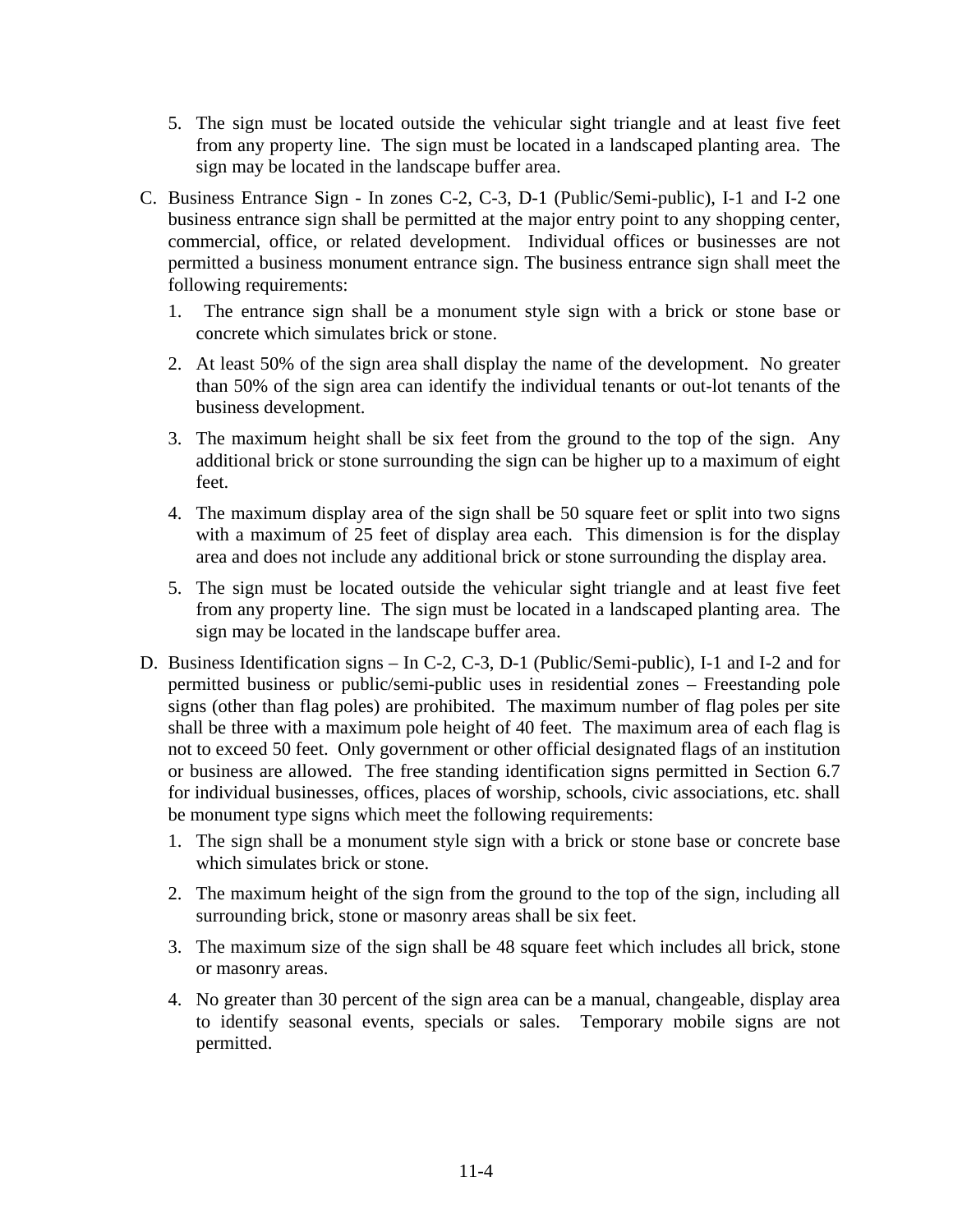5. The sign must be located outside the vehicular sight triangle and at least five feet from any property line. The sign must be located in a landscaped planting area. The sign may be located in the landscape buffer area.

C. Business Entrance Sign - In zones C-2, C-3, D-1 (Public/Semi-public), I-1 and I-2 one business entrance sign shall be permitted at the major entry point to any shopping center, commercial, office, or related development. Individual offices or businesses are not permitted a business monument entrance sign. The business entrance sign shall meet the following requirements:

   1. The entrance sign shall be a monument style sign with a brick or stone base or concrete which simulates brick or stone.

   2. At least 50% of the sign area shall display the name of the development. No greater than 50% of the sign area can identify the individual tenants or out-lot tenants of the business development.

   3. The maximum height shall be six feet from the ground to the top of the sign. Any additional brick or stone surrounding the sign can be higher up to a maximum of eight feet.

   4. The maximum display area of the sign shall be 50 square feet or split into two signs with a maximum of 25 feet of display area each. This dimension is for the display area and does not include any additional brick or stone surrounding the display area.

   5. The sign must be located outside the vehicular sight triangle and at least five feet from any property line. The sign must be located in a landscaped planting area. The sign may be located in the landscape buffer area.

D. Business Identification signs – In C-2, C-3, D-1 (Public/Semi-public), I-1 and I-2 and for permitted business or public/semi-public uses in residential zones – Freestanding pole signs (other than flag poles) are prohibited. The maximum number of flag poles per site shall be three with a maximum pole height of 40 feet. The maximum area of each flag is not to exceed 50 feet. Only government or other official designated flags of an institution or business are allowed. The free standing identification signs permitted in Section 6.7 for individual businesses, offices, places of worship, schools, civic associations, etc. shall be monument type signs which meet the following requirements:

   1. The sign shall be a monument style sign with a brick or stone base or concrete base which simulates brick or stone.

   2. The maximum height of the sign from the ground to the top of the sign, including all surrounding brick, stone or masonry areas shall be six feet.

   3. The maximum size of the sign shall be 48 square feet which includes all brick, stone or masonry areas.

   4. No greater than 30 percent of the sign area can be a manual, changeable, display area to identify seasonal events, specials or sales. Temporary mobile signs are not permitted.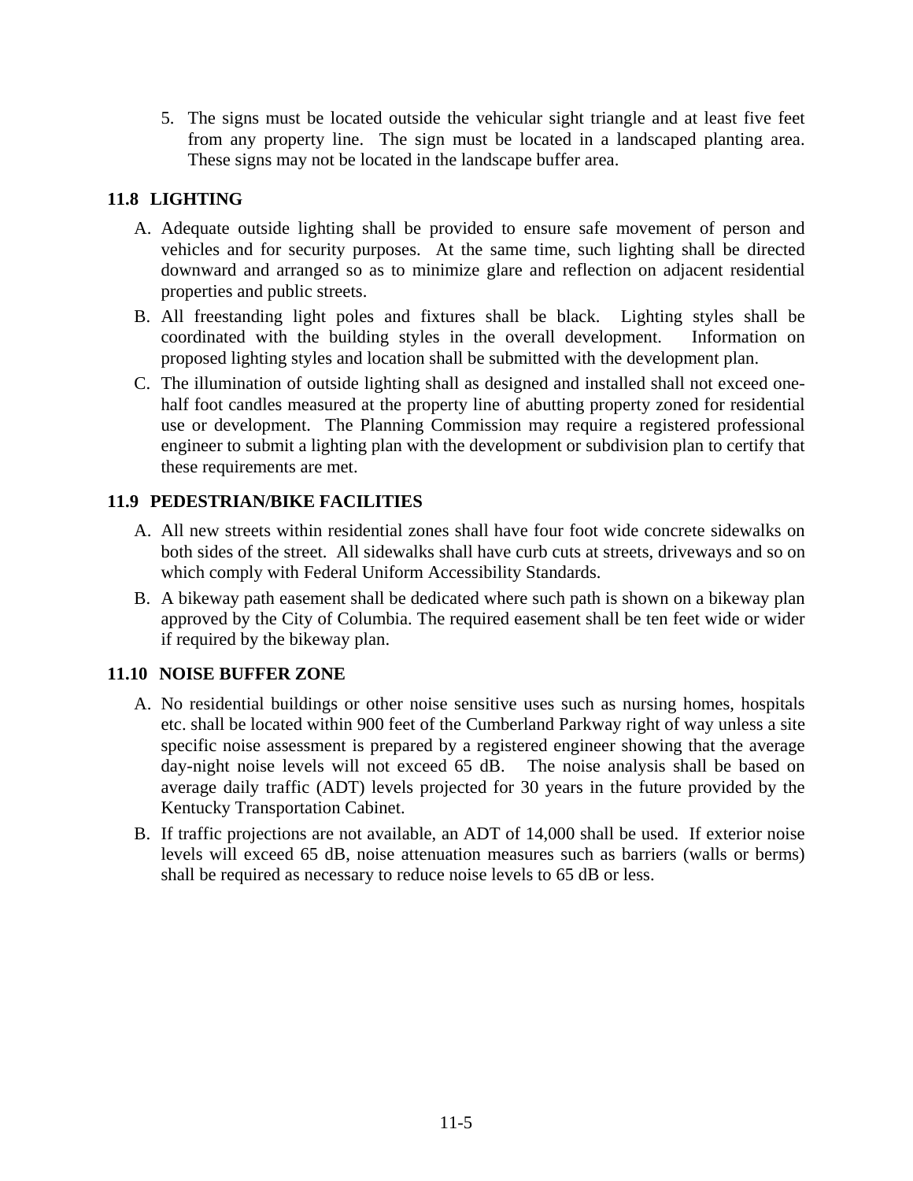5. The signs must be located outside the vehicular sight triangle and at least five feet from any property line. The sign must be located in a landscaped planting area. These signs may not be located in the landscape buffer area.

## 11.8 LIGHTING

A. Adequate outside lighting shall be provided to ensure safe movement of person and vehicles and for security purposes. At the same time, such lighting shall be directed downward and arranged so as to minimize glare and reflection on adjacent residential properties and public streets.

B. All freestanding light poles and fixtures shall be black. Lighting styles shall be coordinated with the building styles in the overall development. Information on proposed lighting styles and location shall be submitted with the development plan.

C. The illumination of outside lighting shall as designed and installed shall not exceed one-half foot candles measured at the property line of abutting property zoned for residential use or development. The Planning Commission may require a registered professional engineer to submit a lighting plan with the development or subdivision plan to certify that these requirements are met.

## 11.9 PEDESTRIAN/BIKE FACILITIES

A. All new streets within residential zones shall have four foot wide concrete sidewalks on both sides of the street. All sidewalks shall have curb cuts at streets, driveways and so on which comply with Federal Uniform Accessibility Standards.

B. A bikeway path easement shall be dedicated where such path is shown on a bikeway plan approved by the City of Columbia. The required easement shall be ten feet wide or wider if required by the bikeway plan.

## 11.10 NOISE BUFFER ZONE

A. No residential buildings or other noise sensitive uses such as nursing homes, hospitals etc. shall be located within 900 feet of the Cumberland Parkway right of way unless a site specific noise assessment is prepared by a registered engineer showing that the average day-night noise levels will not exceed 65 dB. The noise analysis shall be based on average daily traffic (ADT) levels projected for 30 years in the future provided by the Kentucky Transportation Cabinet.

B. If traffic projections are not available, an ADT of 14,000 shall be used. If exterior noise levels will exceed 65 dB, noise attenuation measures such as barriers (walls or berms) shall be required as necessary to reduce noise levels to 65 dB or less.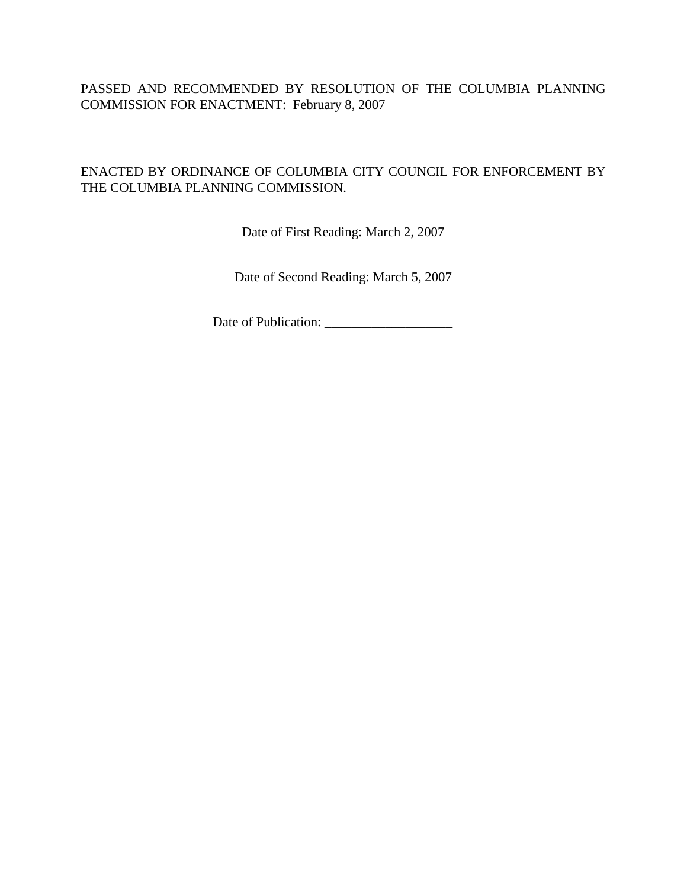PASSED AND RECOMMENDED BY RESOLUTION OF THE COLUMBIA PLANNING COMMISSION FOR ENACTMENT: February 8, 2007

ENACTED BY ORDINANCE OF COLUMBIA CITY COUNCIL FOR ENFORCEMENT BY THE COLUMBIA PLANNING COMMISSION.

Date of First Reading: March 2, 2007

Date of Second Reading: March 5, 2007

Date of Publication: ___________________